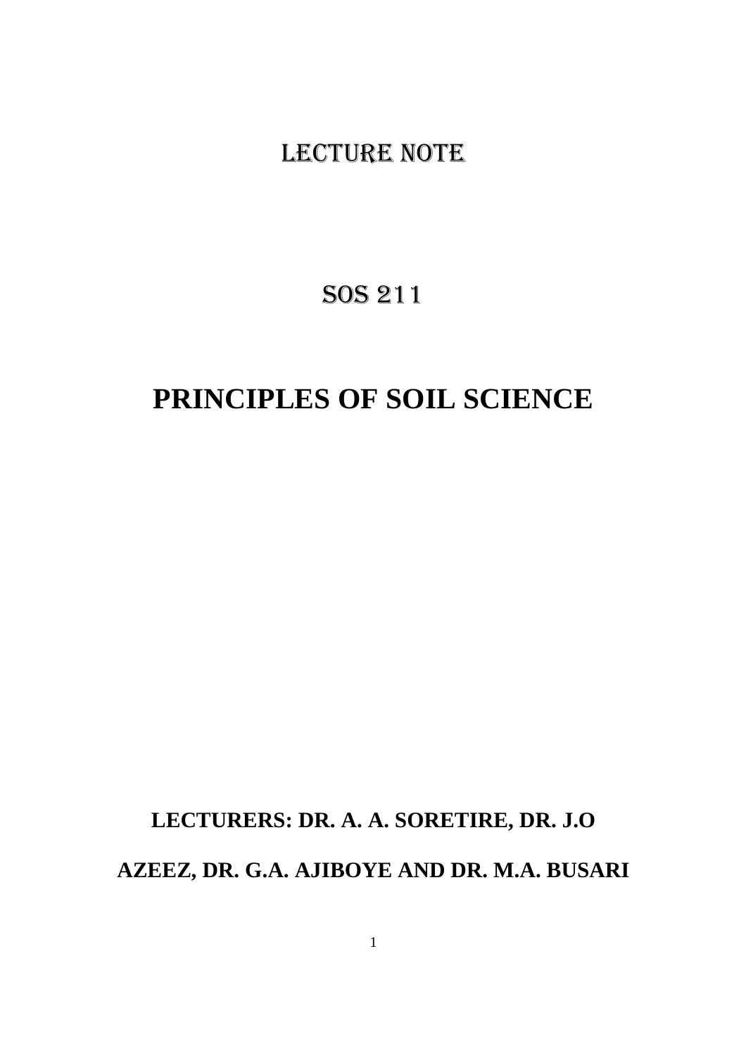# LECTURE NOTE

# SOS 211

# PRINCIPLES OF SOIL SCIENCE

**LECTURERS: DR. A. A. SORETIRE, DR. J.O AZEEZ, DR. G.A. AJIBOYE AND DR. M.A. BUSARI**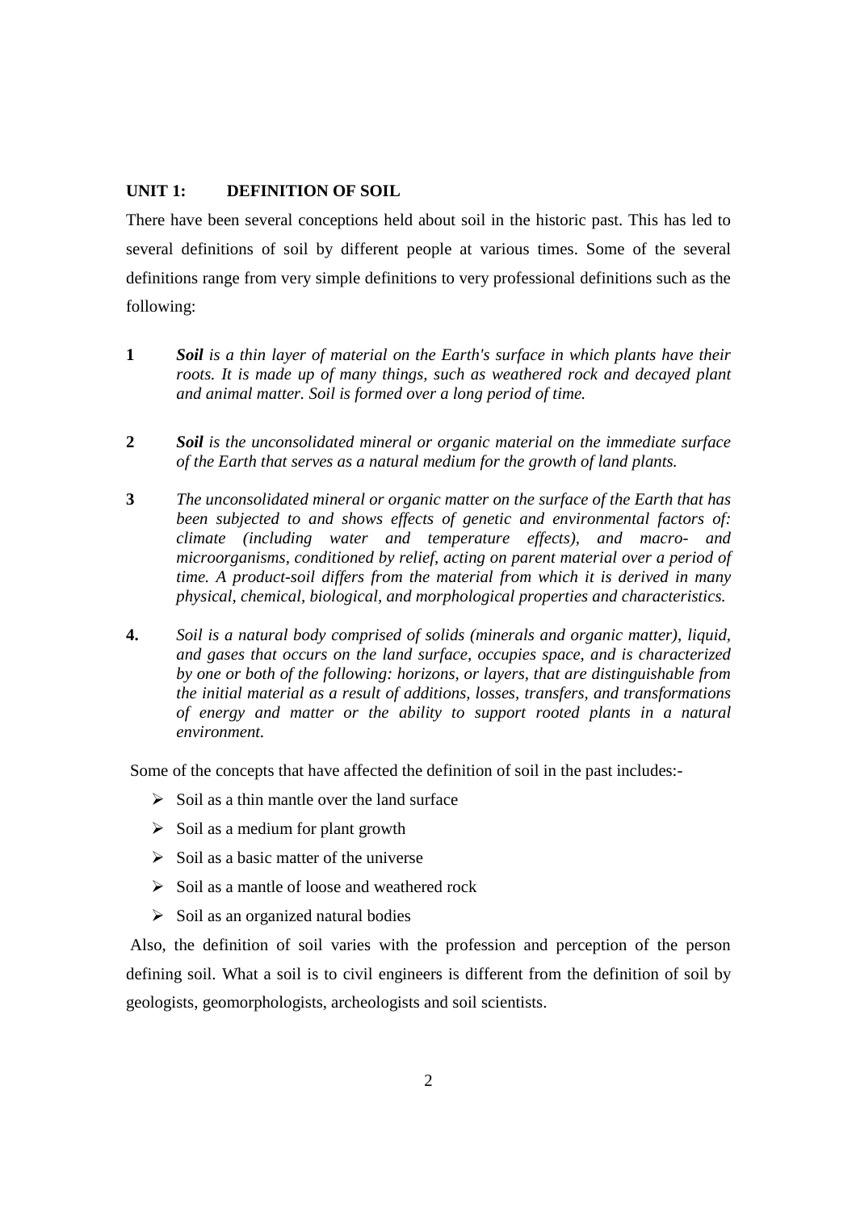## UNIT 1: DEFINITION OF SOIL

There have been several conceptions held about soil in the historic past. This has led to several definitions of soil by different people at various times. Some of the several definitions range from very simple definitions to very professional definitions such as the following:

1. ***Soil** is a thin layer of material on the Earth's surface in which plants have their roots. It is made up of many things, such as weathered rock and decayed plant and animal matter. Soil is formed over a long period of time.*

2. ***Soil** is the unconsolidated mineral or organic material on the immediate surface of the Earth that serves as a natural medium for the growth of land plants.*

3. *The unconsolidated mineral or organic matter on the surface of the Earth that has been subjected to and shows effects of genetic and environmental factors of: climate (including water and temperature effects), and macro- and microorganisms, conditioned by relief, acting on parent material over a period of time. A product-soil differs from the material from which it is derived in many physical, chemical, biological, and morphological properties and characteristics.*

4. *Soil is a natural body comprised of solids (minerals and organic matter), liquid, and gases that occurs on the land surface, occupies space, and is characterized by one or both of the following: horizons, or layers, that are distinguishable from the initial material as a result of additions, losses, transfers, and transformations of energy and matter or the ability to support rooted plants in a natural environment.*

Some of the concepts that have affected the definition of soil in the past includes:-

- Soil as a thin mantle over the land surface
- Soil as a medium for plant growth
- Soil as a basic matter of the universe
- Soil as a mantle of loose and weathered rock
- Soil as an organized natural bodies

Also, the definition of soil varies with the profession and perception of the person defining soil. What a soil is to civil engineers is different from the definition of soil by geologists, geomorphologists, archeologists and soil scientists.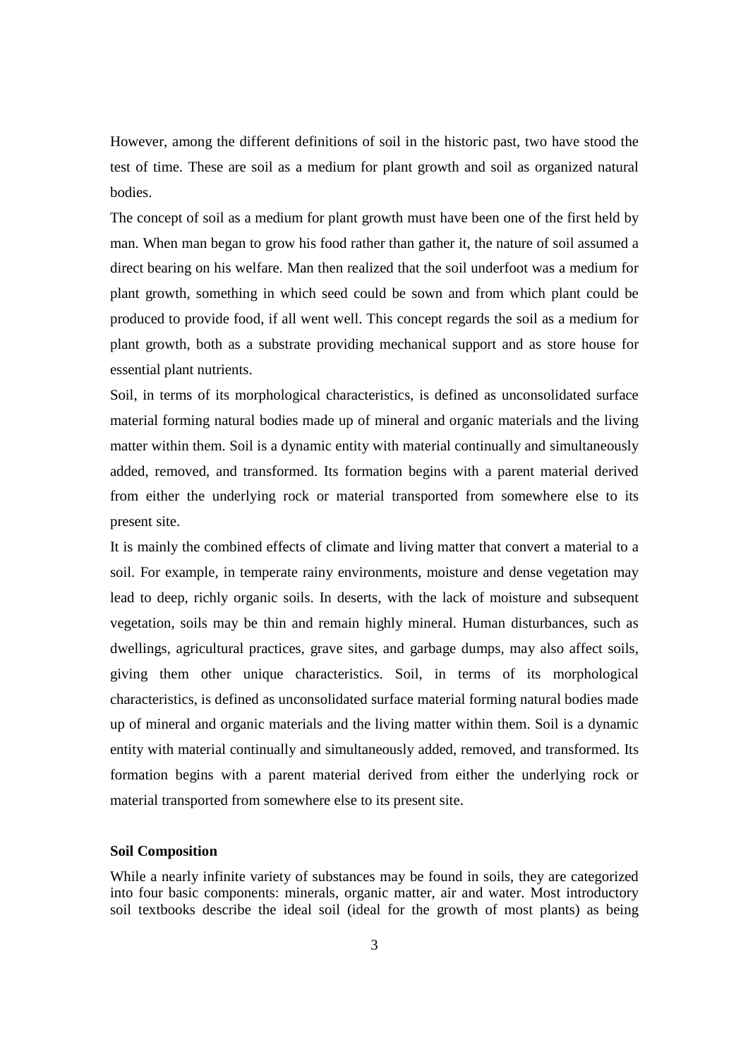However, among the different definitions of soil in the historic past, two have stood the test of time. These are soil as a medium for plant growth and soil as organized natural bodies.

The concept of soil as a medium for plant growth must have been one of the first held by man. When man began to grow his food rather than gather it, the nature of soil assumed a direct bearing on his welfare. Man then realized that the soil underfoot was a medium for plant growth, something in which seed could be sown and from which plant could be produced to provide food, if all went well. This concept regards the soil as a medium for plant growth, both as a substrate providing mechanical support and as store house for essential plant nutrients.

Soil, in terms of its morphological characteristics, is defined as unconsolidated surface material forming natural bodies made up of mineral and organic materials and the living matter within them. Soil is a dynamic entity with material continually and simultaneously added, removed, and transformed. Its formation begins with a parent material derived from either the underlying rock or material transported from somewhere else to its present site.

It is mainly the combined effects of climate and living matter that convert a material to a soil. For example, in temperate rainy environments, moisture and dense vegetation may lead to deep, richly organic soils. In deserts, with the lack of moisture and subsequent vegetation, soils may be thin and remain highly mineral. Human disturbances, such as dwellings, agricultural practices, grave sites, and garbage dumps, may also affect soils, giving them other unique characteristics. Soil, in terms of its morphological characteristics, is defined as unconsolidated surface material forming natural bodies made up of mineral and organic materials and the living matter within them. Soil is a dynamic entity with material continually and simultaneously added, removed, and transformed. Its formation begins with a parent material derived from either the underlying rock or material transported from somewhere else to its present site.

**Soil Composition**

While a nearly infinite variety of substances may be found in soils, they are categorized into four basic components: minerals, organic matter, air and water. Most introductory soil textbooks describe the ideal soil (ideal for the growth of most plants) as being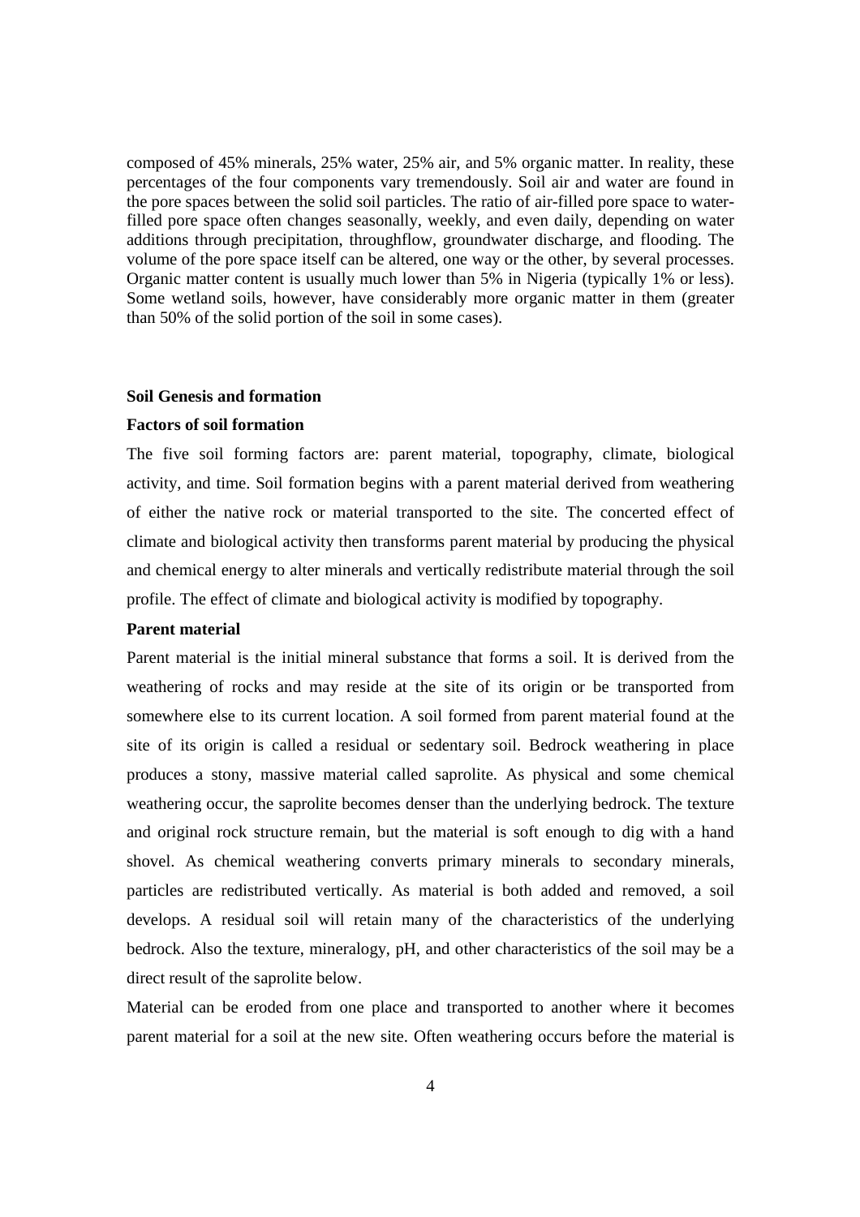composed of 45% minerals, 25% water, 25% air, and 5% organic matter. In reality, these percentages of the four components vary tremendously. Soil air and water are found in the pore spaces between the solid soil particles. The ratio of air-filled pore space to water-filled pore space often changes seasonally, weekly, and even daily, depending on water additions through precipitation, throughflow, groundwater discharge, and flooding. The volume of the pore space itself can be altered, one way or the other, by several processes. Organic matter content is usually much lower than 5% in Nigeria (typically 1% or less). Some wetland soils, however, have considerably more organic matter in them (greater than 50% of the solid portion of the soil in some cases).

**Soil Genesis and formation**

**Factors of soil formation**

The five soil forming factors are: parent material, topography, climate, biological activity, and time. Soil formation begins with a parent material derived from weathering of either the native rock or material transported to the site. The concerted effect of climate and biological activity then transforms parent material by producing the physical and chemical energy to alter minerals and vertically redistribute material through the soil profile. The effect of climate and biological activity is modified by topography.

**Parent material**

Parent material is the initial mineral substance that forms a soil. It is derived from the weathering of rocks and may reside at the site of its origin or be transported from somewhere else to its current location. A soil formed from parent material found at the site of its origin is called a residual or sedentary soil. Bedrock weathering in place produces a stony, massive material called saprolite. As physical and some chemical weathering occur, the saprolite becomes denser than the underlying bedrock. The texture and original rock structure remain, but the material is soft enough to dig with a hand shovel. As chemical weathering converts primary minerals to secondary minerals, particles are redistributed vertically. As material is both added and removed, a soil develops. A residual soil will retain many of the characteristics of the underlying bedrock. Also the texture, mineralogy, pH, and other characteristics of the soil may be a direct result of the saprolite below.

Material can be eroded from one place and transported to another where it becomes parent material for a soil at the new site. Often weathering occurs before the material is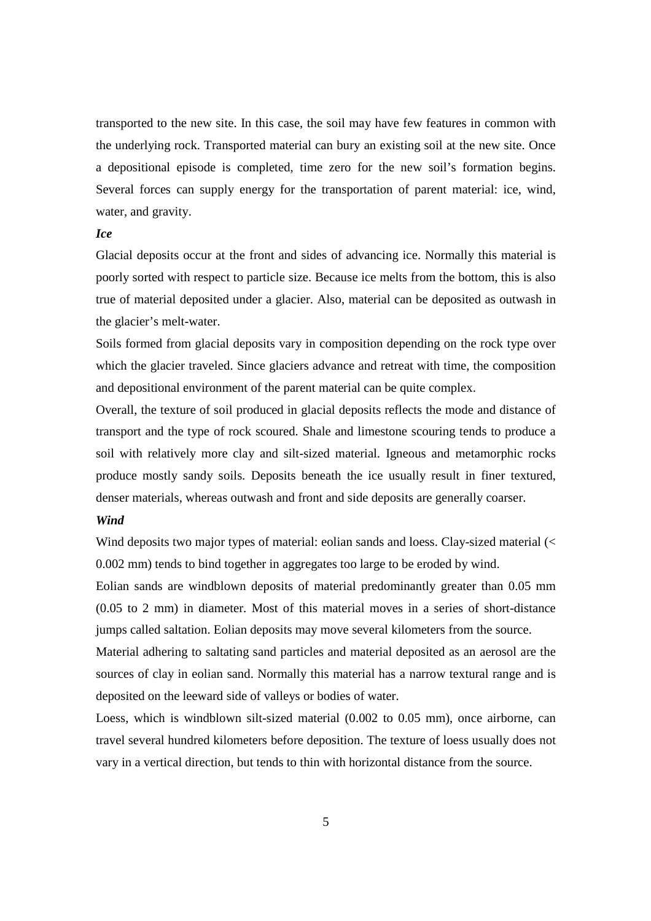transported to the new site. In this case, the soil may have few features in common with the underlying rock. Transported material can bury an existing soil at the new site. Once a depositional episode is completed, time zero for the new soil's formation begins. Several forces can supply energy for the transportation of parent material: ice, wind, water, and gravity.

***Ice***

Glacial deposits occur at the front and sides of advancing ice. Normally this material is poorly sorted with respect to particle size. Because ice melts from the bottom, this is also true of material deposited under a glacier. Also, material can be deposited as outwash in the glacier's melt-water.

Soils formed from glacial deposits vary in composition depending on the rock type over which the glacier traveled. Since glaciers advance and retreat with time, the composition and depositional environment of the parent material can be quite complex.

Overall, the texture of soil produced in glacial deposits reflects the mode and distance of transport and the type of rock scoured. Shale and limestone scouring tends to produce a soil with relatively more clay and silt-sized material. Igneous and metamorphic rocks produce mostly sandy soils. Deposits beneath the ice usually result in finer textured, denser materials, whereas outwash and front and side deposits are generally coarser.

***Wind***

Wind deposits two major types of material: eolian sands and loess. Clay-sized material (< 0.002 mm) tends to bind together in aggregates too large to be eroded by wind.

Eolian sands are windblown deposits of material predominantly greater than 0.05 mm (0.05 to 2 mm) in diameter. Most of this material moves in a series of short-distance jumps called saltation. Eolian deposits may move several kilometers from the source.

Material adhering to saltating sand particles and material deposited as an aerosol are the sources of clay in eolian sand. Normally this material has a narrow textural range and is deposited on the leeward side of valleys or bodies of water.

Loess, which is windblown silt-sized material (0.002 to 0.05 mm), once airborne, can travel several hundred kilometers before deposition. The texture of loess usually does not vary in a vertical direction, but tends to thin with horizontal distance from the source.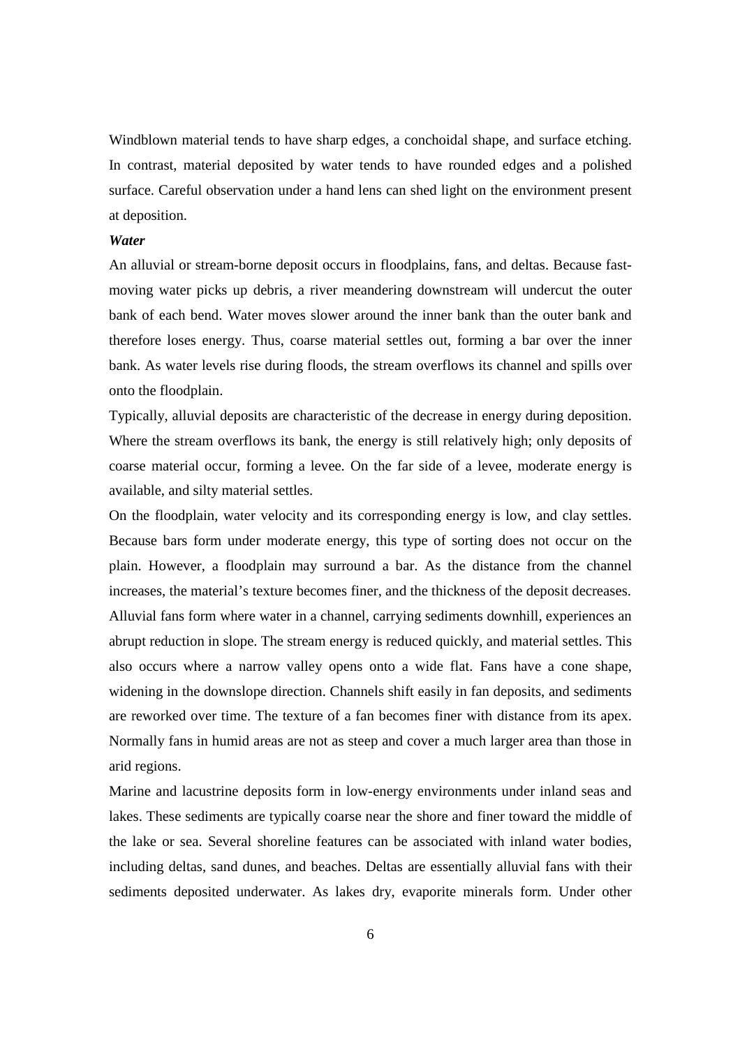Windblown material tends to have sharp edges, a conchoidal shape, and surface etching. In contrast, material deposited by water tends to have rounded edges and a polished surface. Careful observation under a hand lens can shed light on the environment present at deposition.

***Water***

An alluvial or stream-borne deposit occurs in floodplains, fans, and deltas. Because fast-moving water picks up debris, a river meandering downstream will undercut the outer bank of each bend. Water moves slower around the inner bank than the outer bank and therefore loses energy. Thus, coarse material settles out, forming a bar over the inner bank. As water levels rise during floods, the stream overflows its channel and spills over onto the floodplain.

Typically, alluvial deposits are characteristic of the decrease in energy during deposition. Where the stream overflows its bank, the energy is still relatively high; only deposits of coarse material occur, forming a levee. On the far side of a levee, moderate energy is available, and silty material settles.

On the floodplain, water velocity and its corresponding energy is low, and clay settles. Because bars form under moderate energy, this type of sorting does not occur on the plain. However, a floodplain may surround a bar. As the distance from the channel increases, the material's texture becomes finer, and the thickness of the deposit decreases.

Alluvial fans form where water in a channel, carrying sediments downhill, experiences an abrupt reduction in slope. The stream energy is reduced quickly, and material settles. This also occurs where a narrow valley opens onto a wide flat. Fans have a cone shape, widening in the downslope direction. Channels shift easily in fan deposits, and sediments are reworked over time. The texture of a fan becomes finer with distance from its apex. Normally fans in humid areas are not as steep and cover a much larger area than those in arid regions.

Marine and lacustrine deposits form in low-energy environments under inland seas and lakes. These sediments are typically coarse near the shore and finer toward the middle of the lake or sea. Several shoreline features can be associated with inland water bodies, including deltas, sand dunes, and beaches. Deltas are essentially alluvial fans with their sediments deposited underwater. As lakes dry, evaporite minerals form. Under other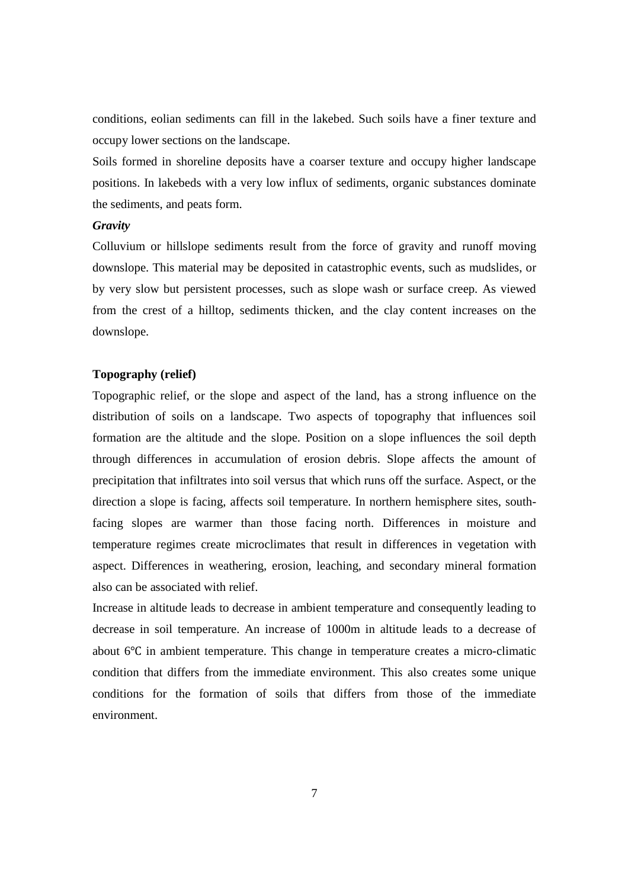conditions, eolian sediments can fill in the lakebed. Such soils have a finer texture and occupy lower sections on the landscape.

Soils formed in shoreline deposits have a coarser texture and occupy higher landscape positions. In lakebeds with a very low influx of sediments, organic substances dominate the sediments, and peats form.

***Gravity***

Colluvium or hillslope sediments result from the force of gravity and runoff moving downslope. This material may be deposited in catastrophic events, such as mudslides, or by very slow but persistent processes, such as slope wash or surface creep. As viewed from the crest of a hilltop, sediments thicken, and the clay content increases on the downslope.

**Topography (relief)**

Topographic relief, or the slope and aspect of the land, has a strong influence on the distribution of soils on a landscape. Two aspects of topography that influences soil formation are the altitude and the slope. Position on a slope influences the soil depth through differences in accumulation of erosion debris. Slope affects the amount of precipitation that infiltrates into soil versus that which runs off the surface. Aspect, or the direction a slope is facing, affects soil temperature. In northern hemisphere sites, south-facing slopes are warmer than those facing north. Differences in moisture and temperature regimes create microclimates that result in differences in vegetation with aspect. Differences in weathering, erosion, leaching, and secondary mineral formation also can be associated with relief.

Increase in altitude leads to decrease in ambient temperature and consequently leading to decrease in soil temperature. An increase of 1000m in altitude leads to a decrease of about 6℃ in ambient temperature. This change in temperature creates a micro-climatic condition that differs from the immediate environment. This also creates some unique conditions for the formation of soils that differs from those of the immediate environment.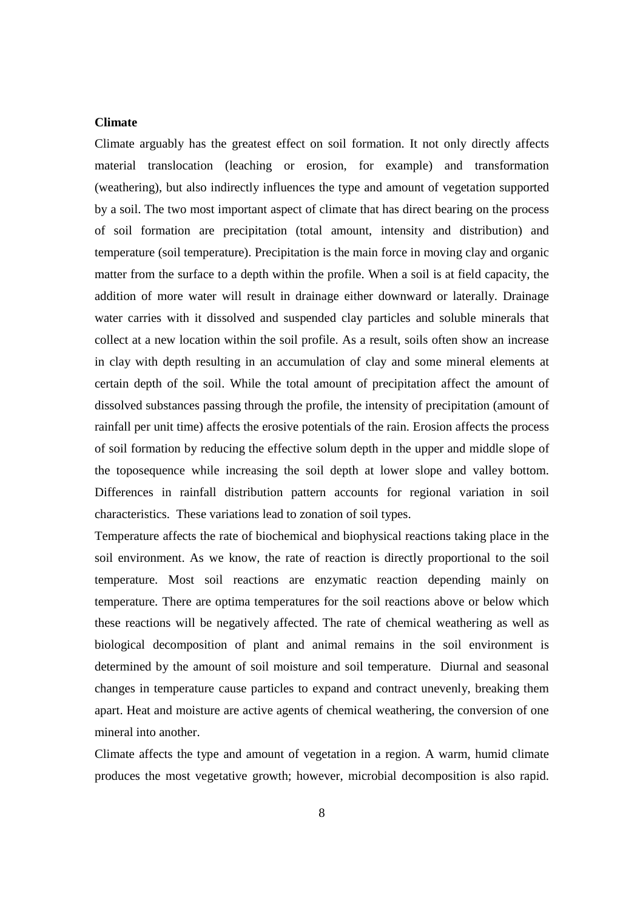**Climate**

Climate arguably has the greatest effect on soil formation. It not only directly affects material translocation (leaching or erosion, for example) and transformation (weathering), but also indirectly influences the type and amount of vegetation supported by a soil. The two most important aspect of climate that has direct bearing on the process of soil formation are precipitation (total amount, intensity and distribution) and temperature (soil temperature). Precipitation is the main force in moving clay and organic matter from the surface to a depth within the profile. When a soil is at field capacity, the addition of more water will result in drainage either downward or laterally. Drainage water carries with it dissolved and suspended clay particles and soluble minerals that collect at a new location within the soil profile. As a result, soils often show an increase in clay with depth resulting in an accumulation of clay and some mineral elements at certain depth of the soil. While the total amount of precipitation affect the amount of dissolved substances passing through the profile, the intensity of precipitation (amount of rainfall per unit time) affects the erosive potentials of the rain. Erosion affects the process of soil formation by reducing the effective solum depth in the upper and middle slope of the toposequence while increasing the soil depth at lower slope and valley bottom. Differences in rainfall distribution pattern accounts for regional variation in soil characteristics. These variations lead to zonation of soil types.

Temperature affects the rate of biochemical and biophysical reactions taking place in the soil environment. As we know, the rate of reaction is directly proportional to the soil temperature. Most soil reactions are enzymatic reaction depending mainly on temperature. There are optima temperatures for the soil reactions above or below which these reactions will be negatively affected. The rate of chemical weathering as well as biological decomposition of plant and animal remains in the soil environment is determined by the amount of soil moisture and soil temperature. Diurnal and seasonal changes in temperature cause particles to expand and contract unevenly, breaking them apart. Heat and moisture are active agents of chemical weathering, the conversion of one mineral into another.

Climate affects the type and amount of vegetation in a region. A warm, humid climate produces the most vegetative growth; however, microbial decomposition is also rapid.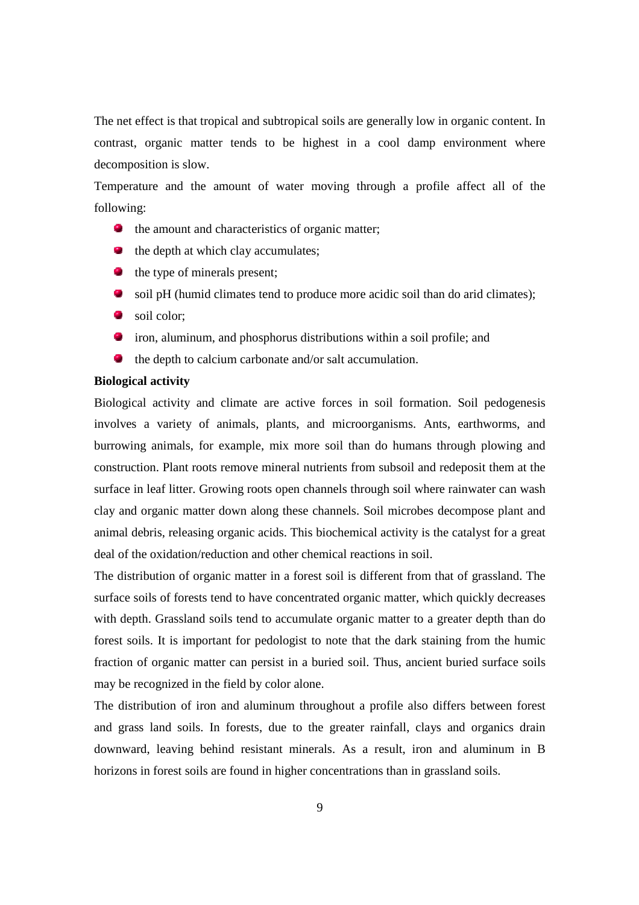The net effect is that tropical and subtropical soils are generally low in organic content. In contrast, organic matter tends to be highest in a cool damp environment where decomposition is slow.

Temperature and the amount of water moving through a profile affect all of the following:

- the amount and characteristics of organic matter;
- the depth at which clay accumulates;
- the type of minerals present;
- soil pH (humid climates tend to produce more acidic soil than do arid climates);
- soil color;
- iron, aluminum, and phosphorus distributions within a soil profile; and
- the depth to calcium carbonate and/or salt accumulation.

**Biological activity**

Biological activity and climate are active forces in soil formation. Soil pedogenesis involves a variety of animals, plants, and microorganisms. Ants, earthworms, and burrowing animals, for example, mix more soil than do humans through plowing and construction. Plant roots remove mineral nutrients from subsoil and redeposit them at the surface in leaf litter. Growing roots open channels through soil where rainwater can wash clay and organic matter down along these channels. Soil microbes decompose plant and animal debris, releasing organic acids. This biochemical activity is the catalyst for a great deal of the oxidation/reduction and other chemical reactions in soil.

The distribution of organic matter in a forest soil is different from that of grassland. The surface soils of forests tend to have concentrated organic matter, which quickly decreases with depth. Grassland soils tend to accumulate organic matter to a greater depth than do forest soils. It is important for pedologist to note that the dark staining from the humic fraction of organic matter can persist in a buried soil. Thus, ancient buried surface soils may be recognized in the field by color alone.

The distribution of iron and aluminum throughout a profile also differs between forest and grass land soils. In forests, due to the greater rainfall, clays and organics drain downward, leaving behind resistant minerals. As a result, iron and aluminum in B horizons in forest soils are found in higher concentrations than in grassland soils.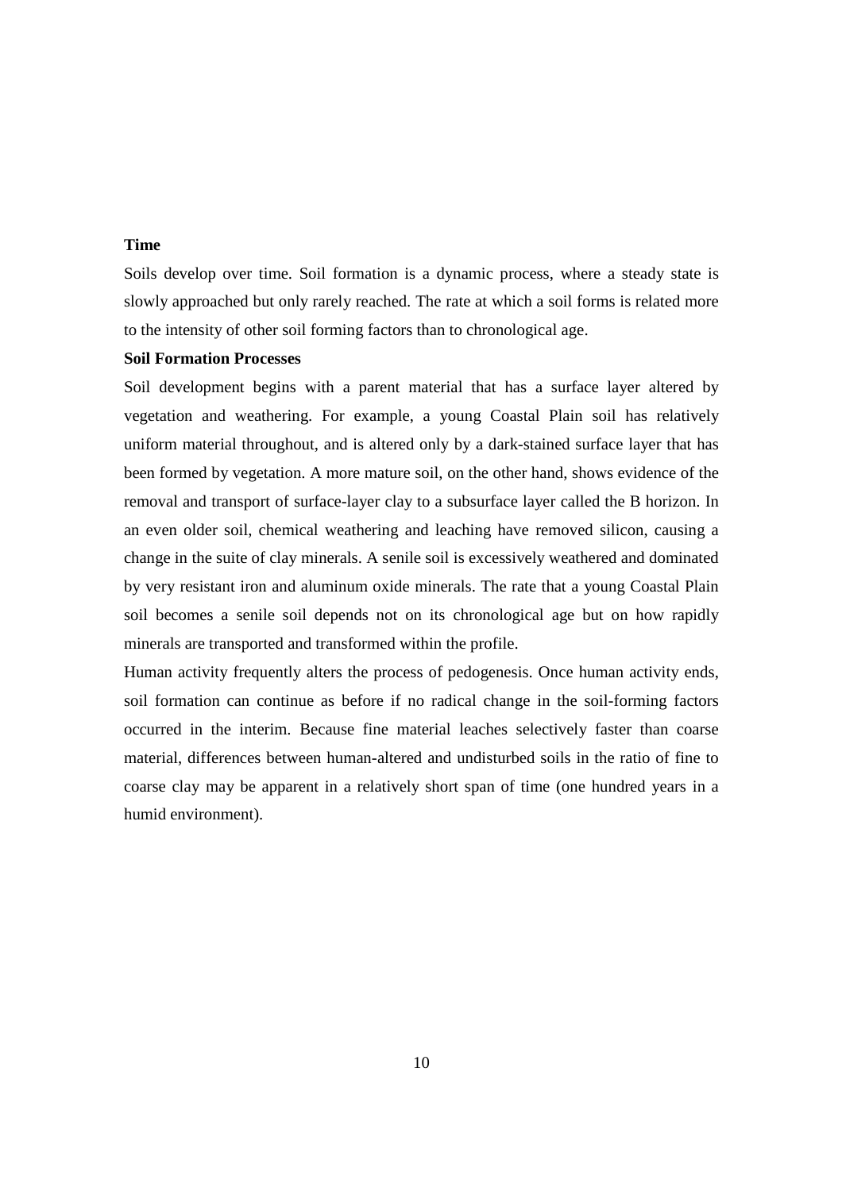**Time**

Soils develop over time. Soil formation is a dynamic process, where a steady state is slowly approached but only rarely reached. The rate at which a soil forms is related more to the intensity of other soil forming factors than to chronological age.

**Soil Formation Processes**

Soil development begins with a parent material that has a surface layer altered by vegetation and weathering. For example, a young Coastal Plain soil has relatively uniform material throughout, and is altered only by a dark-stained surface layer that has been formed by vegetation. A more mature soil, on the other hand, shows evidence of the removal and transport of surface-layer clay to a subsurface layer called the B horizon. In an even older soil, chemical weathering and leaching have removed silicon, causing a change in the suite of clay minerals. A senile soil is excessively weathered and dominated by very resistant iron and aluminum oxide minerals. The rate that a young Coastal Plain soil becomes a senile soil depends not on its chronological age but on how rapidly minerals are transported and transformed within the profile.

Human activity frequently alters the process of pedogenesis. Once human activity ends, soil formation can continue as before if no radical change in the soil-forming factors occurred in the interim. Because fine material leaches selectively faster than coarse material, differences between human-altered and undisturbed soils in the ratio of fine to coarse clay may be apparent in a relatively short span of time (one hundred years in a humid environment).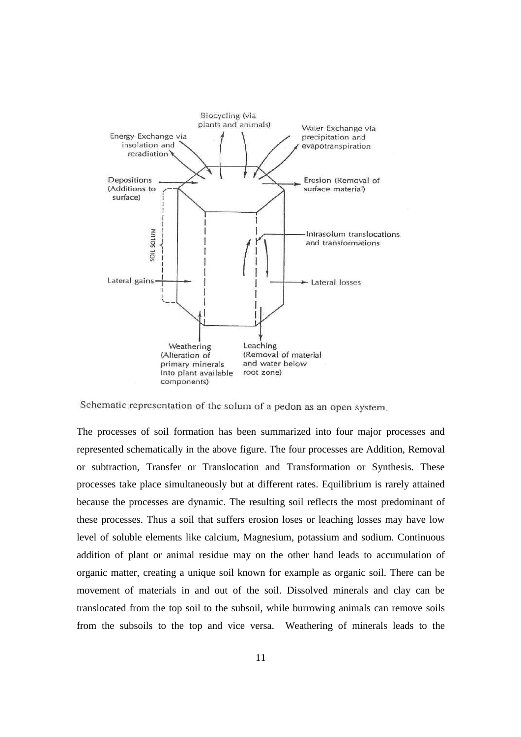Schematic representation of the solum of a pedon as an open system.

The processes of soil formation has been summarized into four major processes and represented schematically in the above figure. The four processes are Addition, Removal or subtraction, Transfer or Translocation and Transformation or Synthesis. These processes take place simultaneously but at different rates. Equilibrium is rarely attained because the processes are dynamic. The resulting soil reflects the most predominant of these processes. Thus a soil that suffers erosion loses or leaching losses may have low level of soluble elements like calcium, Magnesium, potassium and sodium. Continuous addition of plant or animal residue may on the other hand leads to accumulation of organic matter, creating a unique soil known for example as organic soil. There can be movement of materials in and out of the soil. Dissolved minerals and clay can be translocated from the top soil to the subsoil, while burrowing animals can remove soils from the subsoils to the top and vice versa. Weathering of minerals leads to the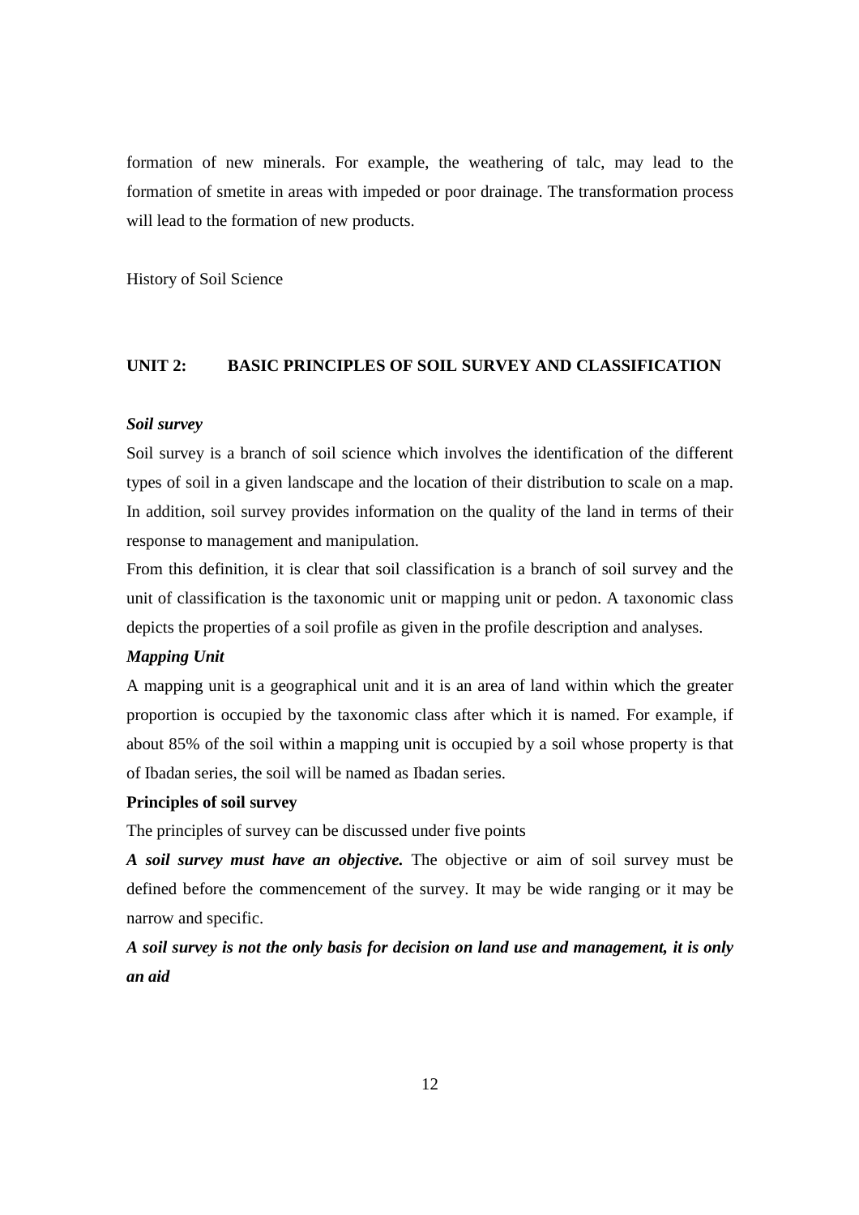formation of new minerals. For example, the weathering of talc, may lead to the formation of smetite in areas with impeded or poor drainage. The transformation process will lead to the formation of new products.

History of Soil Science

## UNIT 2: BASIC PRINCIPLES OF SOIL SURVEY AND CLASSIFICATION

***Soil survey***

Soil survey is a branch of soil science which involves the identification of the different types of soil in a given landscape and the location of their distribution to scale on a map. In addition, soil survey provides information on the quality of the land in terms of their response to management and manipulation.

From this definition, it is clear that soil classification is a branch of soil survey and the unit of classification is the taxonomic unit or mapping unit or pedon. A taxonomic class depicts the properties of a soil profile as given in the profile description and analyses.

***Mapping Unit***

A mapping unit is a geographical unit and it is an area of land within which the greater proportion is occupied by the taxonomic class after which it is named. For example, if about 85% of the soil within a mapping unit is occupied by a soil whose property is that of Ibadan series, the soil will be named as Ibadan series.

**Principles of soil survey**

The principles of survey can be discussed under five points

***A soil survey must have an objective.*** The objective or aim of soil survey must be defined before the commencement of the survey. It may be wide ranging or it may be narrow and specific.

***A soil survey is not the only basis for decision on land use and management, it is only an aid***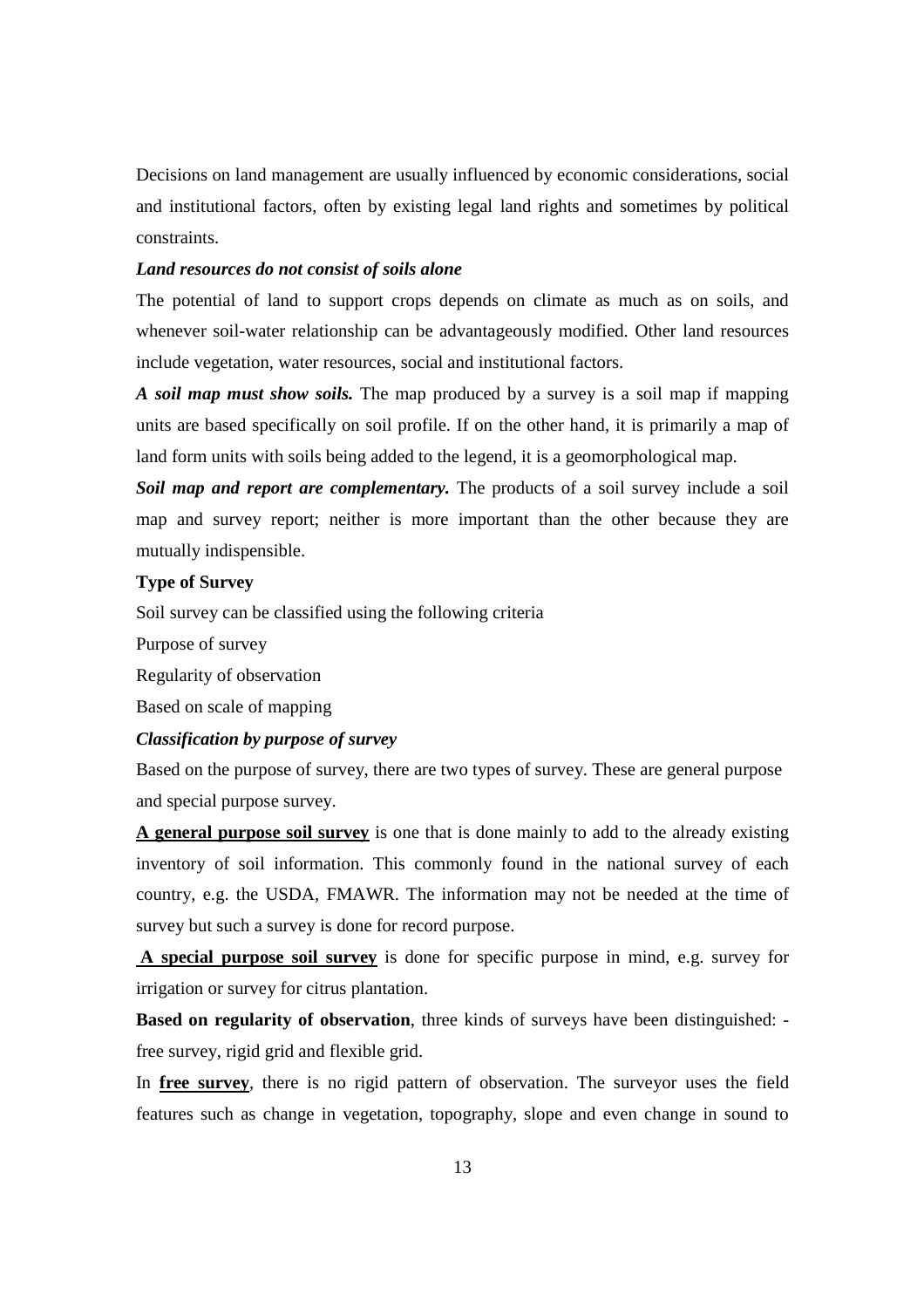Decisions on land management are usually influenced by economic considerations, social and institutional factors, often by existing legal land rights and sometimes by political constraints.

***Land resources do not consist of soils alone***

The potential of land to support crops depends on climate as much as on soils, and whenever soil-water relationship can be advantageously modified. Other land resources include vegetation, water resources, social and institutional factors.

***A soil map must show soils.*** The map produced by a survey is a soil map if mapping units are based specifically on soil profile. If on the other hand, it is primarily a map of land form units with soils being added to the legend, it is a geomorphological map.

***Soil map and report are complementary.*** The products of a soil survey include a soil map and survey report; neither is more important than the other because they are mutually indispensible.

**Type of Survey**

Soil survey can be classified using the following criteria

Purpose of survey

Regularity of observation

Based on scale of mapping

***Classification by purpose of survey***

Based on the purpose of survey, there are two types of survey. These are general purpose and special purpose survey.

<u>**A general purpose soil survey**</u> is one that is done mainly to add to the already existing inventory of soil information. This commonly found in the national survey of each country, e.g. the USDA, FMAWR. The information may not be needed at the time of survey but such a survey is done for record purpose.

<u>**A special purpose soil survey**</u> is done for specific purpose in mind, e.g. survey for irrigation or survey for citrus plantation.

**Based on regularity of observation**, three kinds of surveys have been distinguished: - free survey, rigid grid and flexible grid.

In <u>**free survey**</u>, there is no rigid pattern of observation. The surveyor uses the field features such as change in vegetation, topography, slope and even change in sound to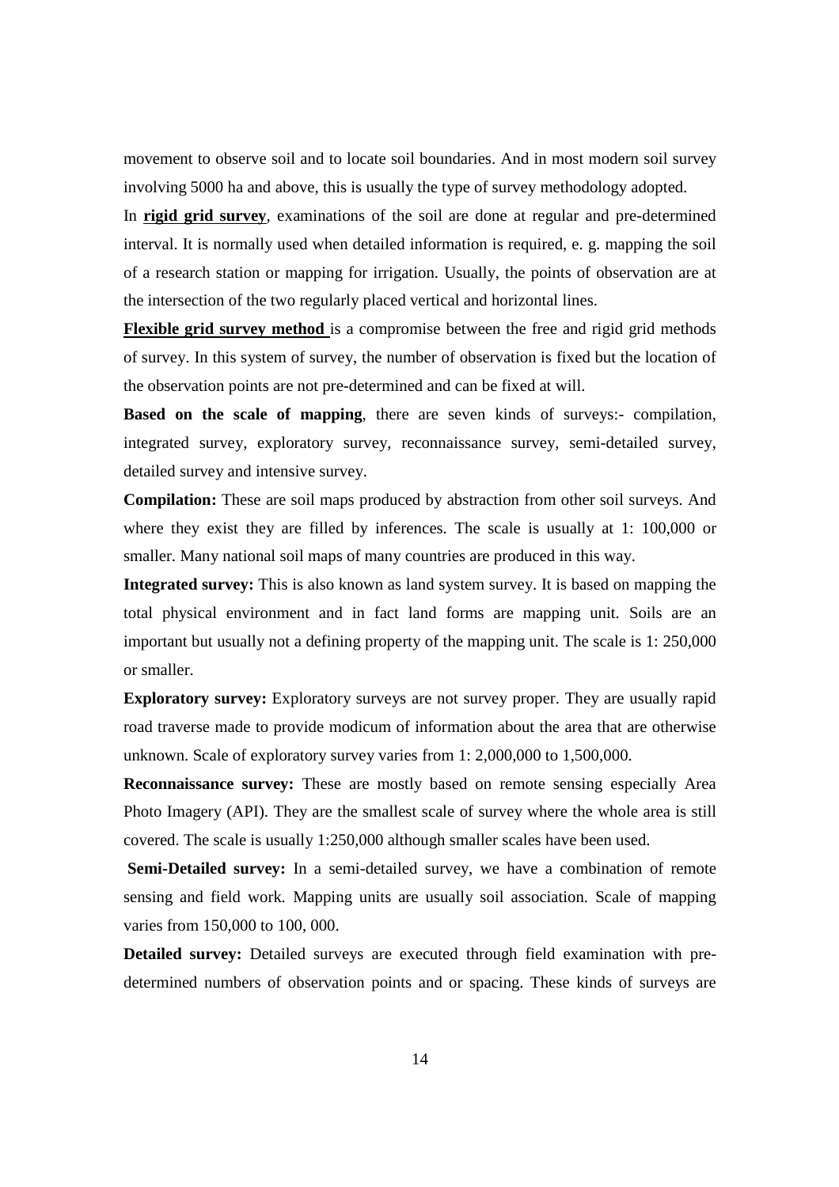movement to observe soil and to locate soil boundaries. And in most modern soil survey involving 5000 ha and above, this is usually the type of survey methodology adopted.

In **rigid grid survey**, examinations of the soil are done at regular and pre-determined interval. It is normally used when detailed information is required, e. g. mapping the soil of a research station or mapping for irrigation. Usually, the points of observation are at the intersection of the two regularly placed vertical and horizontal lines.

**Flexible grid survey method** is a compromise between the free and rigid grid methods of survey. In this system of survey, the number of observation is fixed but the location of the observation points are not pre-determined and can be fixed at will.

**Based on the scale of mapping**, there are seven kinds of surveys:- compilation, integrated survey, exploratory survey, reconnaissance survey, semi-detailed survey, detailed survey and intensive survey.

**Compilation:** These are soil maps produced by abstraction from other soil surveys. And where they exist they are filled by inferences. The scale is usually at 1: 100,000 or smaller. Many national soil maps of many countries are produced in this way.

**Integrated survey:** This is also known as land system survey. It is based on mapping the total physical environment and in fact land forms are mapping unit. Soils are an important but usually not a defining property of the mapping unit. The scale is 1: 250,000 or smaller.

**Exploratory survey:** Exploratory surveys are not survey proper. They are usually rapid road traverse made to provide modicum of information about the area that are otherwise unknown. Scale of exploratory survey varies from 1: 2,000,000 to 1,500,000.

**Reconnaissance survey:** These are mostly based on remote sensing especially Area Photo Imagery (API). They are the smallest scale of survey where the whole area is still covered. The scale is usually 1:250,000 although smaller scales have been used.

**Semi-Detailed survey:** In a semi-detailed survey, we have a combination of remote sensing and field work. Mapping units are usually soil association. Scale of mapping varies from 150,000 to 100, 000.

**Detailed survey:** Detailed surveys are executed through field examination with pre-determined numbers of observation points and or spacing. These kinds of surveys are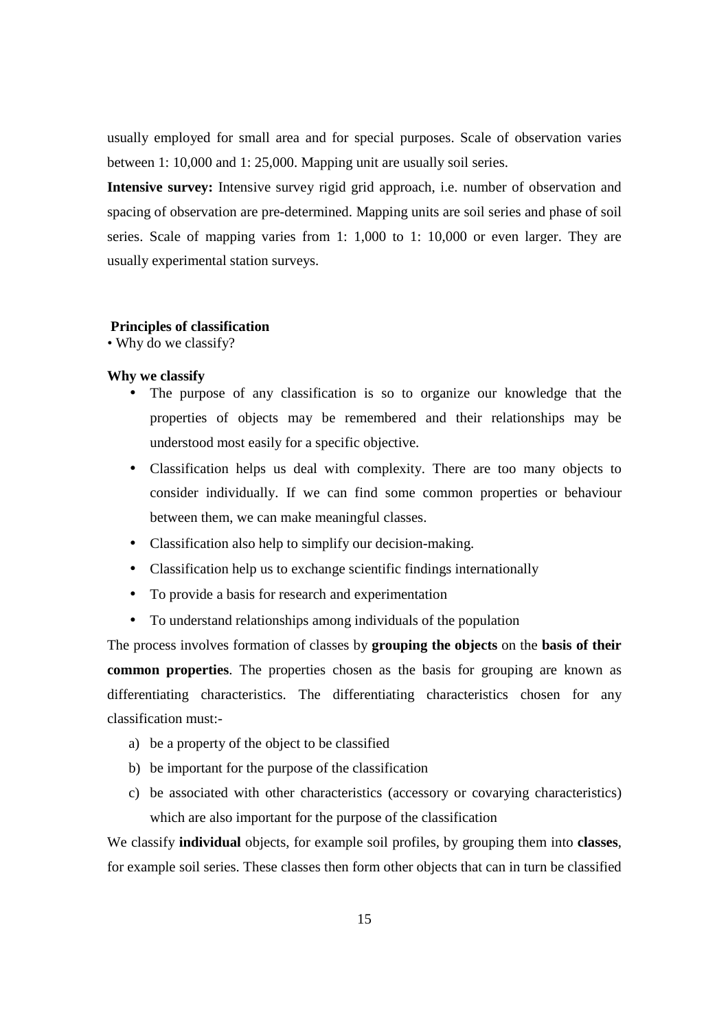usually employed for small area and for special purposes. Scale of observation varies between 1: 10,000 and 1: 25,000. Mapping unit are usually soil series.

**Intensive survey:** Intensive survey rigid grid approach, i.e. number of observation and spacing of observation are pre-determined. Mapping units are soil series and phase of soil series. Scale of mapping varies from 1: 1,000 to 1: 10,000 or even larger. They are usually experimental station surveys.

**Principles of classification**

• Why do we classify?

**Why we classify**

- The purpose of any classification is so to organize our knowledge that the properties of objects may be remembered and their relationships may be understood most easily for a specific objective.
- Classification helps us deal with complexity. There are too many objects to consider individually. If we can find some common properties or behaviour between them, we can make meaningful classes.
- Classification also help to simplify our decision-making.
- Classification help us to exchange scientific findings internationally
- To provide a basis for research and experimentation
- To understand relationships among individuals of the population

The process involves formation of classes by **grouping the objects** on the **basis of their common properties**. The properties chosen as the basis for grouping are known as differentiating characteristics. The differentiating characteristics chosen for any classification must:-

a) be a property of the object to be classified
b) be important for the purpose of the classification
c) be associated with other characteristics (accessory or covarying characteristics) which are also important for the purpose of the classification

We classify **individual** objects, for example soil profiles, by grouping them into **classes**, for example soil series. These classes then form other objects that can in turn be classified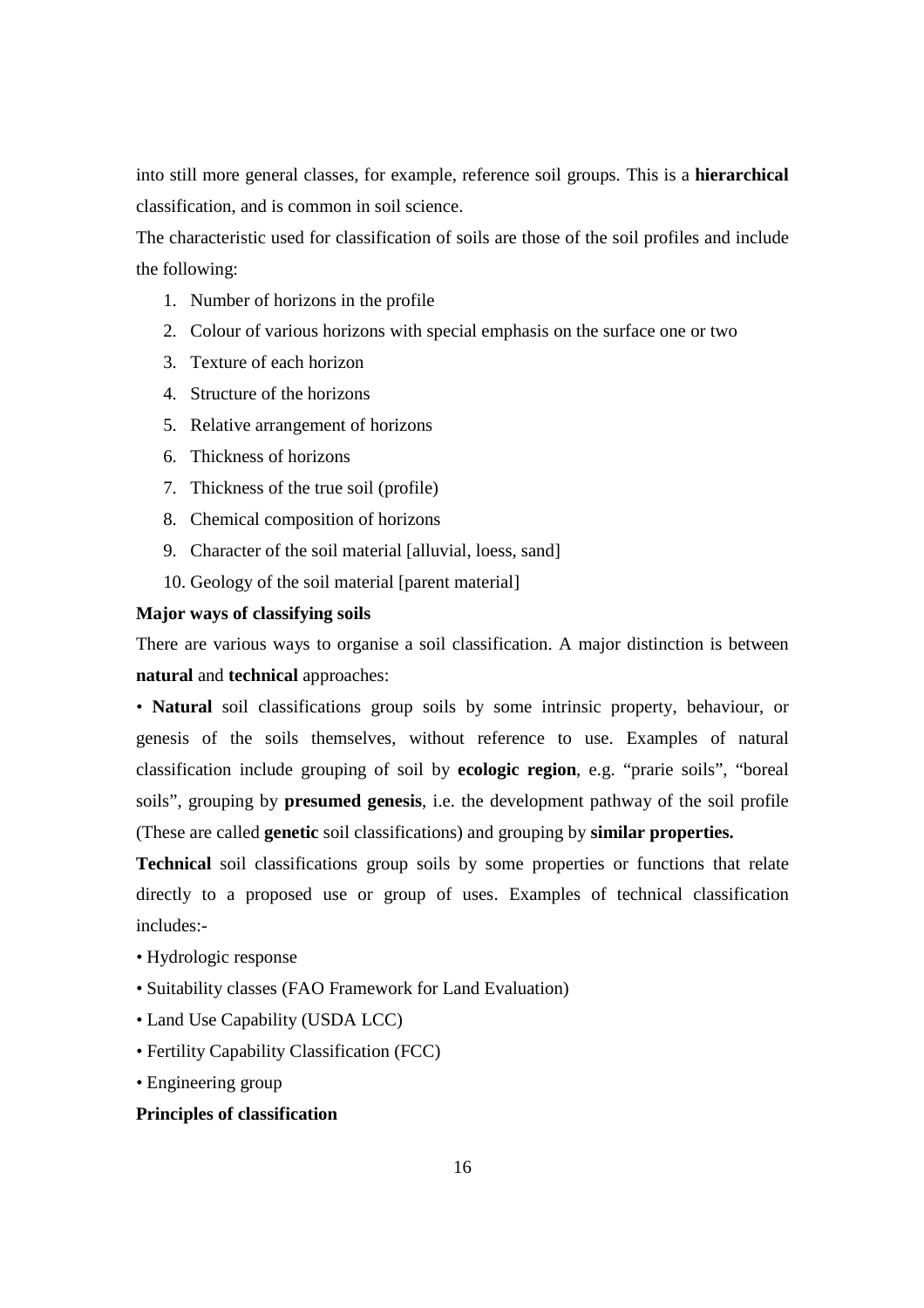into still more general classes, for example, reference soil groups. This is a **hierarchical** classification, and is common in soil science.

The characteristic used for classification of soils are those of the soil profiles and include the following:

1. Number of horizons in the profile
2. Colour of various horizons with special emphasis on the surface one or two
3. Texture of each horizon
4. Structure of the horizons
5. Relative arrangement of horizons
6. Thickness of horizons
7. Thickness of the true soil (profile)
8. Chemical composition of horizons
9. Character of the soil material [alluvial, loess, sand]
10. Geology of the soil material [parent material]

**Major ways of classifying soils**

There are various ways to organise a soil classification. A major distinction is between **natural** and **technical** approaches:

• **Natural** soil classifications group soils by some intrinsic property, behaviour, or genesis of the soils themselves, without reference to use. Examples of natural classification include grouping of soil by **ecologic region**, e.g. "prarie soils", "boreal soils", grouping by **presumed genesis**, i.e. the development pathway of the soil profile (These are called **genetic** soil classifications) and grouping by **similar properties.**

**Technical** soil classifications group soils by some properties or functions that relate directly to a proposed use or group of uses. Examples of technical classification includes:-

• Hydrologic response

• Suitability classes (FAO Framework for Land Evaluation)

• Land Use Capability (USDA LCC)

• Fertility Capability Classification (FCC)

• Engineering group

**Principles of classification**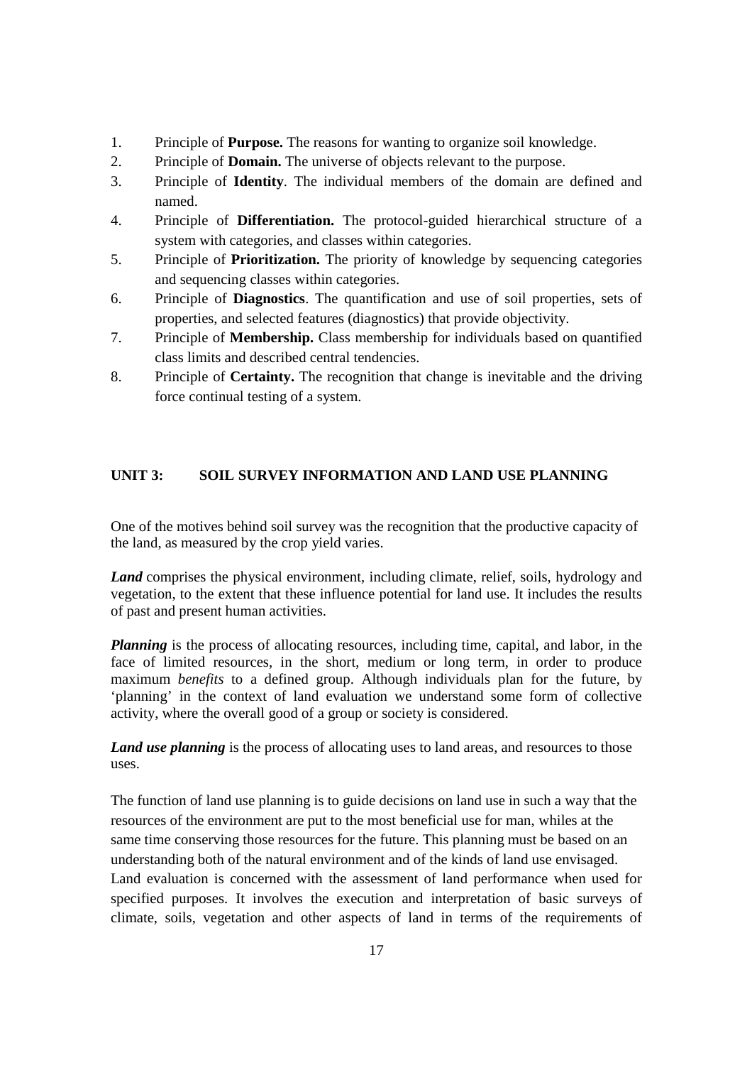1. Principle of **Purpose.** The reasons for wanting to organize soil knowledge.
2. Principle of **Domain.** The universe of objects relevant to the purpose.
3. Principle of **Identity**. The individual members of the domain are defined and named.
4. Principle of **Differentiation.** The protocol-guided hierarchical structure of a system with categories, and classes within categories.
5. Principle of **Prioritization.** The priority of knowledge by sequencing categories and sequencing classes within categories.
6. Principle of **Diagnostics**. The quantification and use of soil properties, sets of properties, and selected features (diagnostics) that provide objectivity.
7. Principle of **Membership.** Class membership for individuals based on quantified class limits and described central tendencies.
8. Principle of **Certainty.** The recognition that change is inevitable and the driving force continual testing of a system.

## UNIT 3: SOIL SURVEY INFORMATION AND LAND USE PLANNING

One of the motives behind soil survey was the recognition that the productive capacity of the land, as measured by the crop yield varies.

***Land*** comprises the physical environment, including climate, relief, soils, hydrology and vegetation, to the extent that these influence potential for land use. It includes the results of past and present human activities.

***Planning*** is the process of allocating resources, including time, capital, and labor, in the face of limited resources, in the short, medium or long term, in order to produce maximum *benefits* to a defined group. Although individuals plan for the future, by 'planning' in the context of land evaluation we understand some form of collective activity, where the overall good of a group or society is considered.

***Land use planning*** is the process of allocating uses to land areas, and resources to those uses.

The function of land use planning is to guide decisions on land use in such a way that the resources of the environment are put to the most beneficial use for man, whiles at the same time conserving those resources for the future. This planning must be based on an understanding both of the natural environment and of the kinds of land use envisaged. Land evaluation is concerned with the assessment of land performance when used for specified purposes. It involves the execution and interpretation of basic surveys of climate, soils, vegetation and other aspects of land in terms of the requirements of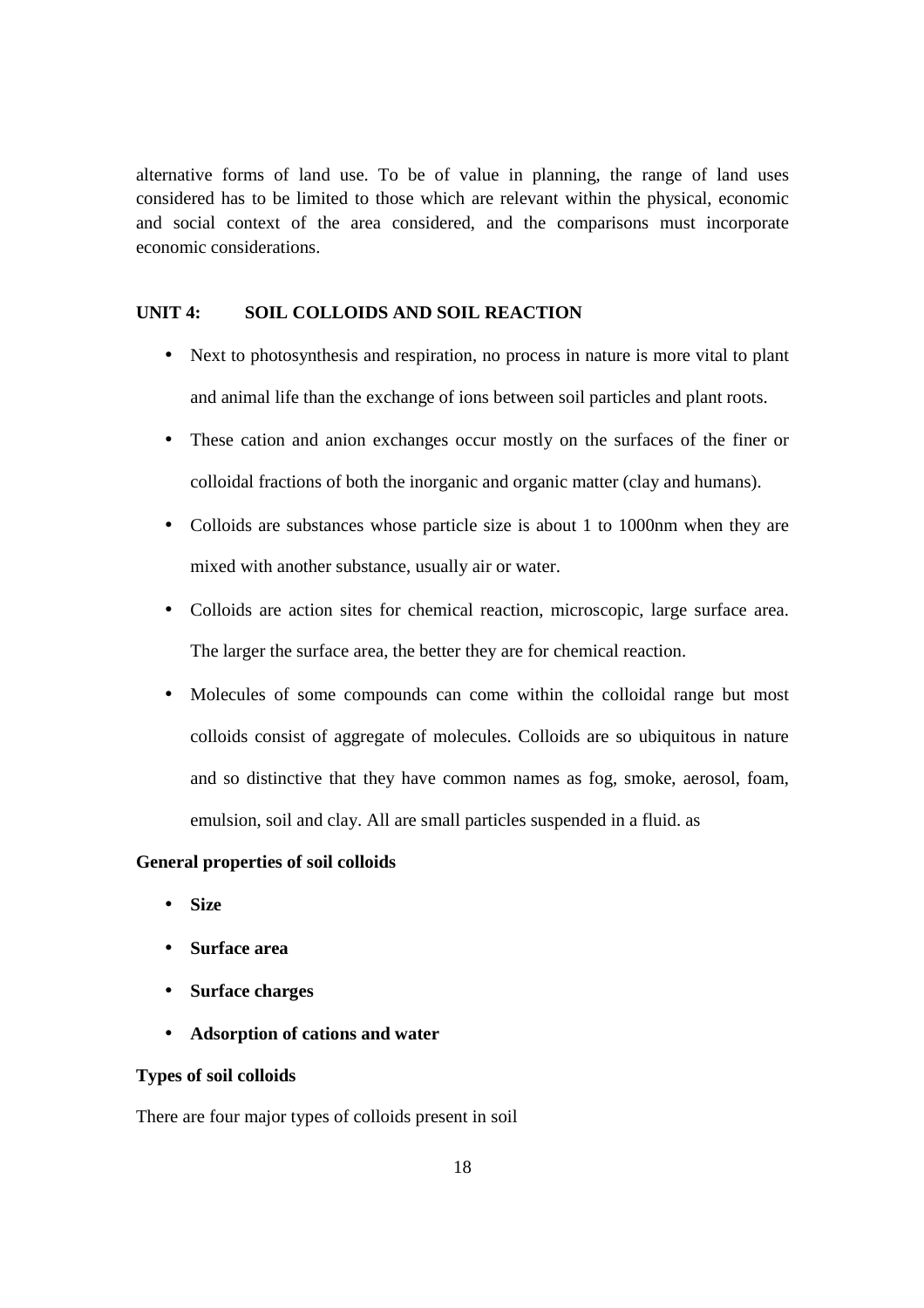alternative forms of land use. To be of value in planning, the range of land uses considered has to be limited to those which are relevant within the physical, economic and social context of the area considered, and the comparisons must incorporate economic considerations.

## UNIT 4: SOIL COLLOIDS AND SOIL REACTION

- Next to photosynthesis and respiration, no process in nature is more vital to plant and animal life than the exchange of ions between soil particles and plant roots.
- These cation and anion exchanges occur mostly on the surfaces of the finer or colloidal fractions of both the inorganic and organic matter (clay and humans).
- Colloids are substances whose particle size is about 1 to 1000nm when they are mixed with another substance, usually air or water.
- Colloids are action sites for chemical reaction, microscopic, large surface area. The larger the surface area, the better they are for chemical reaction.
- Molecules of some compounds can come within the colloidal range but most colloids consist of aggregate of molecules. Colloids are so ubiquitous in nature and so distinctive that they have common names as fog, smoke, aerosol, foam, emulsion, soil and clay. All are small particles suspended in a fluid. as

### General properties of soil colloids

- **Size**
- **Surface area**
- **Surface charges**
- **Adsorption of cations and water**

### Types of soil colloids

There are four major types of colloids present in soil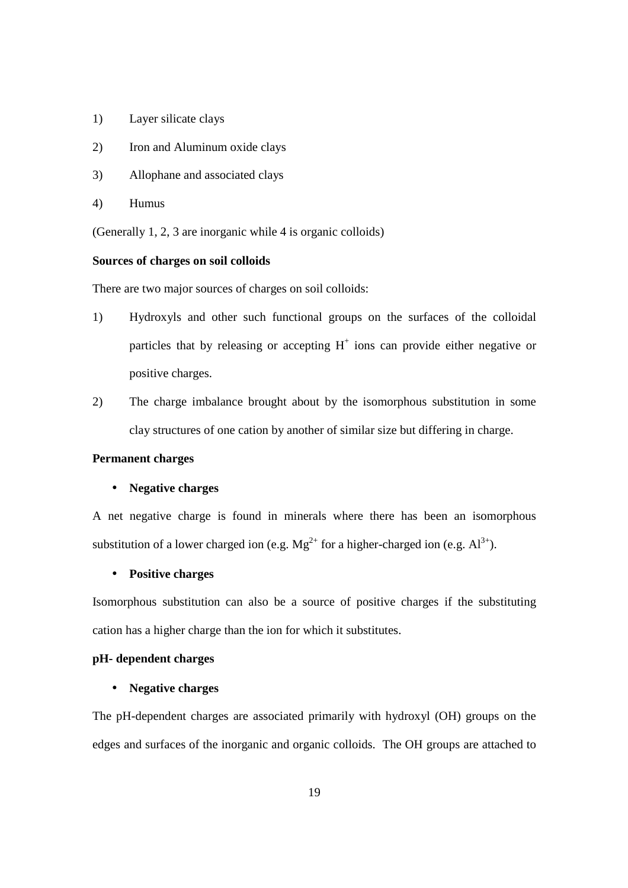1) Layer silicate clays

2) Iron and Aluminum oxide clays

3) Allophane and associated clays

4) Humus

(Generally 1, 2, 3 are inorganic while 4 is organic colloids)

**Sources of charges on soil colloids**

There are two major sources of charges on soil colloids:

1) Hydroxyls and other such functional groups on the surfaces of the colloidal particles that by releasing or accepting $H^+$ ions can provide either negative or positive charges.

2) The charge imbalance brought about by the isomorphous substitution in some clay structures of one cation by another of similar size but differing in charge.

**Permanent charges**

- **Negative charges**

A net negative charge is found in minerals where there has been an isomorphous substitution of a lower charged ion (e.g. $Mg^{2+}$ for a higher-charged ion (e.g. $Al^{3+}$).

- **Positive charges**

Isomorphous substitution can also be a source of positive charges if the substituting cation has a higher charge than the ion for which it substitutes.

**pH- dependent charges**

- **Negative charges**

The pH-dependent charges are associated primarily with hydroxyl (OH) groups on the edges and surfaces of the inorganic and organic colloids. The OH groups are attached to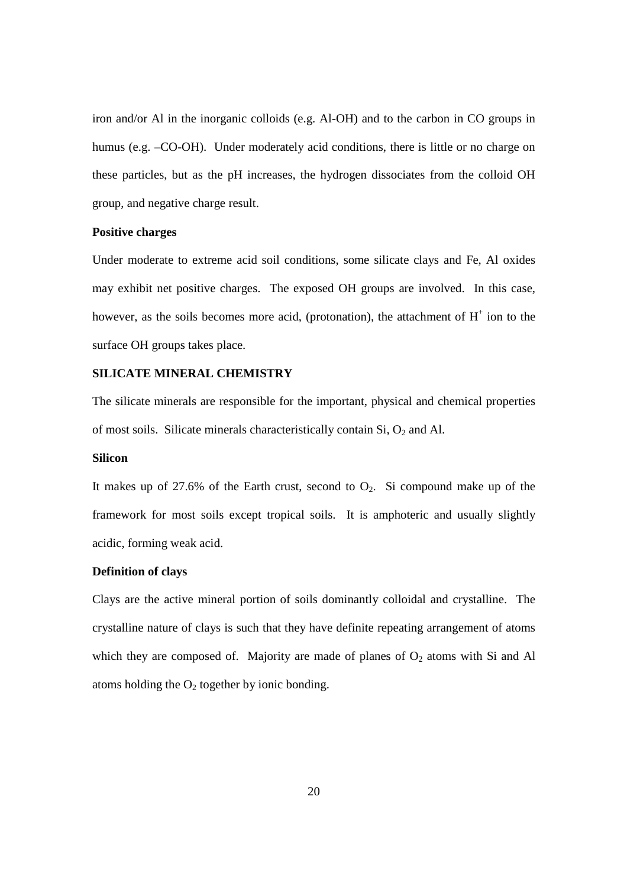iron and/or Al in the inorganic colloids (e.g. Al-OH) and to the carbon in CO groups in humus (e.g. –CO-OH). Under moderately acid conditions, there is little or no charge on these particles, but as the pH increases, the hydrogen dissociates from the colloid OH group, and negative charge result.

**Positive charges**

Under moderate to extreme acid soil conditions, some silicate clays and Fe, Al oxides may exhibit net positive charges. The exposed OH groups are involved. In this case, however, as the soils becomes more acid, (protonation), the attachment of $H^+$ ion to the surface OH groups takes place.

**SILICATE MINERAL CHEMISTRY**

The silicate minerals are responsible for the important, physical and chemical properties of most soils. Silicate minerals characteristically contain Si, $O_2$ and Al.

**Silicon**

It makes up of 27.6% of the Earth crust, second to $O_2$. Si compound make up of the framework for most soils except tropical soils. It is amphoteric and usually slightly acidic, forming weak acid.

**Definition of clays**

Clays are the active mineral portion of soils dominantly colloidal and crystalline. The crystalline nature of clays is such that they have definite repeating arrangement of atoms which they are composed of. Majority are made of planes of $O_2$ atoms with Si and Al atoms holding the $O_2$ together by ionic bonding.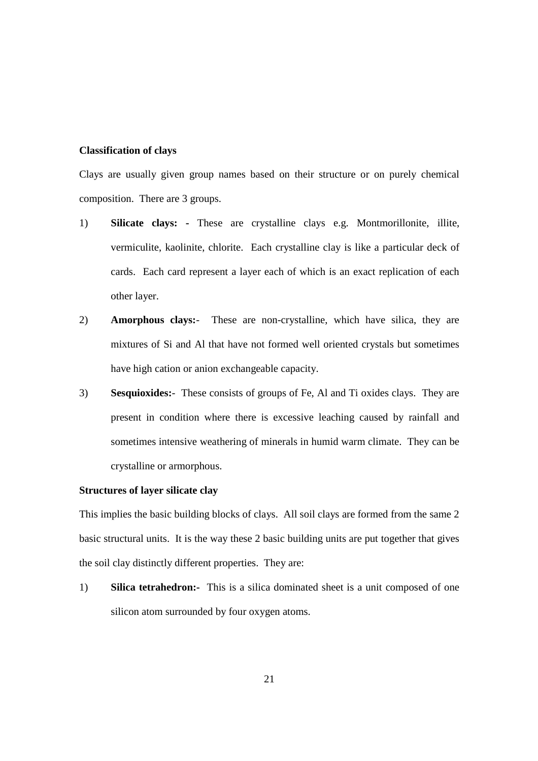**Classification of clays**

Clays are usually given group names based on their structure or on purely chemical composition. There are 3 groups.

1) **Silicate clays: -** These are crystalline clays e.g. Montmorillonite, illite, vermiculite, kaolinite, chlorite. Each crystalline clay is like a particular deck of cards. Each card represent a layer each of which is an exact replication of each other layer.
2) **Amorphous clays:-** These are non-crystalline, which have silica, they are mixtures of Si and Al that have not formed well oriented crystals but sometimes have high cation or anion exchangeable capacity.
3) **Sesquioxides:-** These consists of groups of Fe, Al and Ti oxides clays. They are present in condition where there is excessive leaching caused by rainfall and sometimes intensive weathering of minerals in humid warm climate. They can be crystalline or armorphous.

**Structures of layer silicate clay**

This implies the basic building blocks of clays. All soil clays are formed from the same 2 basic structural units. It is the way these 2 basic building units are put together that gives the soil clay distinctly different properties. They are:

1) **Silica tetrahedron:-** This is a silica dominated sheet is a unit composed of one silicon atom surrounded by four oxygen atoms.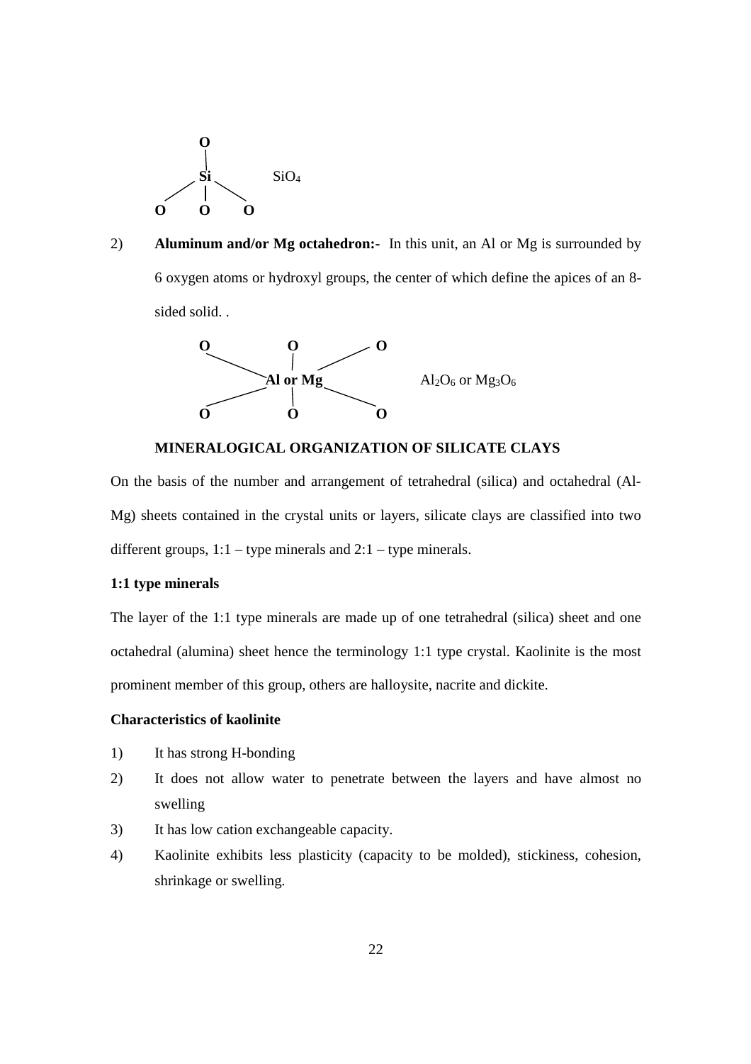```
        O
        |
   ____Si____         SiO4
  /     |    \
 O      O     O
```

2) **Aluminum and/or Mg octahedron:-** In this unit, an Al or Mg is surrounded by 6 oxygen atoms or hydroxyl groups, the center of which define the apices of an 8-sided solid. .

```
 O          O          O
   \        |        /
      Al or Mg                 Al2O6 or Mg3O6
   /        |        \
 O          O          O
```

### MINERALOGICAL ORGANIZATION OF SILICATE CLAYS

On the basis of the number and arrangement of tetrahedral (silica) and octahedral (Al-Mg) sheets contained in the crystal units or layers, silicate clays are classified into two different groups, 1:1 – type minerals and 2:1 – type minerals.

**1:1 type minerals**

The layer of the 1:1 type minerals are made up of one tetrahedral (silica) sheet and one octahedral (alumina) sheet hence the terminology 1:1 type crystal. Kaolinite is the most prominent member of this group, others are halloysite, nacrite and dickite.

**Characteristics of kaolinite**

1) It has strong H-bonding
2) It does not allow water to penetrate between the layers and have almost no swelling
3) It has low cation exchangeable capacity.
4) Kaolinite exhibits less plasticity (capacity to be molded), stickiness, cohesion, shrinkage or swelling.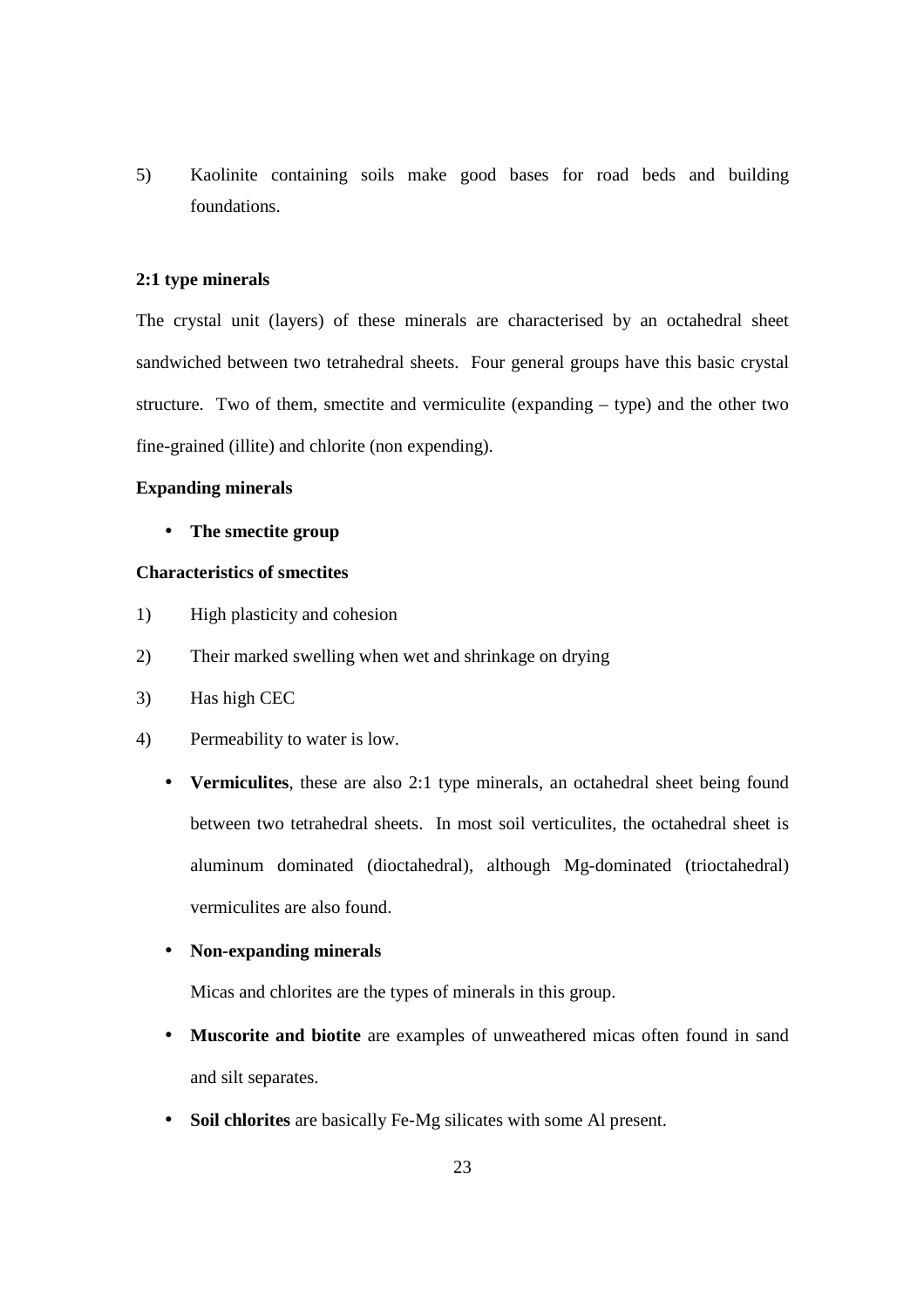5) Kaolinite containing soils make good bases for road beds and building foundations.

**2:1 type minerals**

The crystal unit (layers) of these minerals are characterised by an octahedral sheet sandwiched between two tetrahedral sheets. Four general groups have this basic crystal structure. Two of them, smectite and vermiculite (expanding – type) and the other two fine-grained (illite) and chlorite (non expending).

**Expanding minerals**

- **The smectite group**

**Characteristics of smectites**

1) High plasticity and cohesion
2) Their marked swelling when wet and shrinkage on drying
3) Has high CEC
4) Permeability to water is low.

- **Vermiculites**, these are also 2:1 type minerals, an octahedral sheet being found between two tetrahedral sheets. In most soil verticulites, the octahedral sheet is aluminum dominated (dioctahedral), although Mg-dominated (trioctahedral) vermiculites are also found.

- **Non-expanding minerals**

  Micas and chlorites are the types of minerals in this group.

- **Muscorite and biotite** are examples of unweathered micas often found in sand and silt separates.

- **Soil chlorites** are basically Fe-Mg silicates with some Al present.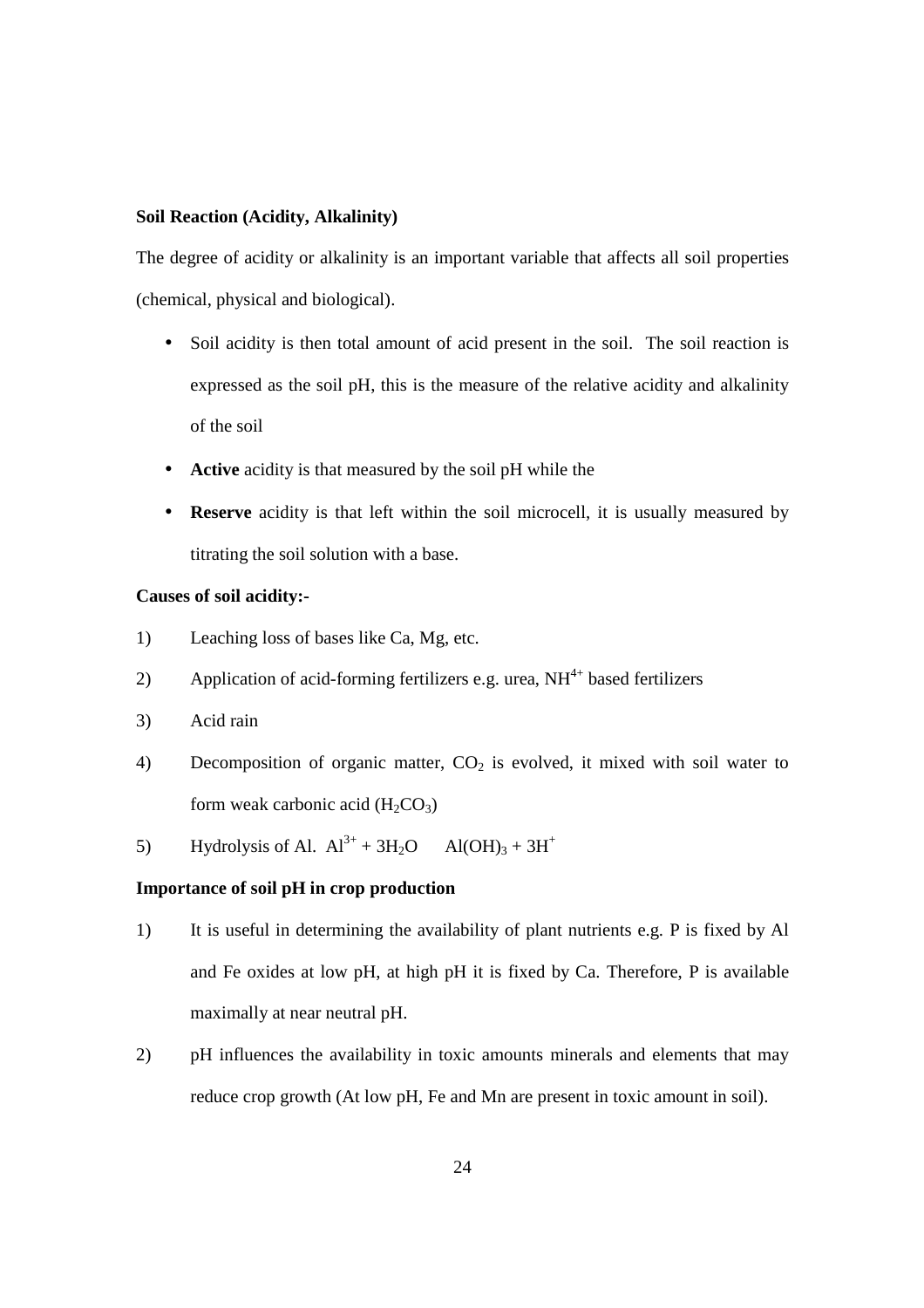**Soil Reaction (Acidity, Alkalinity)**

The degree of acidity or alkalinity is an important variable that affects all soil properties (chemical, physical and biological).

- Soil acidity is then total amount of acid present in the soil. The soil reaction is expressed as the soil pH, this is the measure of the relative acidity and alkalinity of the soil
- **Active** acidity is that measured by the soil pH while the
- **Reserve** acidity is that left within the soil microcell, it is usually measured by titrating the soil solution with a base.

**Causes of soil acidity:-**

1) Leaching loss of bases like Ca, Mg, etc.
2) Application of acid-forming fertilizers e.g. urea, $NH^{4+}$ based fertilizers
3) Acid rain
4) Decomposition of organic matter, $CO_2$ is evolved, it mixed with soil water to form weak carbonic acid ($H_2CO_3$)
5) Hydrolysis of Al. $Al^{3+} + 3H_2O \quad Al(OH)_3 + 3H^+$

**Importance of soil pH in crop production**

1) It is useful in determining the availability of plant nutrients e.g. P is fixed by Al and Fe oxides at low pH, at high pH it is fixed by Ca. Therefore, P is available maximally at near neutral pH.
2) pH influences the availability in toxic amounts minerals and elements that may reduce crop growth (At low pH, Fe and Mn are present in toxic amount in soil).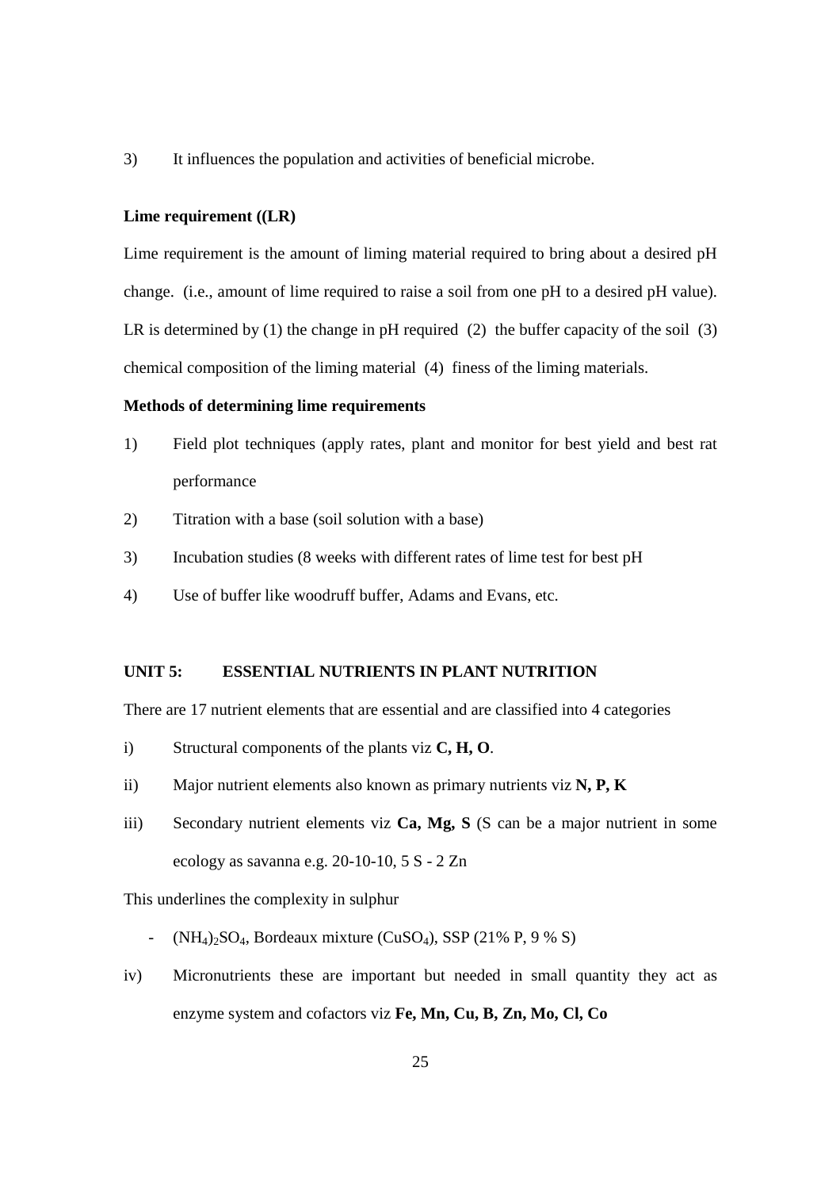3) It influences the population and activities of beneficial microbe.

**Lime requirement ((LR)**

Lime requirement is the amount of liming material required to bring about a desired pH change. (i.e., amount of lime required to raise a soil from one pH to a desired pH value). LR is determined by (1) the change in pH required (2) the buffer capacity of the soil (3) chemical composition of the liming material (4) finess of the liming materials.

**Methods of determining lime requirements**

1) Field plot techniques (apply rates, plant and monitor for best yield and best rat performance
2) Titration with a base (soil solution with a base)
3) Incubation studies (8 weeks with different rates of lime test for best pH
4) Use of buffer like woodruff buffer, Adams and Evans, etc.

## UNIT 5: ESSENTIAL NUTRIENTS IN PLANT NUTRITION

There are 17 nutrient elements that are essential and are classified into 4 categories

i) Structural components of the plants viz **C, H, O**.
ii) Major nutrient elements also known as primary nutrients viz **N, P, K**
iii) Secondary nutrient elements viz **Ca, Mg, S** (S can be a major nutrient in some ecology as savanna e.g. 20-10-10, 5 S - 2 Zn

This underlines the complexity in sulphur

- $(NH_4)_2SO_4$, Bordeaux mixture ($CuSO_4$), SSP (21% P, 9 % S)

iv) Micronutrients these are important but needed in small quantity they act as enzyme system and cofactors viz **Fe, Mn, Cu, B, Zn, Mo, Cl, Co**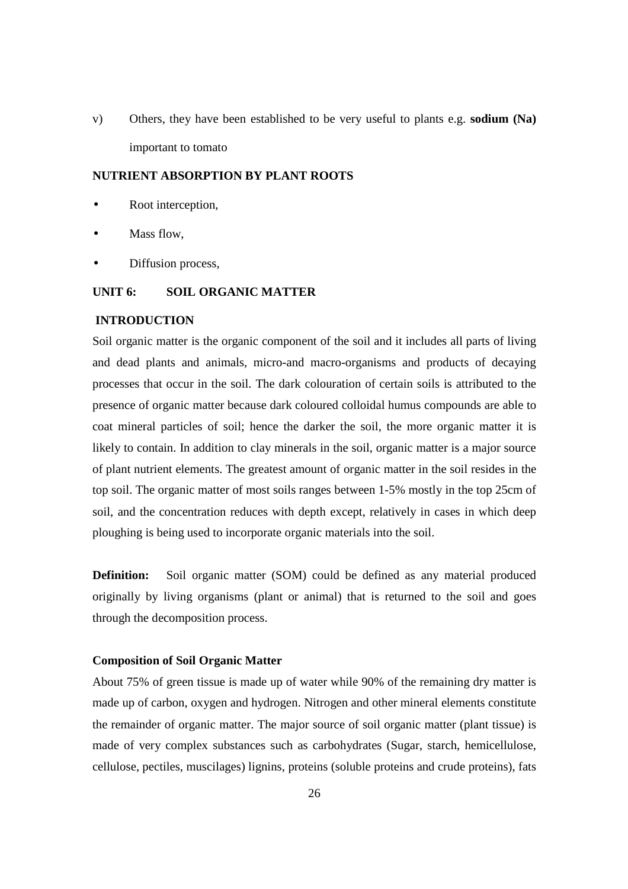v) Others, they have been established to be very useful to plants e.g. **sodium (Na)** important to tomato

## NUTRIENT ABSORPTION BY PLANT ROOTS

- Root interception,
- Mass flow,
- Diffusion process,

# UNIT 6: SOIL ORGANIC MATTER

## INTRODUCTION

Soil organic matter is the organic component of the soil and it includes all parts of living and dead plants and animals, micro-and macro-organisms and products of decaying processes that occur in the soil. The dark colouration of certain soils is attributed to the presence of organic matter because dark coloured colloidal humus compounds are able to coat mineral particles of soil; hence the darker the soil, the more organic matter it is likely to contain. In addition to clay minerals in the soil, organic matter is a major source of plant nutrient elements. The greatest amount of organic matter in the soil resides in the top soil. The organic matter of most soils ranges between 1-5% mostly in the top 25cm of soil, and the concentration reduces with depth except, relatively in cases in which deep ploughing is being used to incorporate organic materials into the soil.

**Definition:** Soil organic matter (SOM) could be defined as any material produced originally by living organisms (plant or animal) that is returned to the soil and goes through the decomposition process.

### Composition of Soil Organic Matter

About 75% of green tissue is made up of water while 90% of the remaining dry matter is made up of carbon, oxygen and hydrogen. Nitrogen and other mineral elements constitute the remainder of organic matter. The major source of soil organic matter (plant tissue) is made of very complex substances such as carbohydrates (Sugar, starch, hemicellulose, cellulose, pectiles, muscilages) lignins, proteins (soluble proteins and crude proteins), fats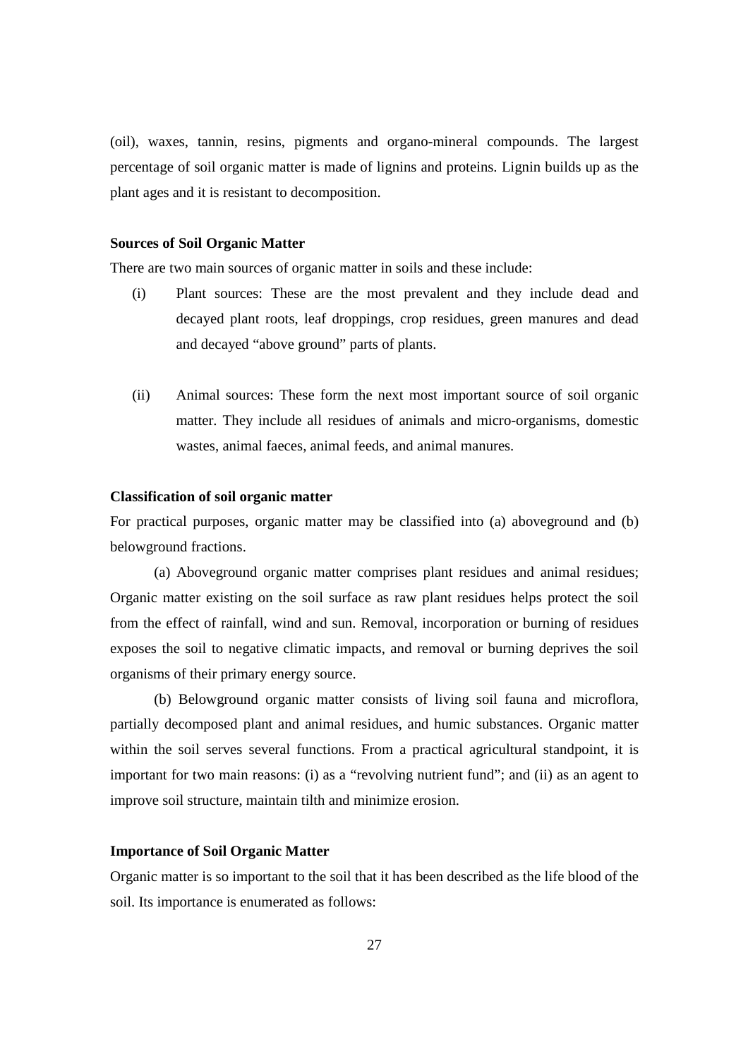(oil), waxes, tannin, resins, pigments and organo-mineral compounds. The largest percentage of soil organic matter is made of lignins and proteins. Lignin builds up as the plant ages and it is resistant to decomposition.

**Sources of Soil Organic Matter**

There are two main sources of organic matter in soils and these include:

(i) Plant sources: These are the most prevalent and they include dead and decayed plant roots, leaf droppings, crop residues, green manures and dead and decayed "above ground" parts of plants.

(ii) Animal sources: These form the next most important source of soil organic matter. They include all residues of animals and micro-organisms, domestic wastes, animal faeces, animal feeds, and animal manures.

**Classification of soil organic matter**

For practical purposes, organic matter may be classified into (a) aboveground and (b) belowground fractions.

(a) Aboveground organic matter comprises plant residues and animal residues; Organic matter existing on the soil surface as raw plant residues helps protect the soil from the effect of rainfall, wind and sun. Removal, incorporation or burning of residues exposes the soil to negative climatic impacts, and removal or burning deprives the soil organisms of their primary energy source.

(b) Belowground organic matter consists of living soil fauna and microflora, partially decomposed plant and animal residues, and humic substances. Organic matter within the soil serves several functions. From a practical agricultural standpoint, it is important for two main reasons: (i) as a "revolving nutrient fund"; and (ii) as an agent to improve soil structure, maintain tilth and minimize erosion.

**Importance of Soil Organic Matter**

Organic matter is so important to the soil that it has been described as the life blood of the soil. Its importance is enumerated as follows: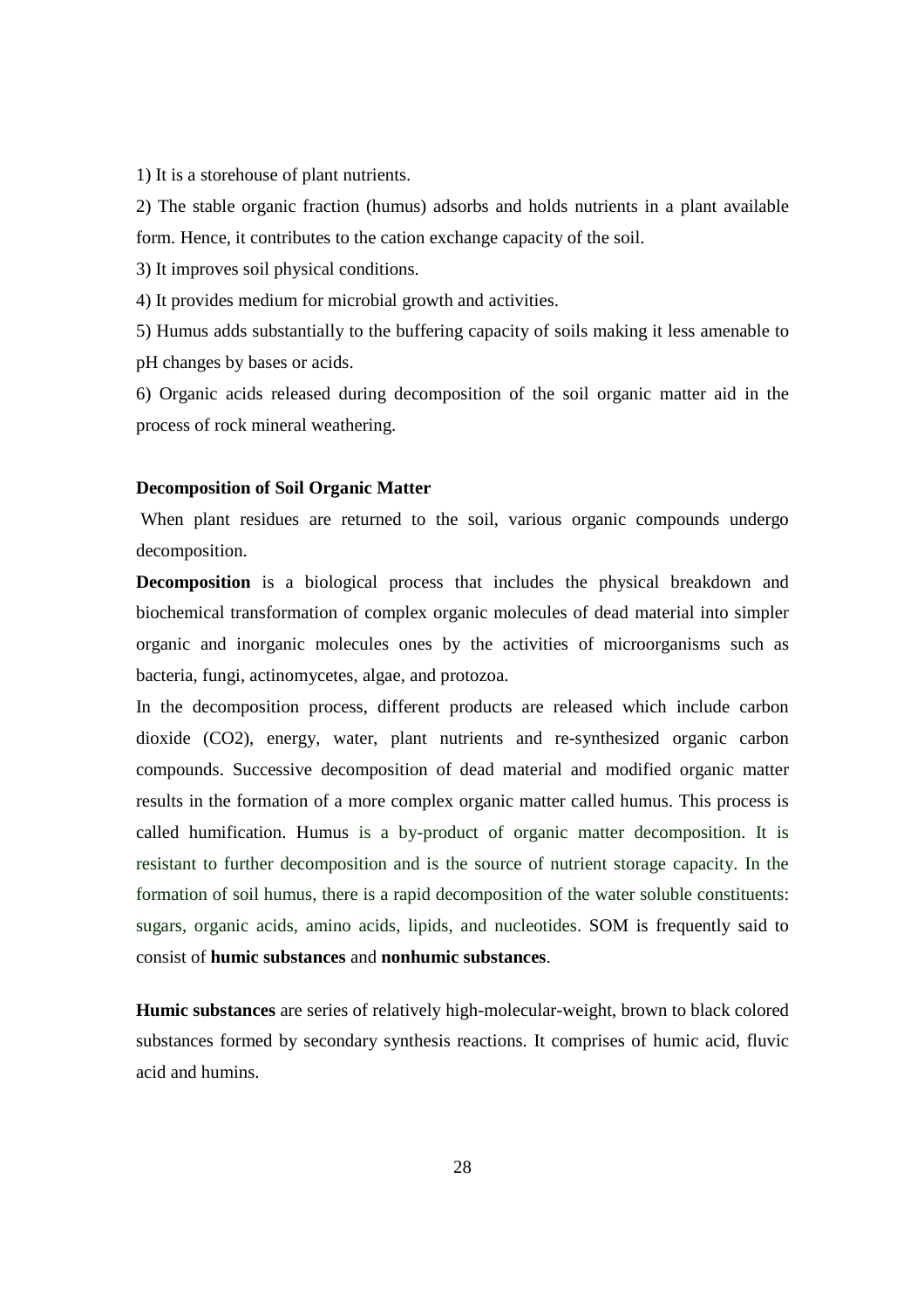1) It is a storehouse of plant nutrients.

2) The stable organic fraction (humus) adsorbs and holds nutrients in a plant available form. Hence, it contributes to the cation exchange capacity of the soil.

3) It improves soil physical conditions.

4) It provides medium for microbial growth and activities.

5) Humus adds substantially to the buffering capacity of soils making it less amenable to pH changes by bases or acids.

6) Organic acids released during decomposition of the soil organic matter aid in the process of rock mineral weathering.

**Decomposition of Soil Organic Matter**

When plant residues are returned to the soil, various organic compounds undergo decomposition.

**Decomposition** is a biological process that includes the physical breakdown and biochemical transformation of complex organic molecules of dead material into simpler organic and inorganic molecules ones by the activities of microorganisms such as bacteria, fungi, actinomycetes, algae, and protozoa.

In the decomposition process, different products are released which include carbon dioxide ($CO_2$), energy, water, plant nutrients and re-synthesized organic carbon compounds. Successive decomposition of dead material and modified organic matter results in the formation of a more complex organic matter called humus. This process is called humification. Humus is a by-product of organic matter decomposition. It is resistant to further decomposition and is the source of nutrient storage capacity. In the formation of soil humus, there is a rapid decomposition of the water soluble constituents: sugars, organic acids, amino acids, lipids, and nucleotides. SOM is frequently said to consist of **humic substances** and **nonhumic substances**.

**Humic substances** are series of relatively high-molecular-weight, brown to black colored substances formed by secondary synthesis reactions. It comprises of humic acid, fluvic acid and humins.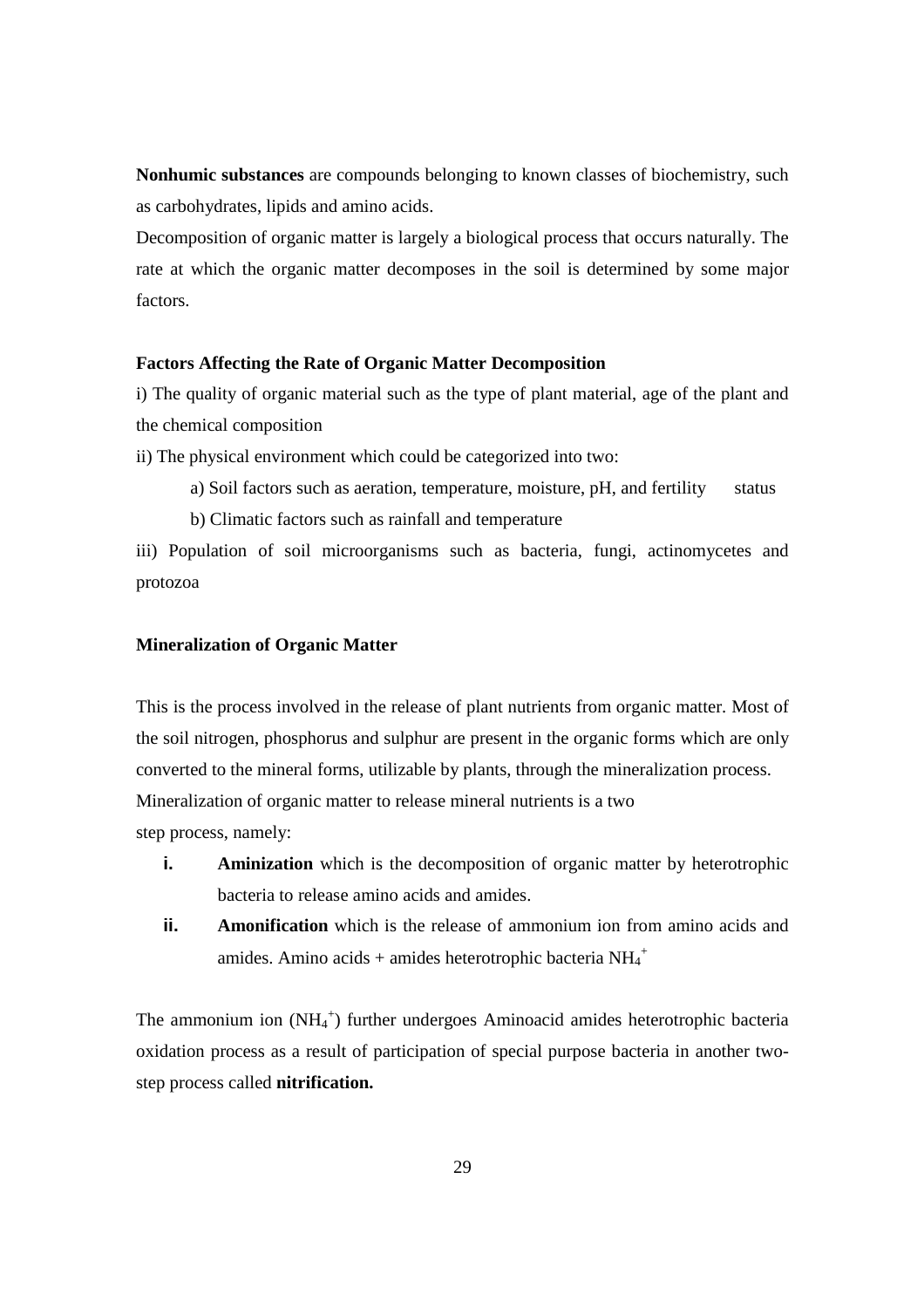**Nonhumic substances** are compounds belonging to known classes of biochemistry, such as carbohydrates, lipids and amino acids.

Decomposition of organic matter is largely a biological process that occurs naturally. The rate at which the organic matter decomposes in the soil is determined by some major factors.

**Factors Affecting the Rate of Organic Matter Decomposition**

i) The quality of organic material such as the type of plant material, age of the plant and the chemical composition

ii) The physical environment which could be categorized into two:

a) Soil factors such as aeration, temperature, moisture, pH, and fertility status

b) Climatic factors such as rainfall and temperature

iii) Population of soil microorganisms such as bacteria, fungi, actinomycetes and protozoa

**Mineralization of Organic Matter**

This is the process involved in the release of plant nutrients from organic matter. Most of the soil nitrogen, phosphorus and sulphur are present in the organic forms which are only converted to the mineral forms, utilizable by plants, through the mineralization process. Mineralization of organic matter to release mineral nutrients is a two step process, namely:

i. **Aminization** which is the decomposition of organic matter by heterotrophic bacteria to release amino acids and amides.

ii. **Amonification** which is the release of ammonium ion from amino acids and amides. Amino acids + amides heterotrophic bacteria $NH_4^+$

The ammonium ion ($NH_4^+$) further undergoes Aminoacid amides heterotrophic bacteria oxidation process as a result of participation of special purpose bacteria in another two-step process called **nitrification.**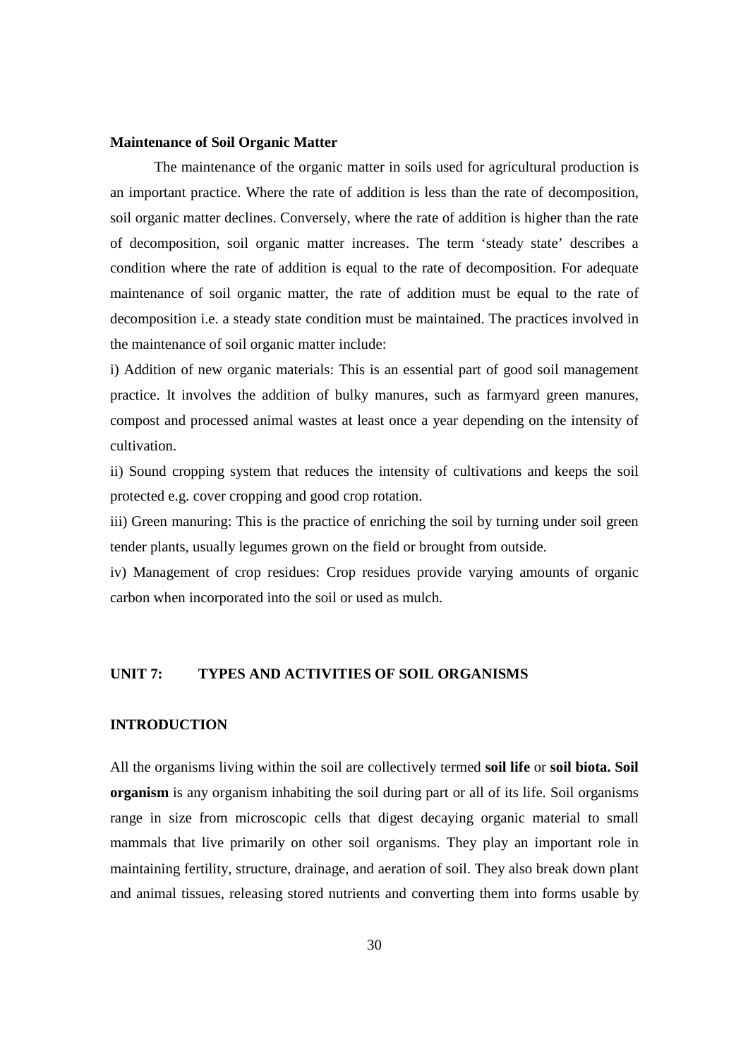**Maintenance of Soil Organic Matter**

The maintenance of the organic matter in soils used for agricultural production is an important practice. Where the rate of addition is less than the rate of decomposition, soil organic matter declines. Conversely, where the rate of addition is higher than the rate of decomposition, soil organic matter increases. The term 'steady state' describes a condition where the rate of addition is equal to the rate of decomposition. For adequate maintenance of soil organic matter, the rate of addition must be equal to the rate of decomposition i.e. a steady state condition must be maintained. The practices involved in the maintenance of soil organic matter include:

i) Addition of new organic materials: This is an essential part of good soil management practice. It involves the addition of bulky manures, such as farmyard green manures, compost and processed animal wastes at least once a year depending on the intensity of cultivation.

ii) Sound cropping system that reduces the intensity of cultivations and keeps the soil protected e.g. cover cropping and good crop rotation.

iii) Green manuring: This is the practice of enriching the soil by turning under soil green tender plants, usually legumes grown on the field or brought from outside.

iv) Management of crop residues: Crop residues provide varying amounts of organic carbon when incorporated into the soil or used as mulch.

## UNIT 7: TYPES AND ACTIVITIES OF SOIL ORGANISMS

### INTRODUCTION

All the organisms living within the soil are collectively termed **soil life** or **soil biota. Soil organism** is any organism inhabiting the soil during part or all of its life. Soil organisms range in size from microscopic cells that digest decaying organic material to small mammals that live primarily on other soil organisms. They play an important role in maintaining fertility, structure, drainage, and aeration of soil. They also break down plant and animal tissues, releasing stored nutrients and converting them into forms usable by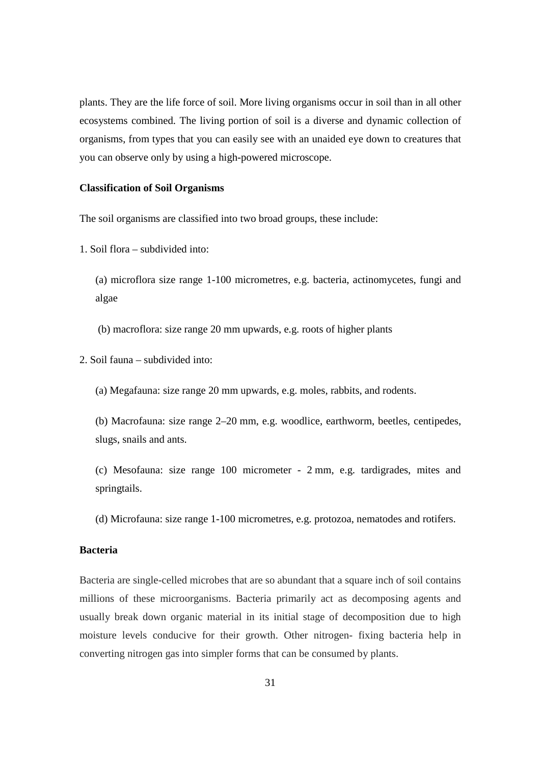plants. They are the life force of soil. More living organisms occur in soil than in all other ecosystems combined. The living portion of soil is a diverse and dynamic collection of organisms, from types that you can easily see with an unaided eye down to creatures that you can observe only by using a high-powered microscope.

**Classification of Soil Organisms**

The soil organisms are classified into two broad groups, these include:

1. Soil flora – subdivided into:

   (a) microflora size range 1-100 micrometres, e.g. bacteria, actinomycetes, fungi and algae

   (b) macroflora: size range 20 mm upwards, e.g. roots of higher plants

2. Soil fauna – subdivided into:

   (a) Megafauna: size range 20 mm upwards, e.g. moles, rabbits, and rodents.

   (b) Macrofauna: size range 2–20 mm, e.g. woodlice, earthworm, beetles, centipedes, slugs, snails and ants.

   (c) Mesofauna: size range 100 micrometer - 2 mm, e.g. tardigrades, mites and springtails.

   (d) Microfauna: size range 1-100 micrometres, e.g. protozoa, nematodes and rotifers.

**Bacteria**

Bacteria are single-celled microbes that are so abundant that a square inch of soil contains millions of these microorganisms. Bacteria primarily act as decomposing agents and usually break down organic material in its initial stage of decomposition due to high moisture levels conducive for their growth. Other nitrogen- fixing bacteria help in converting nitrogen gas into simpler forms that can be consumed by plants.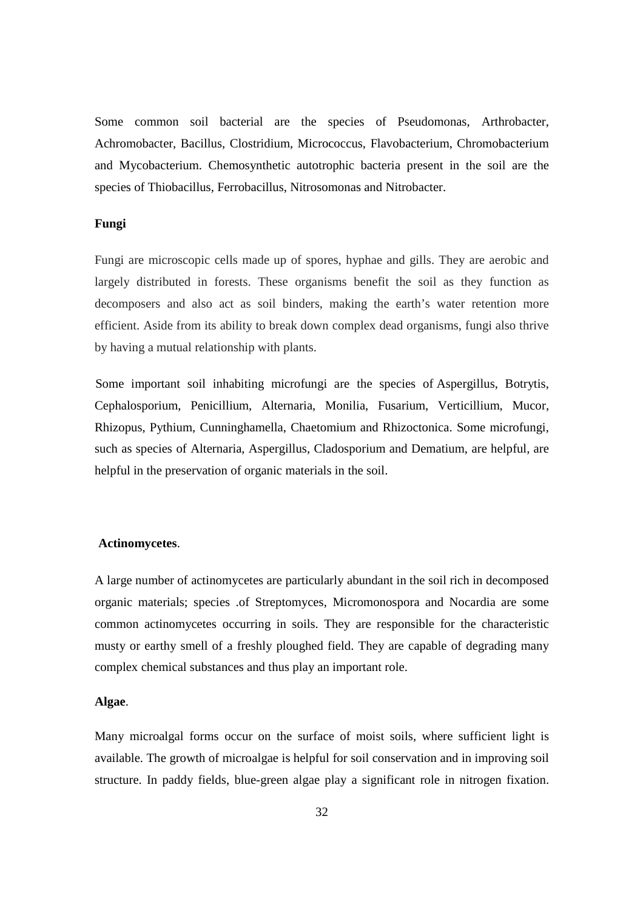Some common soil bacterial are the species of Pseudomonas, Arthrobacter, Achromobacter, Bacillus, Clostridium, Micrococcus, Flavobacterium, Chromobacterium and Mycobacterium. Chemosynthetic autotrophic bacteria present in the soil are the species of Thiobacillus, Ferrobacillus, Nitrosomonas and Nitrobacter.

**Fungi**

Fungi are microscopic cells made up of spores, hyphae and gills. They are aerobic and largely distributed in forests. These organisms benefit the soil as they function as decomposers and also act as soil binders, making the earth's water retention more efficient. Aside from its ability to break down complex dead organisms, fungi also thrive by having a mutual relationship with plants.

Some important soil inhabiting microfungi are the species of Aspergillus, Botrytis, Cephalosporium, Penicillium, Alternaria, Monilia, Fusarium, Verticillium, Mucor, Rhizopus, Pythium, Cunninghamella, Chaetomium and Rhizoctonica. Some microfungi, such as species of Alternaria, Aspergillus, Cladosporium and Dematium, are helpful, are helpful in the preservation of organic materials in the soil.

**Actinomycetes**.

A large number of actinomycetes are particularly abundant in the soil rich in decomposed organic materials; species .of Streptomyces, Micromonospora and Nocardia are some common actinomycetes occurring in soils. They are responsible for the characteristic musty or earthy smell of a freshly ploughed field. They are capable of degrading many complex chemical substances and thus play an important role.

**Algae**.

Many microalgal forms occur on the surface of moist soils, where sufficient light is available. The growth of microalgae is helpful for soil conservation and in improving soil structure. In paddy fields, blue-green algae play a significant role in nitrogen fixation.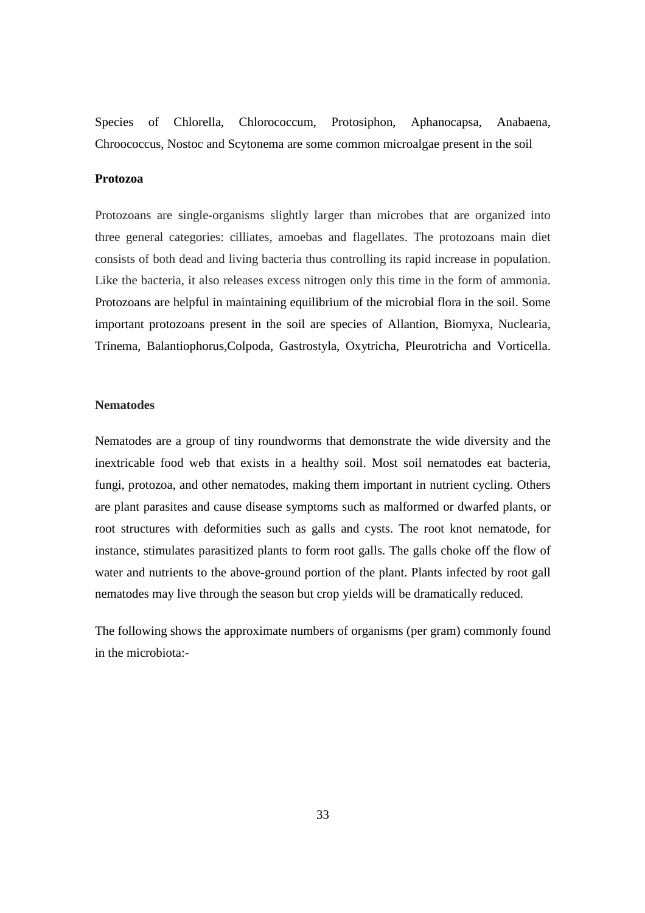Species of Chlorella, Chlorococcum, Protosiphon, Aphanocapsa, Anabaena, Chroococcus, Nostoc and Scytonema are some common microalgae present in the soil

**Protozoa**

Protozoans are single-organisms slightly larger than microbes that are organized into three general categories: cilliates, amoebas and flagellates. The protozoans main diet consists of both dead and living bacteria thus controlling its rapid increase in population. Like the bacteria, it also releases excess nitrogen only this time in the form of ammonia. Protozoans are helpful in maintaining equilibrium of the microbial flora in the soil. Some important protozoans present in the soil are species of Allantion, Biomyxa, Nuclearia, Trinema, Balantiophorus,Colpoda, Gastrostyla, Oxytricha, Pleurotricha and Vorticella.

**Nematodes**

Nematodes are a group of tiny roundworms that demonstrate the wide diversity and the inextricable food web that exists in a healthy soil. Most soil nematodes eat bacteria, fungi, protozoa, and other nematodes, making them important in nutrient cycling. Others are plant parasites and cause disease symptoms such as malformed or dwarfed plants, or root structures with deformities such as galls and cysts. The root knot nematode, for instance, stimulates parasitized plants to form root galls. The galls choke off the flow of water and nutrients to the above-ground portion of the plant. Plants infected by root gall nematodes may live through the season but crop yields will be dramatically reduced.

The following shows the approximate numbers of organisms (per gram) commonly found in the microbiota:-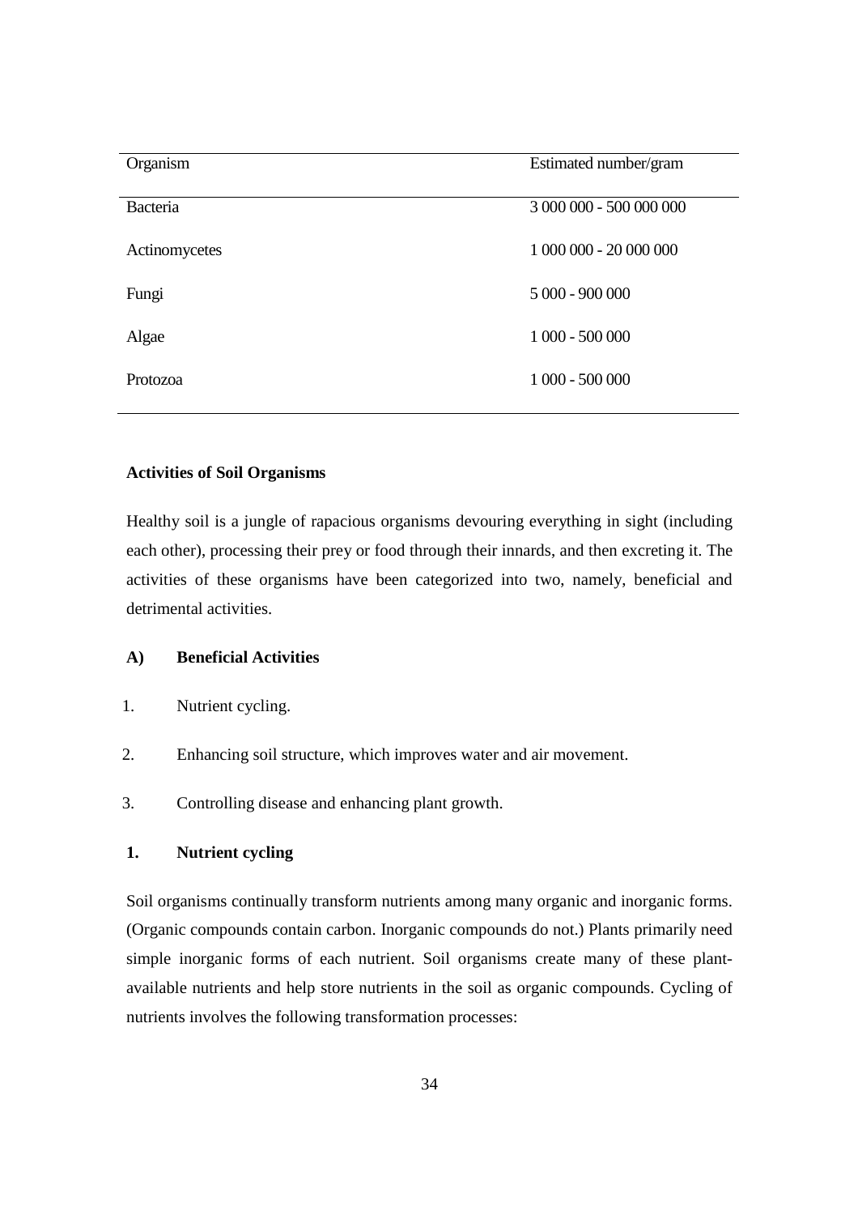| Organism | Estimated number/gram |
|---|---|
| Bacteria | 3 000 000 - 500 000 000 |
| Actinomycetes | 1 000 000 - 20 000 000 |
| Fungi | 5 000 - 900 000 |
| Algae | 1 000 - 500 000 |
| Protozoa | 1 000 - 500 000 |

**Activities of Soil Organisms**

Healthy soil is a jungle of rapacious organisms devouring everything in sight (including each other), processing their prey or food through their innards, and then excreting it. The activities of these organisms have been categorized into two, namely, beneficial and detrimental activities.

**A) Beneficial Activities**

1. Nutrient cycling.
2. Enhancing soil structure, which improves water and air movement.
3. Controlling disease and enhancing plant growth.

**1. Nutrient cycling**

Soil organisms continually transform nutrients among many organic and inorganic forms. (Organic compounds contain carbon. Inorganic compounds do not.) Plants primarily need simple inorganic forms of each nutrient. Soil organisms create many of these plant-available nutrients and help store nutrients in the soil as organic compounds. Cycling of nutrients involves the following transformation processes: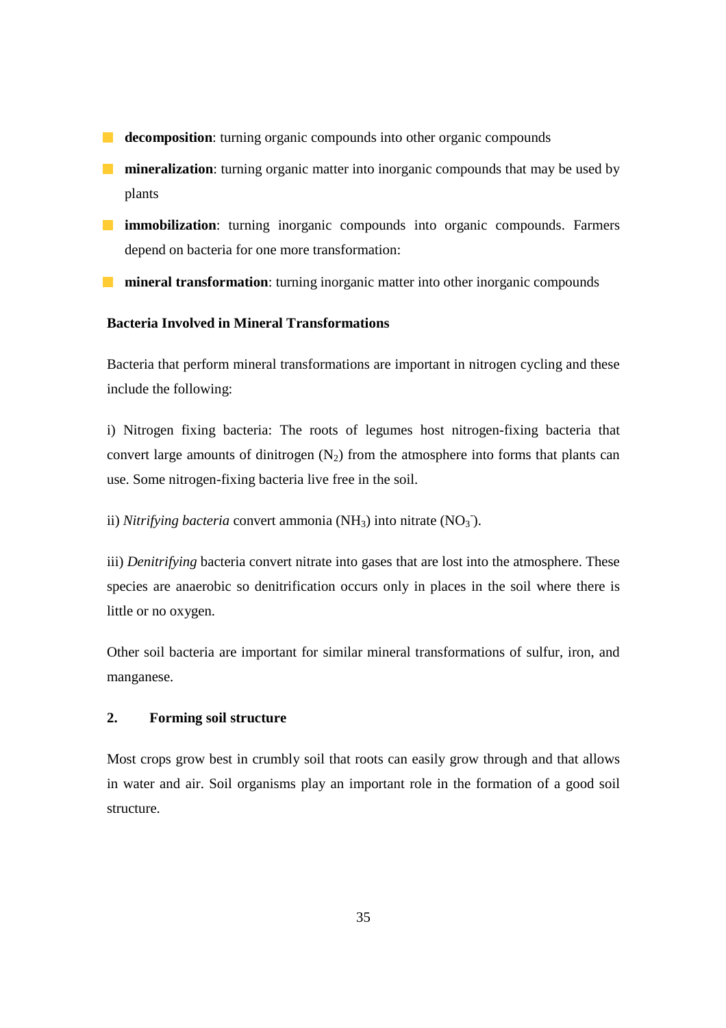- **decomposition**: turning organic compounds into other organic compounds
- **mineralization**: turning organic matter into inorganic compounds that may be used by plants
- **immobilization**: turning inorganic compounds into organic compounds. Farmers depend on bacteria for one more transformation:
- **mineral transformation**: turning inorganic matter into other inorganic compounds

**Bacteria Involved in Mineral Transformations**

Bacteria that perform mineral transformations are important in nitrogen cycling and these include the following:

i) Nitrogen fixing bacteria: The roots of legumes host nitrogen-fixing bacteria that convert large amounts of dinitrogen ($N_2$) from the atmosphere into forms that plants can use. Some nitrogen-fixing bacteria live free in the soil.

ii) *Nitrifying bacteria* convert ammonia ($NH_3$) into nitrate ($NO_3^-$).

iii) *Denitrifying* bacteria convert nitrate into gases that are lost into the atmosphere. These species are anaerobic so denitrification occurs only in places in the soil where there is little or no oxygen.

Other soil bacteria are important for similar mineral transformations of sulfur, iron, and manganese.

**2. Forming soil structure**

Most crops grow best in crumbly soil that roots can easily grow through and that allows in water and air. Soil organisms play an important role in the formation of a good soil structure.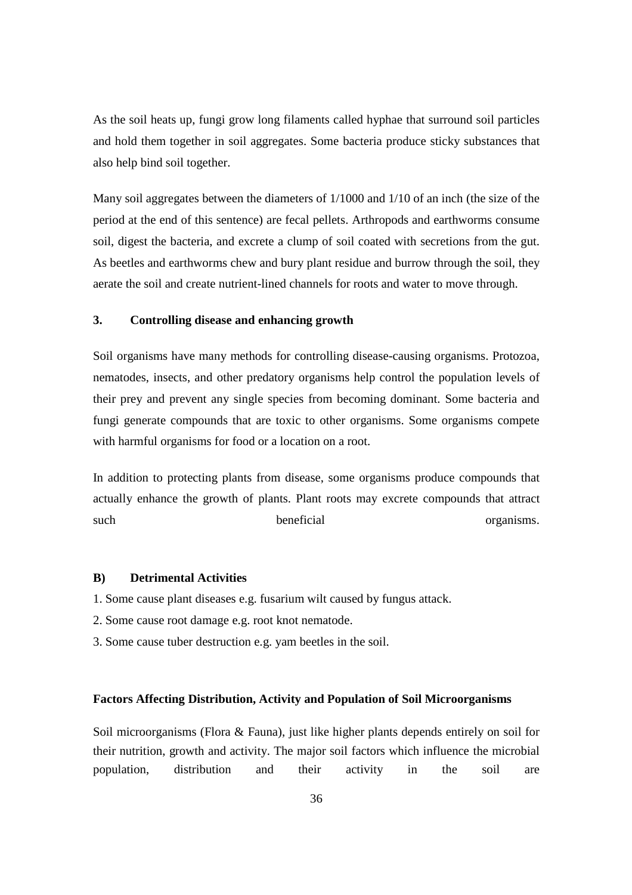As the soil heats up, fungi grow long filaments called hyphae that surround soil particles and hold them together in soil aggregates. Some bacteria produce sticky substances that also help bind soil together.

Many soil aggregates between the diameters of 1/1000 and 1/10 of an inch (the size of the period at the end of this sentence) are fecal pellets. Arthropods and earthworms consume soil, digest the bacteria, and excrete a clump of soil coated with secretions from the gut. As beetles and earthworms chew and bury plant residue and burrow through the soil, they aerate the soil and create nutrient-lined channels for roots and water to move through.

### 3. Controlling disease and enhancing growth

Soil organisms have many methods for controlling disease-causing organisms. Protozoa, nematodes, insects, and other predatory organisms help control the population levels of their prey and prevent any single species from becoming dominant. Some bacteria and fungi generate compounds that are toxic to other organisms. Some organisms compete with harmful organisms for food or a location on a root.

In addition to protecting plants from disease, some organisms produce compounds that actually enhance the growth of plants. Plant roots may excrete compounds that attract such beneficial organisms.

### B) Detrimental Activities

1. Some cause plant diseases e.g. fusarium wilt caused by fungus attack.
2. Some cause root damage e.g. root knot nematode.
3. Some cause tuber destruction e.g. yam beetles in the soil.

### Factors Affecting Distribution, Activity and Population of Soil Microorganisms

Soil microorganisms (Flora & Fauna), just like higher plants depends entirely on soil for their nutrition, growth and activity. The major soil factors which influence the microbial population, distribution and their activity in the soil are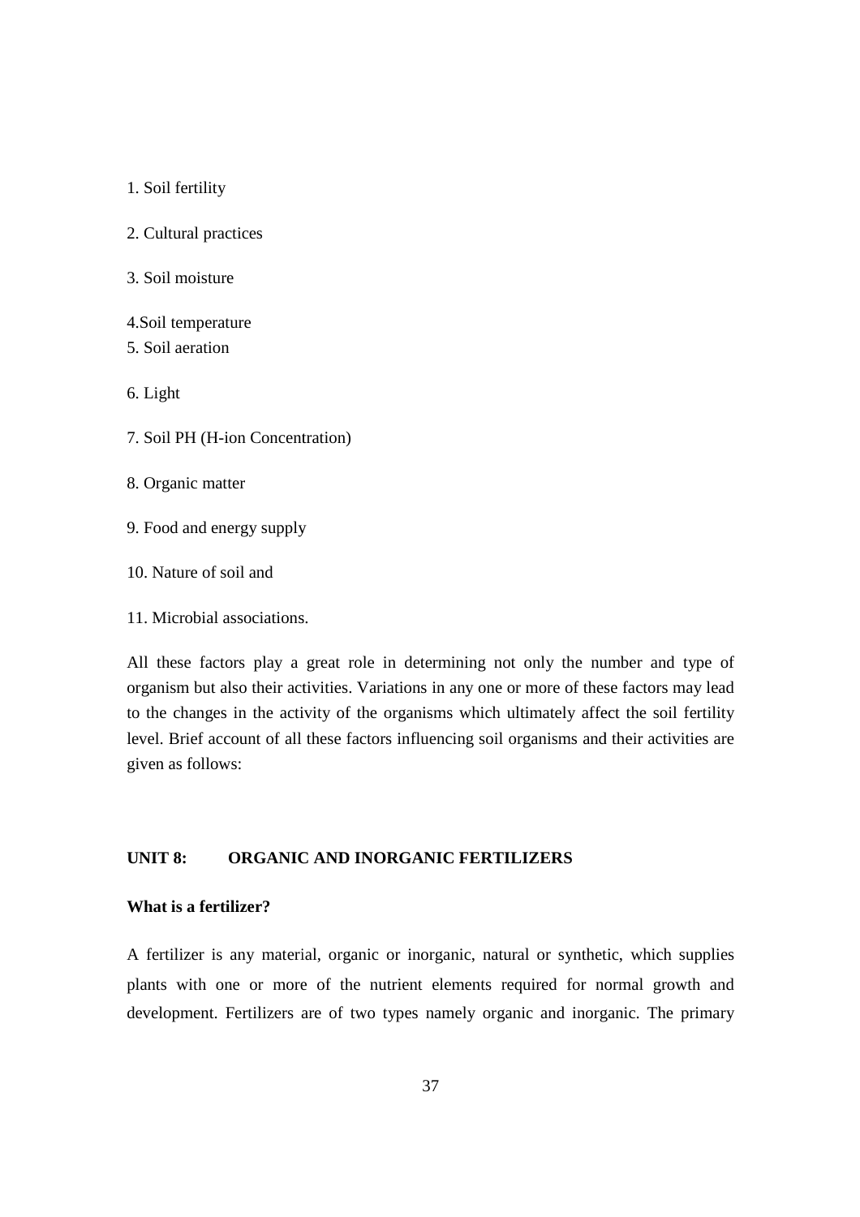1. Soil fertility

2. Cultural practices

3. Soil moisture

4.Soil temperature

5. Soil aeration

6. Light

7. Soil PH (H-ion Concentration)

8. Organic matter

9. Food and energy supply

10. Nature of soil and

11. Microbial associations.

All these factors play a great role in determining not only the number and type of organism but also their activities. Variations in any one or more of these factors may lead to the changes in the activity of the organisms which ultimately affect the soil fertility level. Brief account of all these factors influencing soil organisms and their activities are given as follows:

## UNIT 8: ORGANIC AND INORGANIC FERTILIZERS

**What is a fertilizer?**

A fertilizer is any material, organic or inorganic, natural or synthetic, which supplies plants with one or more of the nutrient elements required for normal growth and development. Fertilizers are of two types namely organic and inorganic. The primary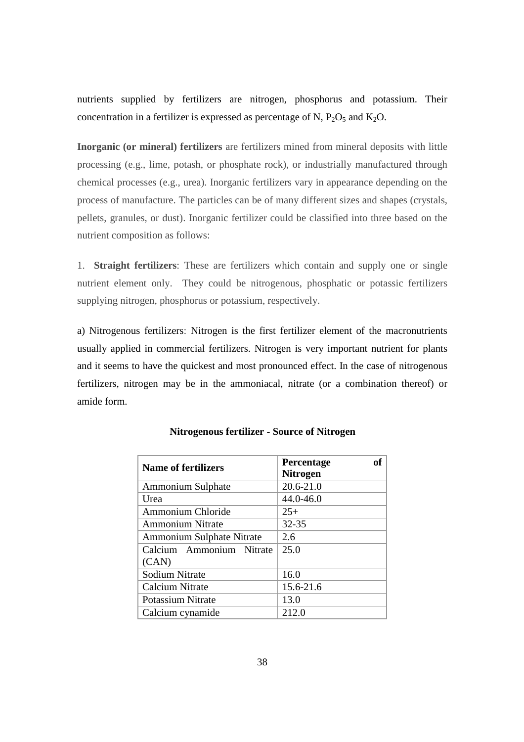nutrients supplied by fertilizers are nitrogen, phosphorus and potassium. Their concentration in a fertilizer is expressed as percentage of N, $P_2O_5$ and $K_2O$.

**Inorganic (or mineral) fertilizers** are fertilizers mined from mineral deposits with little processing (e.g., lime, potash, or phosphate rock), or industrially manufactured through chemical processes (e.g., urea). Inorganic fertilizers vary in appearance depending on the process of manufacture. The particles can be of many different sizes and shapes (crystals, pellets, granules, or dust). Inorganic fertilizer could be classified into three based on the nutrient composition as follows:

1. **Straight fertilizers**: These are fertilizers which contain and supply one or single nutrient element only. They could be nitrogenous, phosphatic or potassic fertilizers supplying nitrogen, phosphorus or potassium, respectively.

a) Nitrogenous fertilizers: Nitrogen is the first fertilizer element of the macronutrients usually applied in commercial fertilizers. Nitrogen is very important nutrient for plants and it seems to have the quickest and most pronounced effect. In the case of nitrogenous fertilizers, nitrogen may be in the ammoniacal, nitrate (or a combination thereof) or amide form.

**Nitrogenous fertilizer - Source of Nitrogen**

| Name of fertilizers | Percentage of Nitrogen |
|---|---|
| Ammonium Sulphate | 20.6-21.0 |
| Urea | 44.0-46.0 |
| Ammonium Chloride | 25+ |
| Ammonium Nitrate | 32-35 |
| Ammonium Sulphate Nitrate | 2.6 |
| Calcium Ammonium Nitrate (CAN) | 25.0 |
| Sodium Nitrate | 16.0 |
| Calcium Nitrate | 15.6-21.6 |
| Potassium Nitrate | 13.0 |
| Calcium cynamide | 212.0 |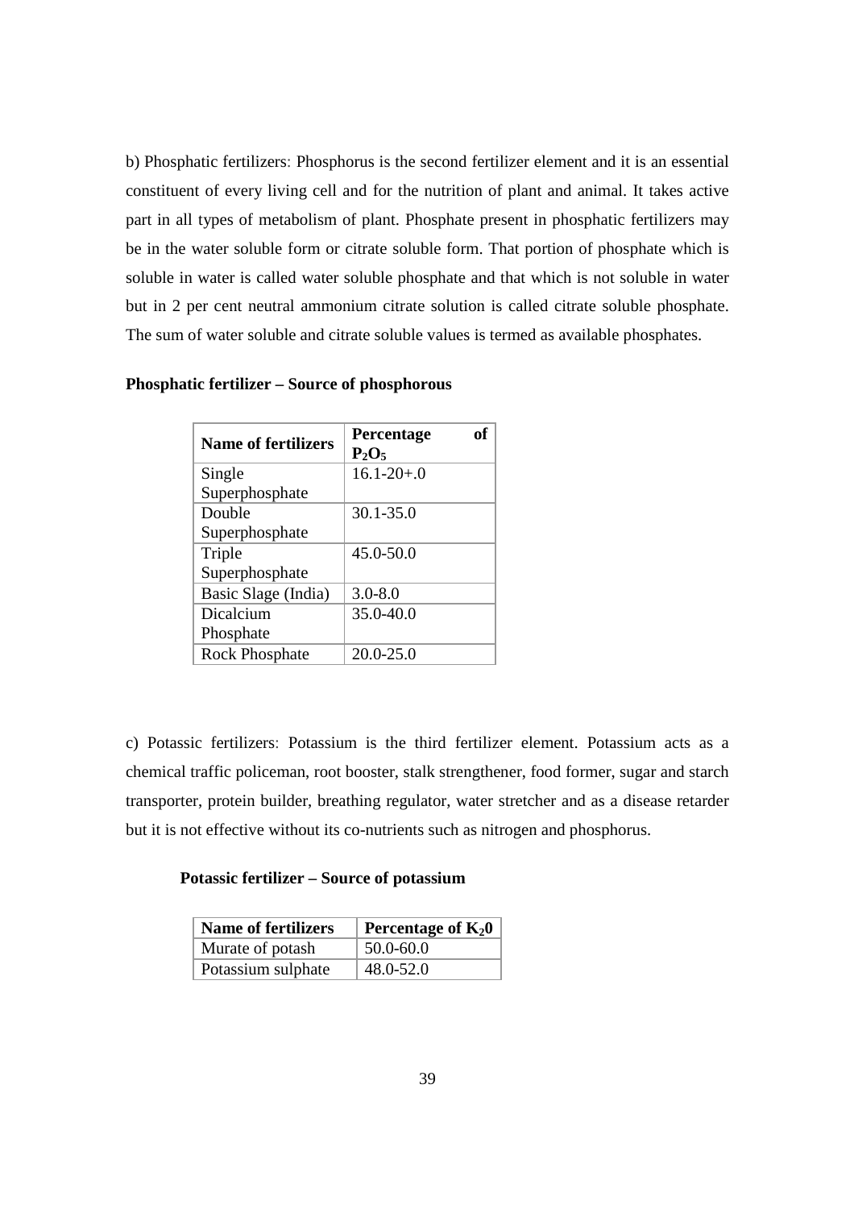b) Phosphatic fertilizers: Phosphorus is the second fertilizer element and it is an essential constituent of every living cell and for the nutrition of plant and animal. It takes active part in all types of metabolism of plant. Phosphate present in phosphatic fertilizers may be in the water soluble form or citrate soluble form. That portion of phosphate which is soluble in water is called water soluble phosphate and that which is not soluble in water but in 2 per cent neutral ammonium citrate solution is called citrate soluble phosphate. The sum of water soluble and citrate soluble values is termed as available phosphates.

**Phosphatic fertilizer – Source of phosphorous**

| **Name of fertilizers** | **Percentage of $P_2O_5$** |
|---|---|
| Single Superphosphate | 16.1-20+.0 |
| Double Superphosphate | 30.1-35.0 |
| Triple Superphosphate | 45.0-50.0 |
| Basic Slage (India) | 3.0-8.0 |
| Dicalcium Phosphate | 35.0-40.0 |
| Rock Phosphate | 20.0-25.0 |

c) Potassic fertilizers: Potassium is the third fertilizer element. Potassium acts as a chemical traffic policeman, root booster, stalk strengthener, food former, sugar and starch transporter, protein builder, breathing regulator, water stretcher and as a disease retarder but it is not effective without its co-nutrients such as nitrogen and phosphorus.

**Potassic fertilizer – Source of potassium**

| **Name of fertilizers** | **Percentage of $K_20$** |
|---|---|
| Murate of potash | 50.0-60.0 |
| Potassium sulphate | 48.0-52.0 |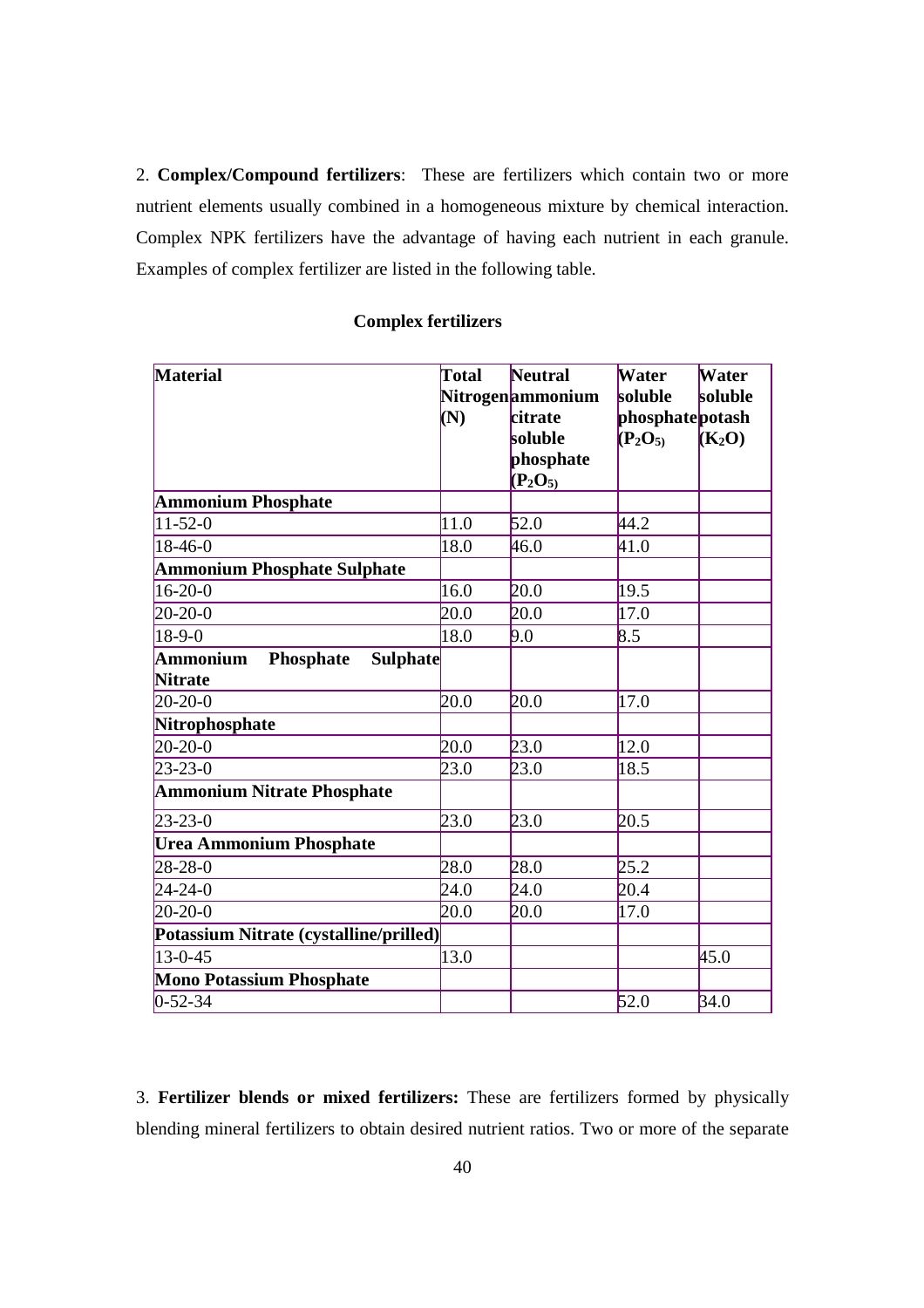2. **Complex/Compound fertilizers**: These are fertilizers which contain two or more nutrient elements usually combined in a homogeneous mixture by chemical interaction. Complex NPK fertilizers have the advantage of having each nutrient in each granule. Examples of complex fertilizer are listed in the following table.

**Complex fertilizers**

| Material | Total Nitrogen (N) | Neutral ammonium citrate soluble phosphate ($P_2O_5$) | Water soluble phosphate ($P_2O_5$) | Water soluble potash ($K_2O$) |
|---|---|---|---|---|
| **Ammonium Phosphate** | | | | |
| 11-52-0 | 11.0 | 52.0 | 44.2 | |
| 18-46-0 | 18.0 | 46.0 | 41.0 | |
| **Ammonium Phosphate Sulphate** | | | | |
| 16-20-0 | 16.0 | 20.0 | 19.5 | |
| 20-20-0 | 20.0 | 20.0 | 17.0 | |
| 18-9-0 | 18.0 | 9.0 | 8.5 | |
| **Ammonium Phosphate Sulphate Nitrate** | | | | |
| 20-20-0 | 20.0 | 20.0 | 17.0 | |
| **Nitrophosphate** | | | | |
| 20-20-0 | 20.0 | 23.0 | 12.0 | |
| 23-23-0 | 23.0 | 23.0 | 18.5 | |
| **Ammonium Nitrate Phosphate** | | | | |
| 23-23-0 | 23.0 | 23.0 | 20.5 | |
| **Urea Ammonium Phosphate** | | | | |
| 28-28-0 | 28.0 | 28.0 | 25.2 | |
| 24-24-0 | 24.0 | 24.0 | 20.4 | |
| 20-20-0 | 20.0 | 20.0 | 17.0 | |
| **Potassium Nitrate (cystalline/prilled)** | | | | |
| 13-0-45 | 13.0 | | | 45.0 |
| **Mono Potassium Phosphate** | | | | |
| 0-52-34 | | | 52.0 | 34.0 |

3. **Fertilizer blends or mixed fertilizers:** These are fertilizers formed by physically blending mineral fertilizers to obtain desired nutrient ratios. Two or more of the separate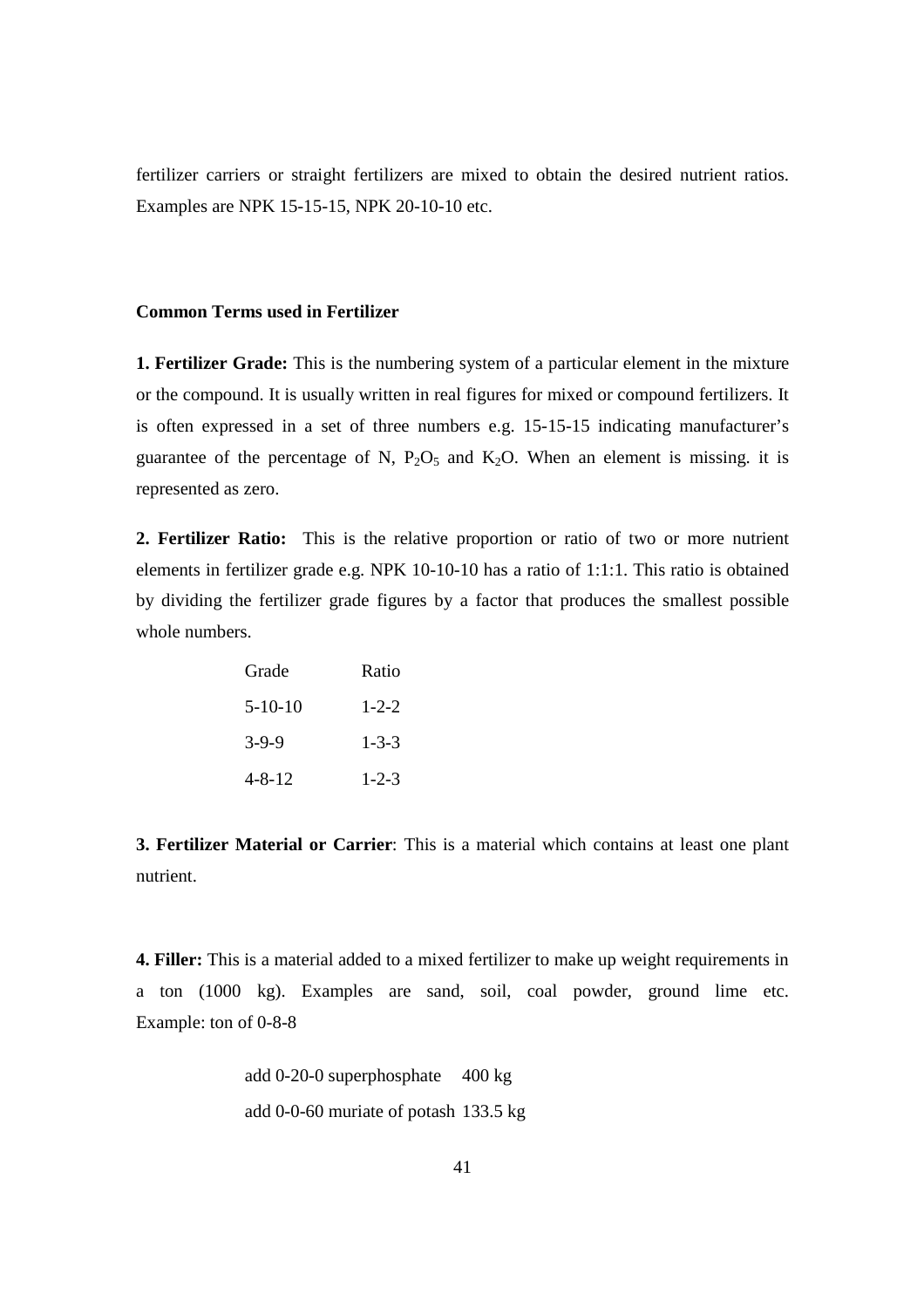fertilizer carriers or straight fertilizers are mixed to obtain the desired nutrient ratios. Examples are NPK 15-15-15, NPK 20-10-10 etc.

**Common Terms used in Fertilizer**

**1. Fertilizer Grade:** This is the numbering system of a particular element in the mixture or the compound. It is usually written in real figures for mixed or compound fertilizers. It is often expressed in a set of three numbers e.g. 15-15-15 indicating manufacturer's guarantee of the percentage of N, $P_2O_5$ and $K_2O$. When an element is missing. it is represented as zero.

**2. Fertilizer Ratio:** This is the relative proportion or ratio of two or more nutrient elements in fertilizer grade e.g. NPK 10-10-10 has a ratio of 1:1:1. This ratio is obtained by dividing the fertilizer grade figures by a factor that produces the smallest possible whole numbers.

| Grade | Ratio |
|---|---|
| 5-10-10 | 1-2-2 |
| 3-9-9 | 1-3-3 |
| 4-8-12 | 1-2-3 |

**3. Fertilizer Material or Carrier**: This is a material which contains at least one plant nutrient.

**4. Filler:** This is a material added to a mixed fertilizer to make up weight requirements in a ton (1000 kg). Examples are sand, soil, coal powder, ground lime etc. Example: ton of 0-8-8

add 0-20-0 superphosphate 400 kg

add 0-0-60 muriate of potash 133.5 kg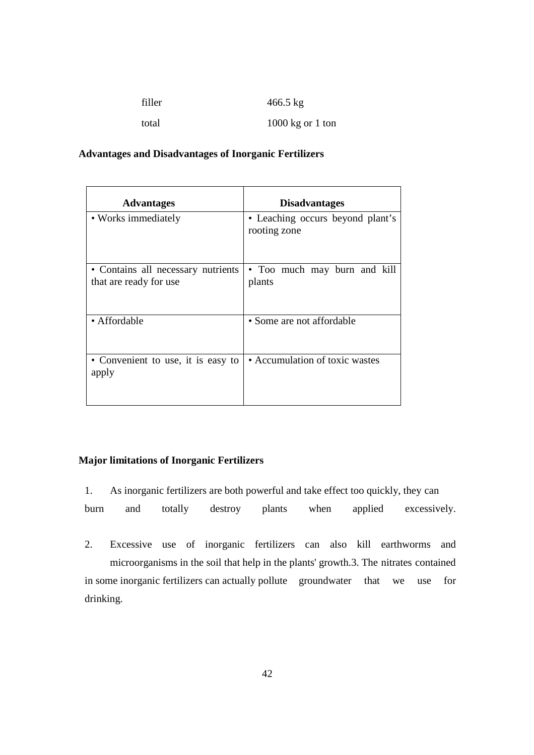| | |
|---|---|
| filler | 466.5 kg |
| total | 1000 kg or 1 ton |

**Advantages and Disadvantages of Inorganic Fertilizers**

| Advantages | Disadvantages |
|---|---|
| • Works immediately | • Leaching occurs beyond plant's rooting zone |
| • Contains all necessary nutrients that are ready for use | • Too much may burn and kill plants |
| • Affordable | • Some are not affordable |
| • Convenient to use, it is easy to apply | • Accumulation of toxic wastes |

**Major limitations of Inorganic Fertilizers**

1. As inorganic fertilizers are both powerful and take effect too quickly, they can burn and totally destroy plants when applied excessively.

2. Excessive use of inorganic fertilizers can also kill earthworms and microorganisms in the soil that help in the plants' growth.3. The nitrates contained in some inorganic fertilizers can actually pollute groundwater that we use for drinking.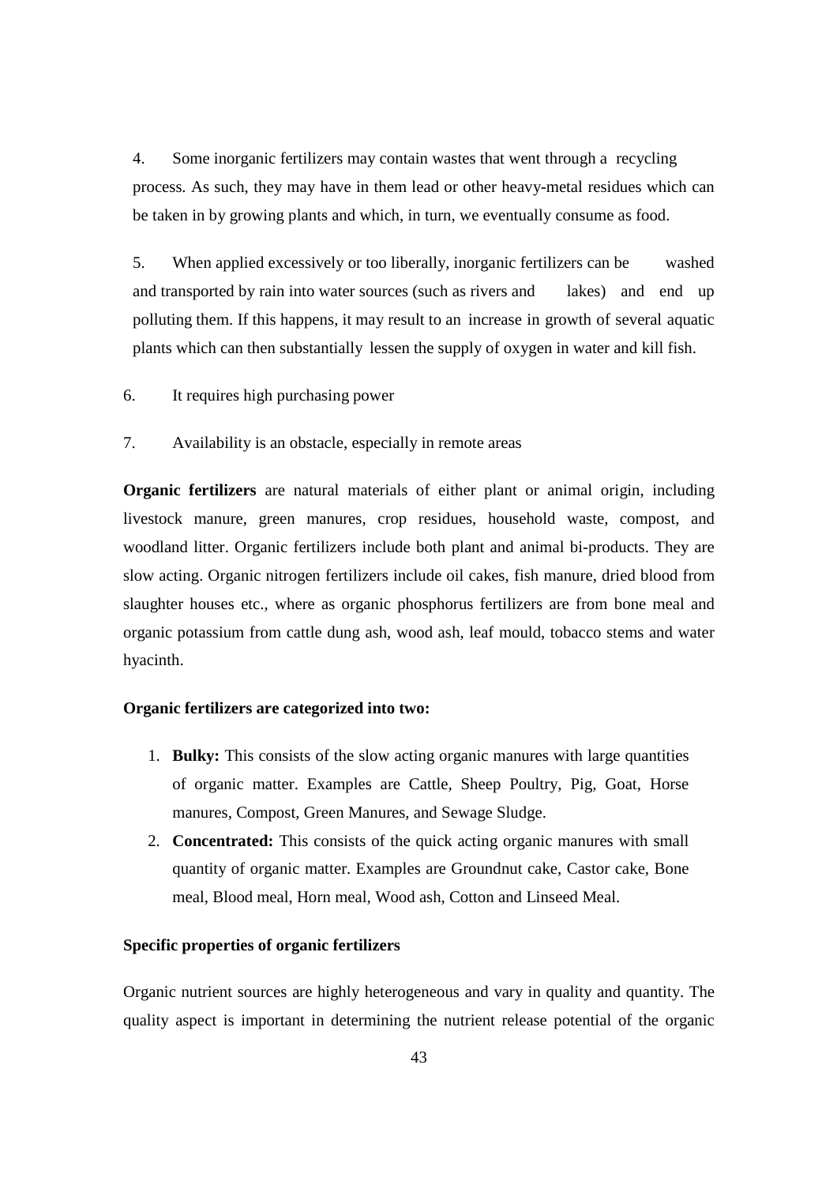4. Some inorganic fertilizers may contain wastes that went through a recycling process. As such, they may have in them lead or other heavy-metal residues which can be taken in by growing plants and which, in turn, we eventually consume as food.

5. When applied excessively or too liberally, inorganic fertilizers can be washed and transported by rain into water sources (such as rivers and lakes) and end up polluting them. If this happens, it may result to an increase in growth of several aquatic plants which can then substantially lessen the supply of oxygen in water and kill fish.

6. It requires high purchasing power

7. Availability is an obstacle, especially in remote areas

**Organic fertilizers** are natural materials of either plant or animal origin, including livestock manure, green manures, crop residues, household waste, compost, and woodland litter. Organic fertilizers include both plant and animal bi-products. They are slow acting. Organic nitrogen fertilizers include oil cakes, fish manure, dried blood from slaughter houses etc., where as organic phosphorus fertilizers are from bone meal and organic potassium from cattle dung ash, wood ash, leaf mould, tobacco stems and water hyacinth.

**Organic fertilizers are categorized into two:**

1. **Bulky:** This consists of the slow acting organic manures with large quantities of organic matter. Examples are Cattle, Sheep Poultry, Pig, Goat, Horse manures, Compost, Green Manures, and Sewage Sludge.
2. **Concentrated:** This consists of the quick acting organic manures with small quantity of organic matter. Examples are Groundnut cake, Castor cake, Bone meal, Blood meal, Horn meal, Wood ash, Cotton and Linseed Meal.

**Specific properties of organic fertilizers**

Organic nutrient sources are highly heterogeneous and vary in quality and quantity. The quality aspect is important in determining the nutrient release potential of the organic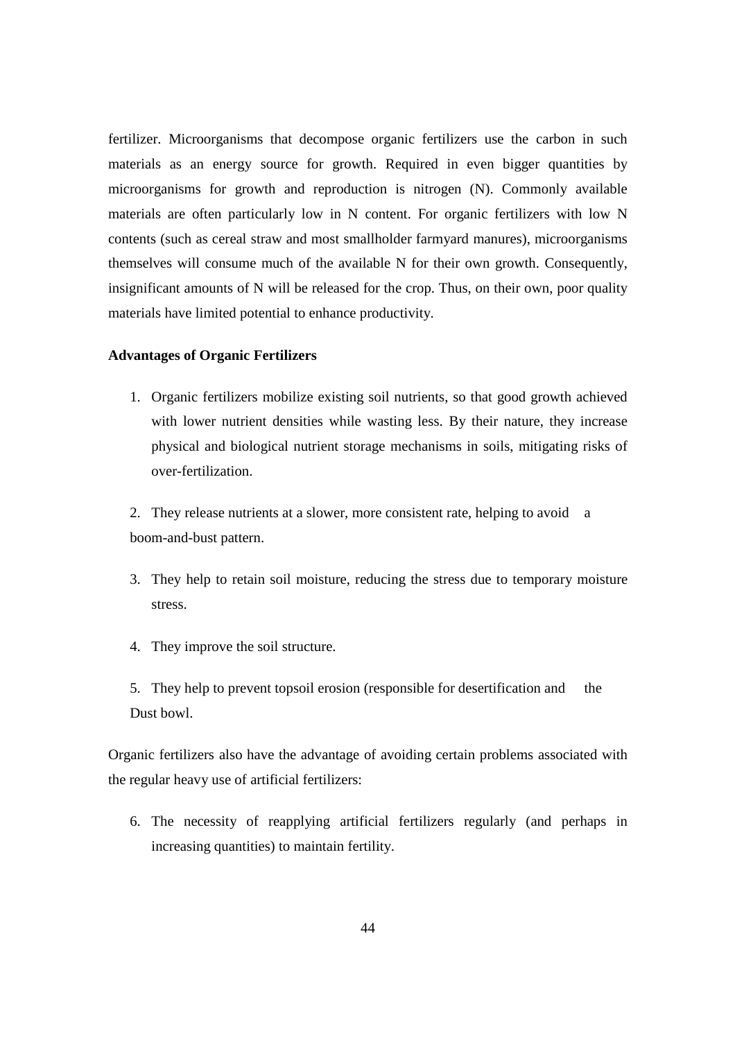fertilizer. Microorganisms that decompose organic fertilizers use the carbon in such materials as an energy source for growth. Required in even bigger quantities by microorganisms for growth and reproduction is nitrogen (N). Commonly available materials are often particularly low in N content. For organic fertilizers with low N contents (such as cereal straw and most smallholder farmyard manures), microorganisms themselves will consume much of the available N for their own growth. Consequently, insignificant amounts of N will be released for the crop. Thus, on their own, poor quality materials have limited potential to enhance productivity.

**Advantages of Organic Fertilizers**

1. Organic fertilizers mobilize existing soil nutrients, so that good growth achieved with lower nutrient densities while wasting less. By their nature, they increase physical and biological nutrient storage mechanisms in soils, mitigating risks of over-fertilization.

2. They release nutrients at a slower, more consistent rate, helping to avoid a boom-and-bust pattern.

3. They help to retain soil moisture, reducing the stress due to temporary moisture stress.

4. They improve the soil structure.

5. They help to prevent topsoil erosion (responsible for desertification and the Dust bowl.

Organic fertilizers also have the advantage of avoiding certain problems associated with the regular heavy use of artificial fertilizers:

6. The necessity of reapplying artificial fertilizers regularly (and perhaps in increasing quantities) to maintain fertility.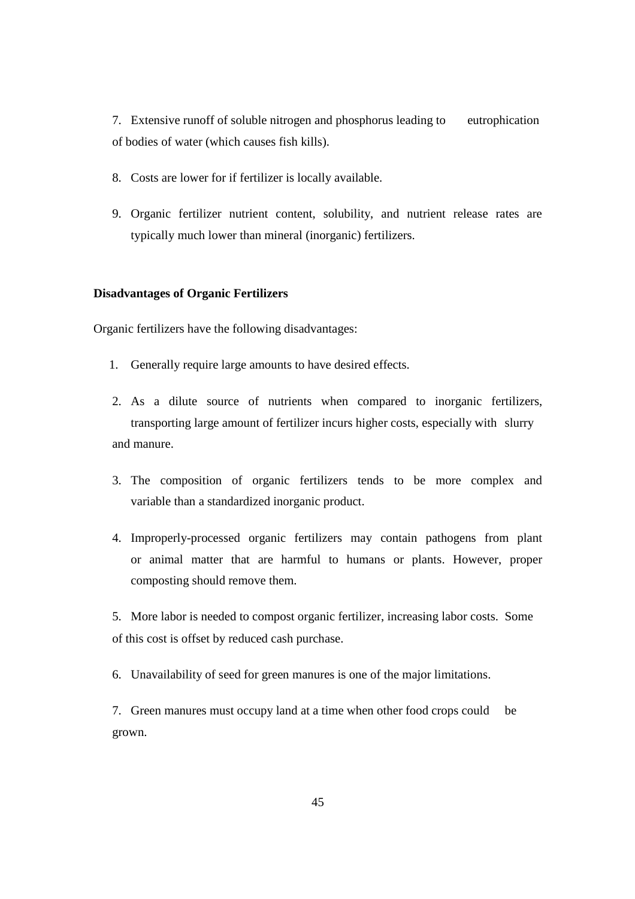7. Extensive runoff of soluble nitrogen and phosphorus leading to eutrophication of bodies of water (which causes fish kills).

8. Costs are lower for if fertilizer is locally available.

9. Organic fertilizer nutrient content, solubility, and nutrient release rates are typically much lower than mineral (inorganic) fertilizers.

**Disadvantages of Organic Fertilizers**

Organic fertilizers have the following disadvantages:

1. Generally require large amounts to have desired effects.

2. As a dilute source of nutrients when compared to inorganic fertilizers, transporting large amount of fertilizer incurs higher costs, especially with slurry and manure.

3. The composition of organic fertilizers tends to be more complex and variable than a standardized inorganic product.

4. Improperly-processed organic fertilizers may contain pathogens from plant or animal matter that are harmful to humans or plants. However, proper composting should remove them.

5. More labor is needed to compost organic fertilizer, increasing labor costs. Some of this cost is offset by reduced cash purchase.

6. Unavailability of seed for green manures is one of the major limitations.

7. Green manures must occupy land at a time when other food crops could be grown.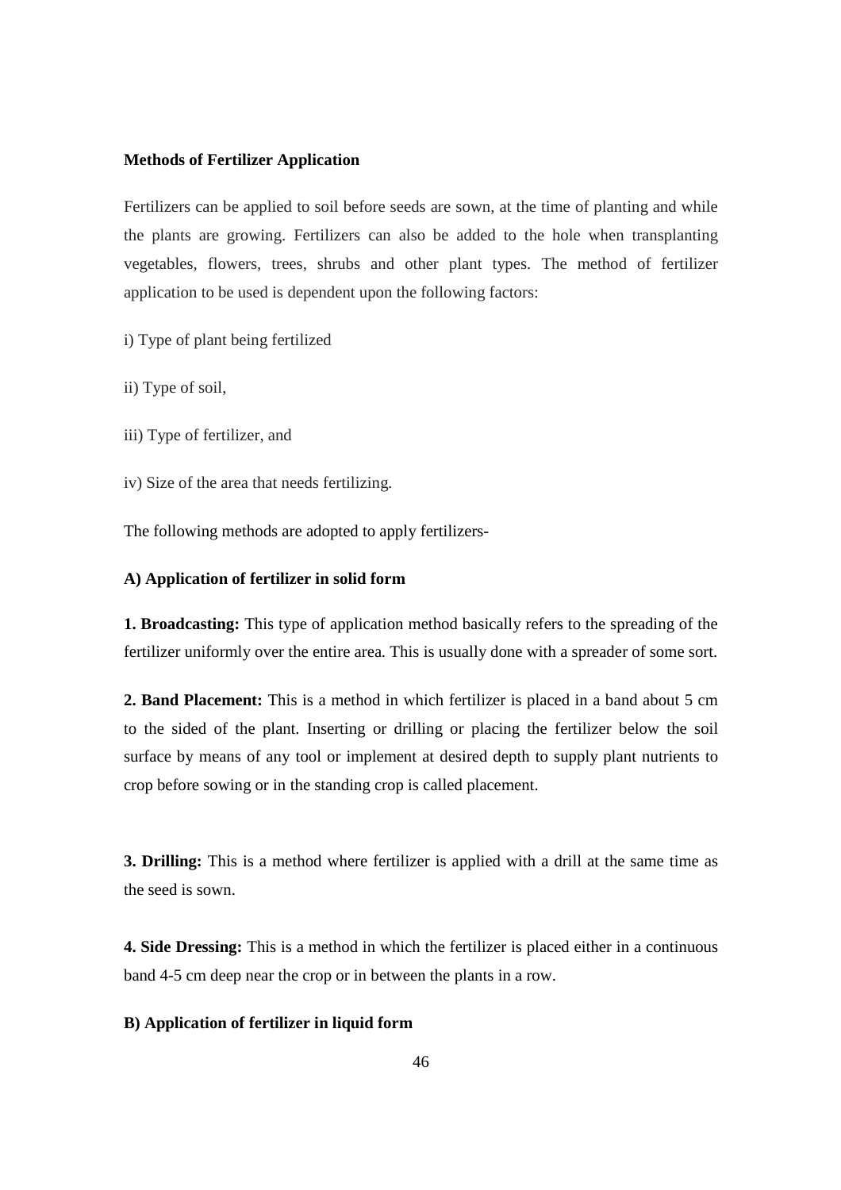**Methods of Fertilizer Application**

Fertilizers can be applied to soil before seeds are sown, at the time of planting and while the plants are growing. Fertilizers can also be added to the hole when transplanting vegetables, flowers, trees, shrubs and other plant types. The method of fertilizer application to be used is dependent upon the following factors:

i) Type of plant being fertilized

ii) Type of soil,

iii) Type of fertilizer, and

iv) Size of the area that needs fertilizing.

The following methods are adopted to apply fertilizers-

**A) Application of fertilizer in solid form**

**1. Broadcasting:** This type of application method basically refers to the spreading of the fertilizer uniformly over the entire area. This is usually done with a spreader of some sort.

**2. Band Placement:** This is a method in which fertilizer is placed in a band about 5 cm to the sided of the plant. Inserting or drilling or placing the fertilizer below the soil surface by means of any tool or implement at desired depth to supply plant nutrients to crop before sowing or in the standing crop is called placement.

**3. Drilling:** This is a method where fertilizer is applied with a drill at the same time as the seed is sown.

**4. Side Dressing:** This is a method in which the fertilizer is placed either in a continuous band 4-5 cm deep near the crop or in between the plants in a row.

**B) Application of fertilizer in liquid form**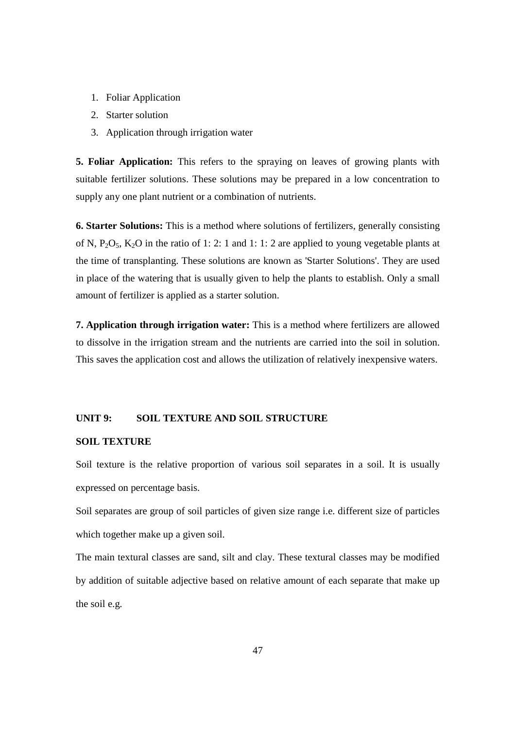1. Foliar Application
2. Starter solution
3. Application through irrigation water

**5. Foliar Application:** This refers to the spraying on leaves of growing plants with suitable fertilizer solutions. These solutions may be prepared in a low concentration to supply any one plant nutrient or a combination of nutrients.

**6. Starter Solutions:** This is a method where solutions of fertilizers, generally consisting of N, $P_2O_5$, $K_2O$ in the ratio of 1: 2: 1 and 1: 1: 2 are applied to young vegetable plants at the time of transplanting. These solutions are known as 'Starter Solutions'. They are used in place of the watering that is usually given to help the plants to establish. Only a small amount of fertilizer is applied as a starter solution.

**7. Application through irrigation water:** This is a method where fertilizers are allowed to dissolve in the irrigation stream and the nutrients are carried into the soil in solution. This saves the application cost and allows the utilization of relatively inexpensive waters.

## UNIT 9: SOIL TEXTURE AND SOIL STRUCTURE

### SOIL TEXTURE

Soil texture is the relative proportion of various soil separates in a soil. It is usually expressed on percentage basis.

Soil separates are group of soil particles of given size range i.e. different size of particles which together make up a given soil.

The main textural classes are sand, silt and clay. These textural classes may be modified by addition of suitable adjective based on relative amount of each separate that make up the soil e.g.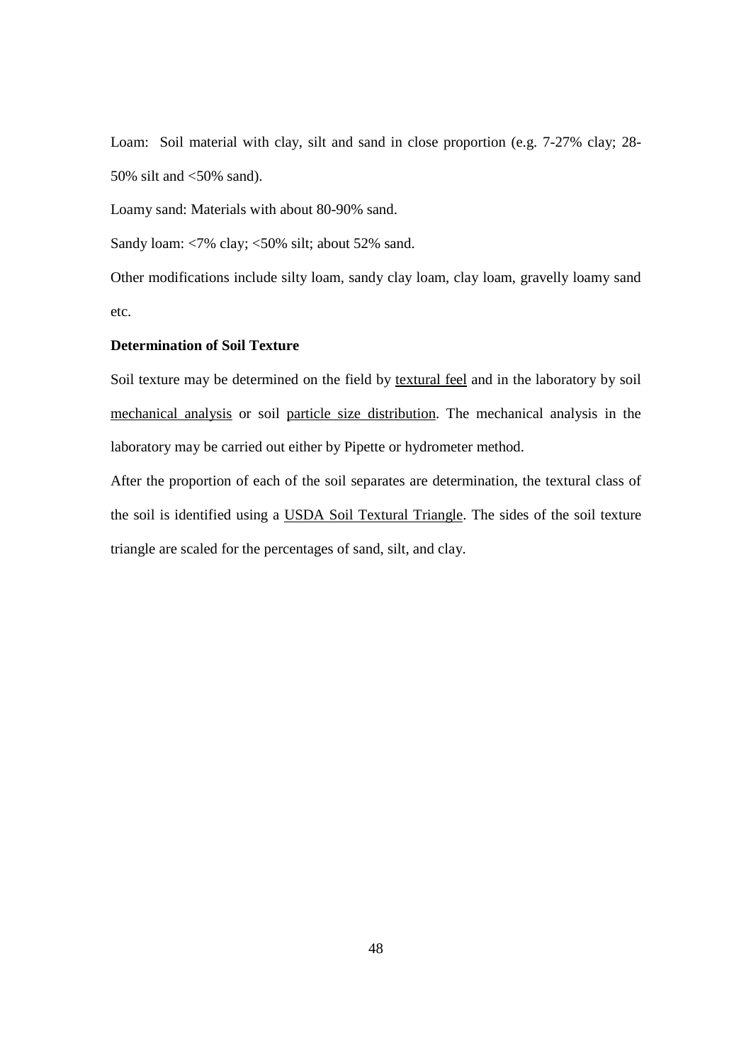Loam: Soil material with clay, silt and sand in close proportion (e.g. 7-27% clay; 28-50% silt and <50% sand).

Loamy sand: Materials with about 80-90% sand.

Sandy loam: <7% clay; <50% silt; about 52% sand.

Other modifications include silty loam, sandy clay loam, clay loam, gravelly loamy sand etc.

**Determination of Soil Texture**

Soil texture may be determined on the field by textural feel and in the laboratory by soil mechanical analysis or soil particle size distribution. The mechanical analysis in the laboratory may be carried out either by Pipette or hydrometer method.

After the proportion of each of the soil separates are determination, the textural class of the soil is identified using a USDA Soil Textural Triangle. The sides of the soil texture triangle are scaled for the percentages of sand, silt, and clay.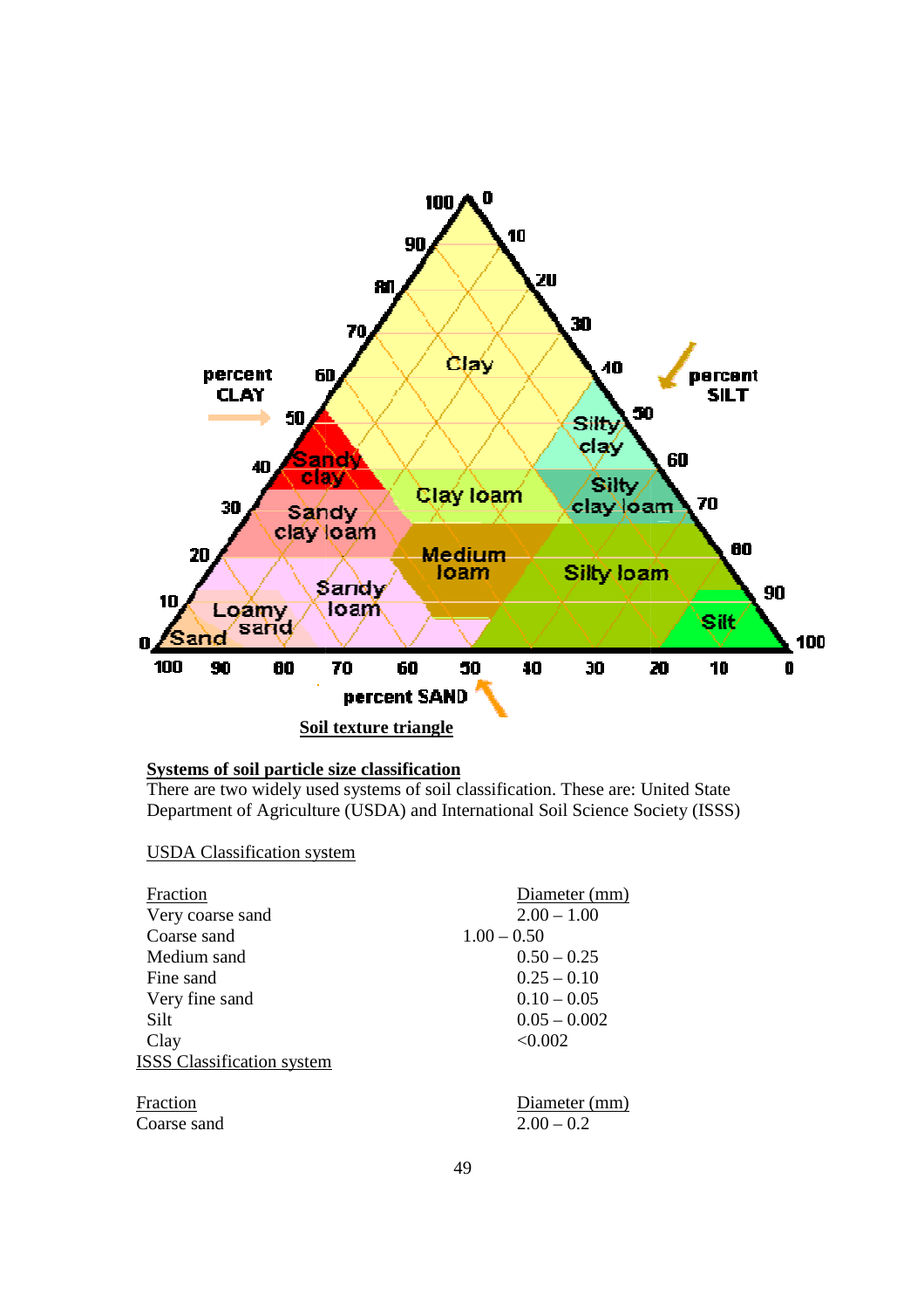**Soil texture triangle**

**Systems of soil particle size classification**

There are two widely used systems of soil classification. These are: United State Department of Agriculture (USDA) and International Soil Science Society (ISSS)

USDA Classification system

| Fraction | Diameter (mm) |
|---|---|
| Very coarse sand | 2.00 – 1.00 |
| Coarse sand | 1.00 – 0.50 |
| Medium sand | 0.50 – 0.25 |
| Fine sand | 0.25 – 0.10 |
| Very fine sand | 0.10 – 0.05 |
| Silt | 0.05 – 0.002 |
| Clay | <0.002 |

ISSS Classification system

| Fraction | Diameter (mm) |
|---|---|
| Coarse sand | 2.00 – 0.2 |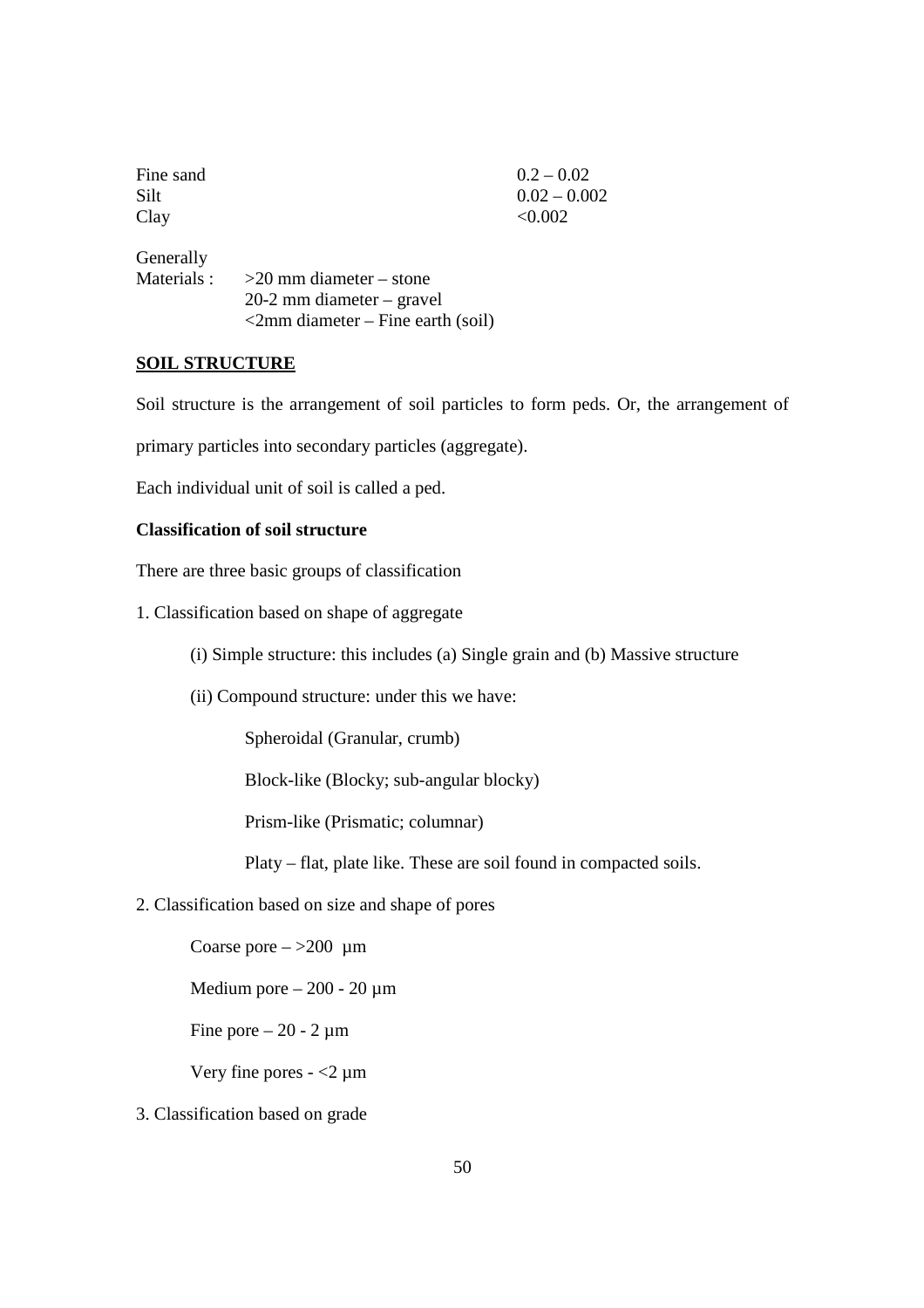| | |
|---|---|
| Fine sand | 0.2 – 0.02 |
| Silt | 0.02 – 0.002 |
| Clay | <0.002 |

Generally

Materials : >20 mm diameter – stone
20-2 mm diameter – gravel
<2mm diameter – Fine earth (soil)

## SOIL STRUCTURE

Soil structure is the arrangement of soil particles to form peds. Or, the arrangement of primary particles into secondary particles (aggregate).

Each individual unit of soil is called a ped.

**Classification of soil structure**

There are three basic groups of classification

1. Classification based on shape of aggregate

   (i) Simple structure: this includes (a) Single grain and (b) Massive structure

   (ii) Compound structure: under this we have:

      Spheroidal (Granular, crumb)

      Block-like (Blocky; sub-angular blocky)

      Prism-like (Prismatic; columnar)

      Platy – flat, plate like. These are soil found in compacted soils.

2. Classification based on size and shape of pores

   Coarse pore – >200 µm

   Medium pore – 200 - 20 µm

   Fine pore – 20 - 2 µm

   Very fine pores - <2 µm

3. Classification based on grade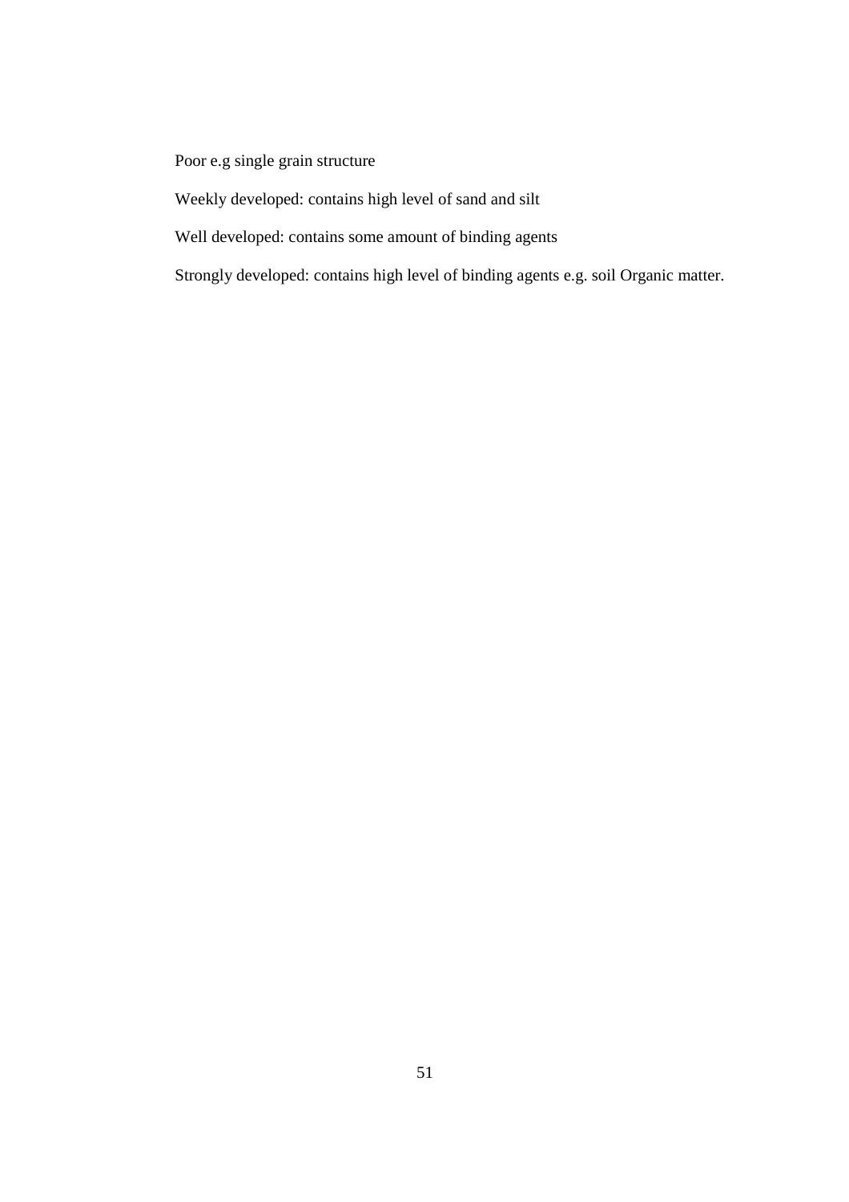Poor e.g single grain structure

Weekly developed: contains high level of sand and silt

Well developed: contains some amount of binding agents

Strongly developed: contains high level of binding agents e.g. soil Organic matter.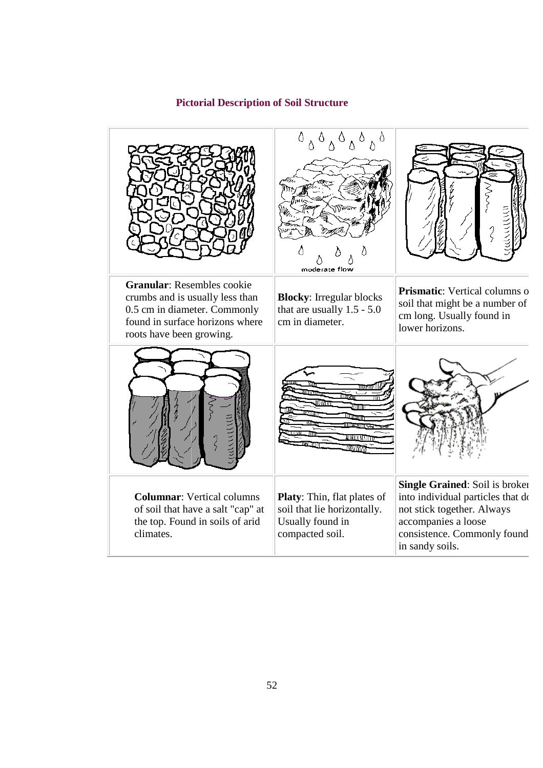## Pictorial Description of Soil Structure

| | | |
|---|---|---|
| **Granular**: Resembles cookie crumbs and is usually less than 0.5 cm in diameter. Commonly found in surface horizons where roots have been growing. | **Blocky**: Irregular blocks that are usually 1.5 - 5.0 cm in diameter. | **Prismatic**: Vertical columns o soil that might be a number of cm long. Usually found in lower horizons. |
| **Columnar**: Vertical columns of soil that have a salt "cap" at the top. Found in soils of arid climates. | **Platy**: Thin, flat plates of soil that lie horizontally. Usually found in compacted soil. | **Single Grained**: Soil is broken into individual particles that do not stick together. Always accompanies a loose consistence. Commonly found in sandy soils. |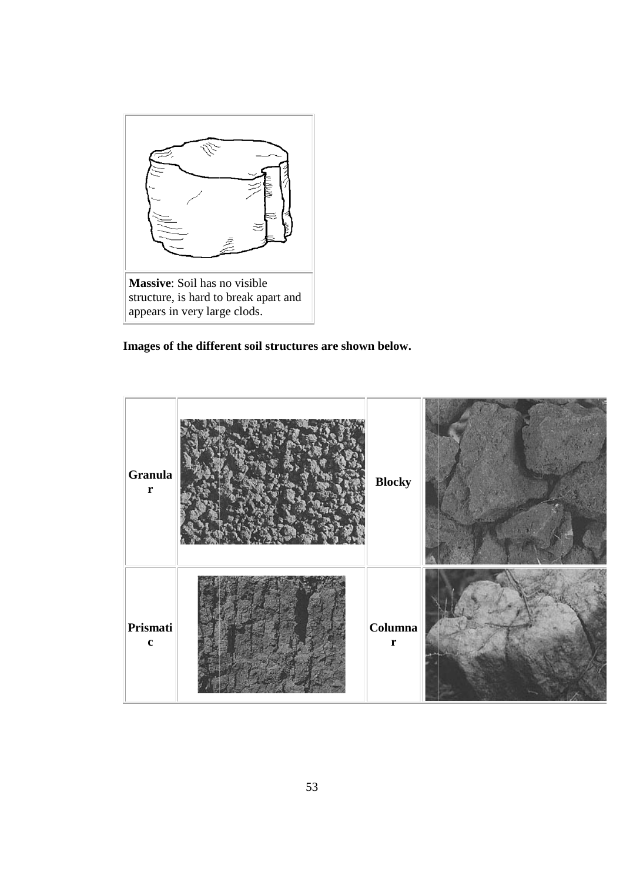**Massive**: Soil has no visible structure, is hard to break apart and appears in very large clods.

**Images of the different soil structures are shown below.**

| | | | |
|---|---|---|---|
| **Granular** | | **Blocky** | |
| **Prismatic** | | **Columnar** | |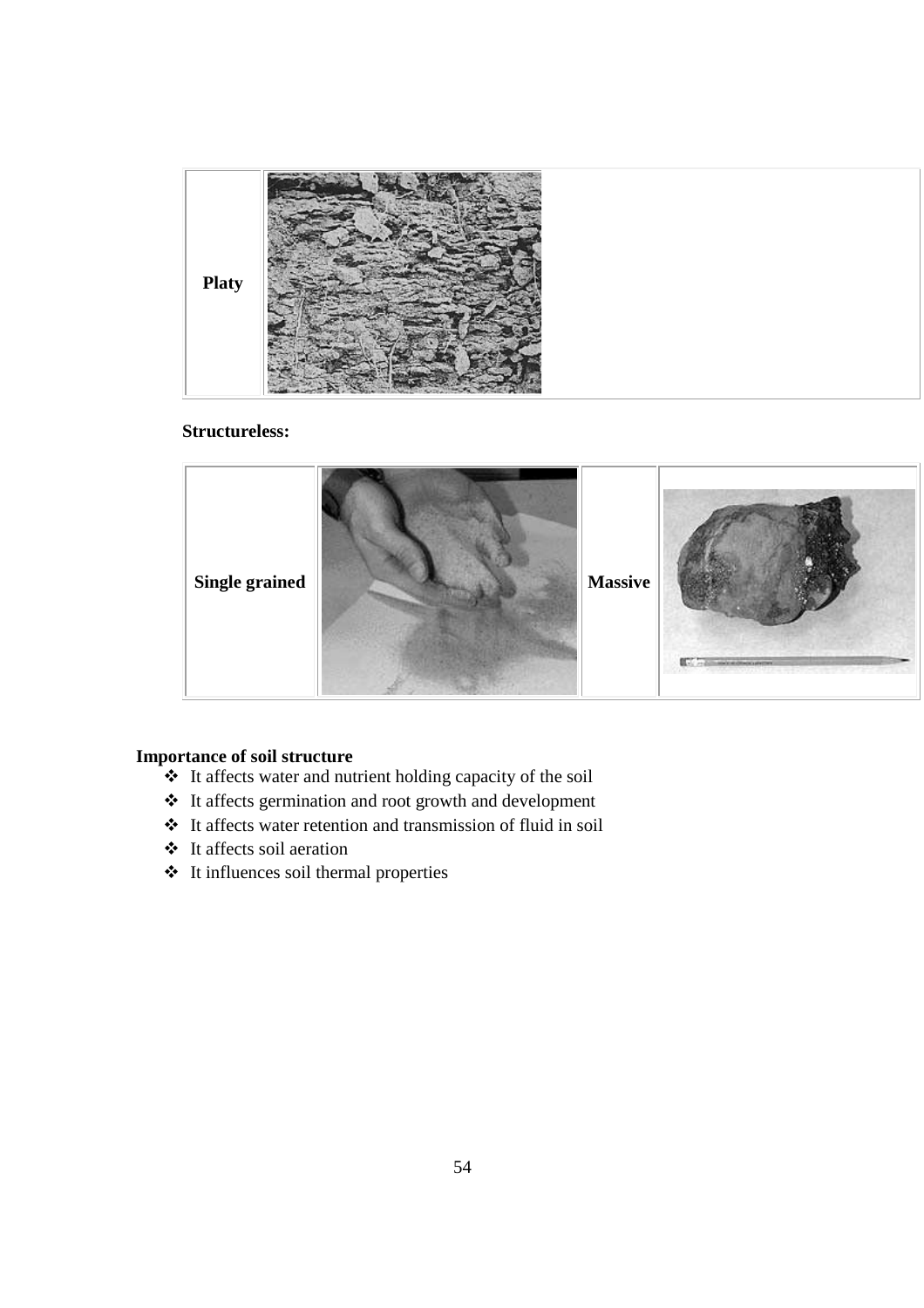| Platy | |
|---|---|

**Structureless:**

| Single grained | | Massive | |
|---|---|---|---|

**Importance of soil structure**

- It affects water and nutrient holding capacity of the soil
- It affects germination and root growth and development
- It affects water retention and transmission of fluid in soil
- It affects soil aeration
- It influences soil thermal properties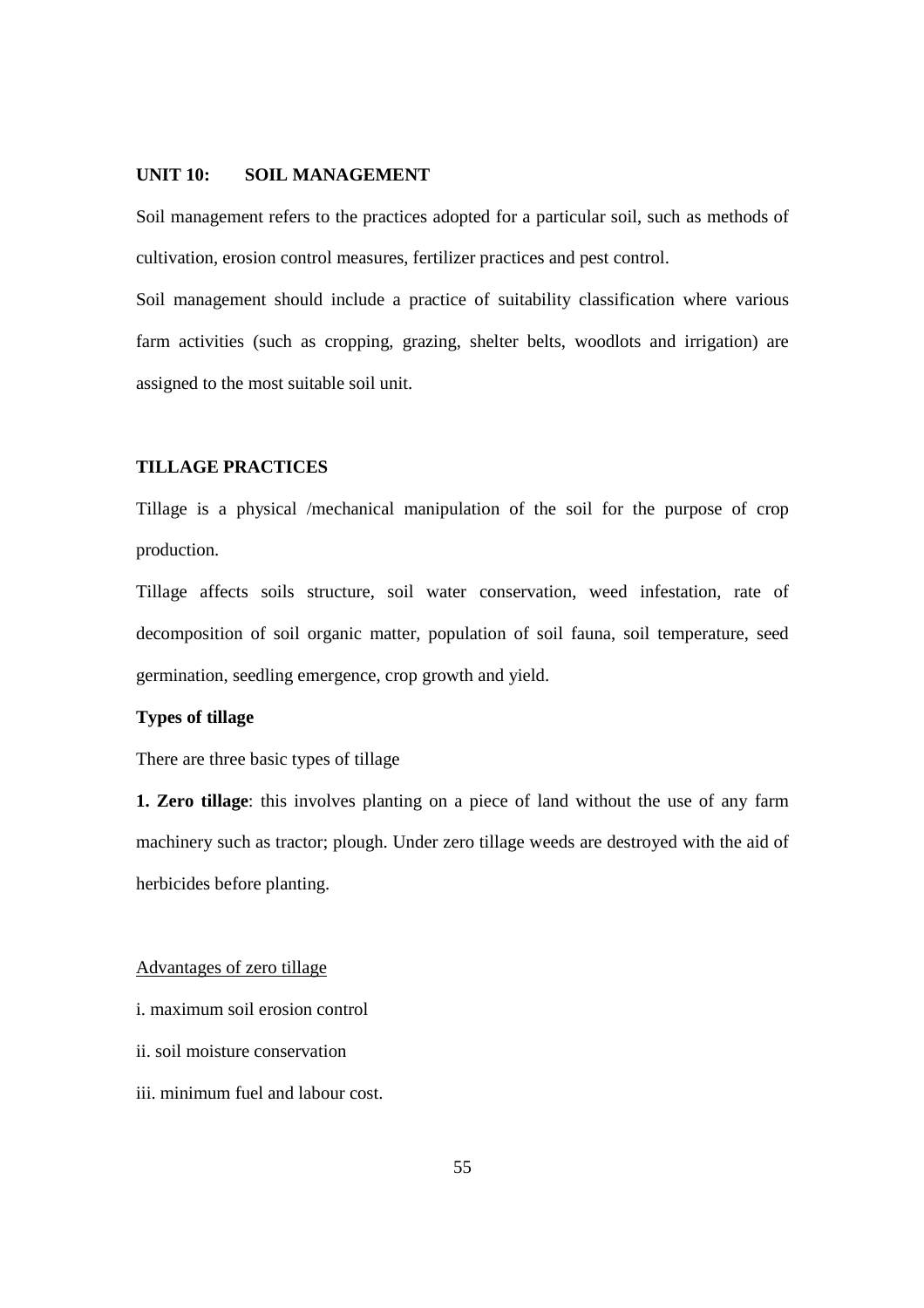## UNIT 10: SOIL MANAGEMENT

Soil management refers to the practices adopted for a particular soil, such as methods of cultivation, erosion control measures, fertilizer practices and pest control.

Soil management should include a practice of suitability classification where various farm activities (such as cropping, grazing, shelter belts, woodlots and irrigation) are assigned to the most suitable soil unit.

### TILLAGE PRACTICES

Tillage is a physical /mechanical manipulation of the soil for the purpose of crop production.

Tillage affects soils structure, soil water conservation, weed infestation, rate of decomposition of soil organic matter, population of soil fauna, soil temperature, seed germination, seedling emergence, crop growth and yield.

#### Types of tillage

There are three basic types of tillage

**1. Zero tillage**: this involves planting on a piece of land without the use of any farm machinery such as tractor; plough. Under zero tillage weeds are destroyed with the aid of herbicides before planting.

<u>Advantages of zero tillage</u>

i. maximum soil erosion control

ii. soil moisture conservation

iii. minimum fuel and labour cost.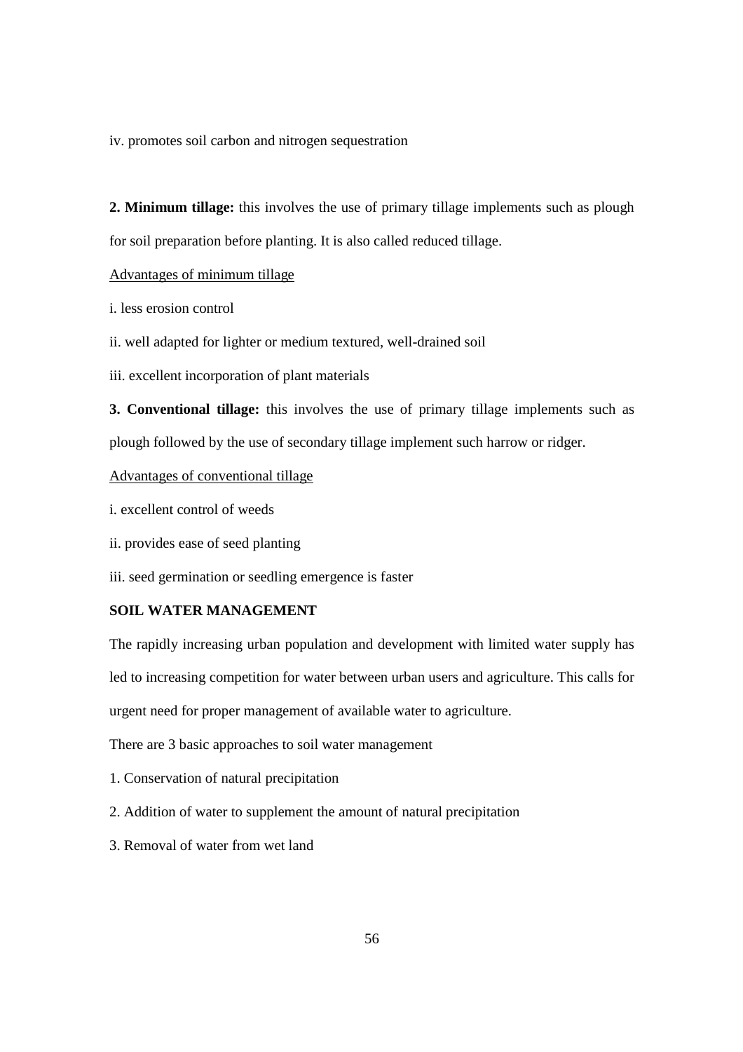iv. promotes soil carbon and nitrogen sequestration

**2. Minimum tillage:** this involves the use of primary tillage implements such as plough for soil preparation before planting. It is also called reduced tillage.

<u>Advantages of minimum tillage</u>

i. less erosion control

ii. well adapted for lighter or medium textured, well-drained soil

iii. excellent incorporation of plant materials

**3. Conventional tillage:** this involves the use of primary tillage implements such as plough followed by the use of secondary tillage implement such harrow or ridger.

<u>Advantages of conventional tillage</u>

i. excellent control of weeds

ii. provides ease of seed planting

iii. seed germination or seedling emergence is faster

**SOIL WATER MANAGEMENT**

The rapidly increasing urban population and development with limited water supply has led to increasing competition for water between urban users and agriculture. This calls for urgent need for proper management of available water to agriculture.

There are 3 basic approaches to soil water management

1. Conservation of natural precipitation
2. Addition of water to supplement the amount of natural precipitation
3. Removal of water from wet land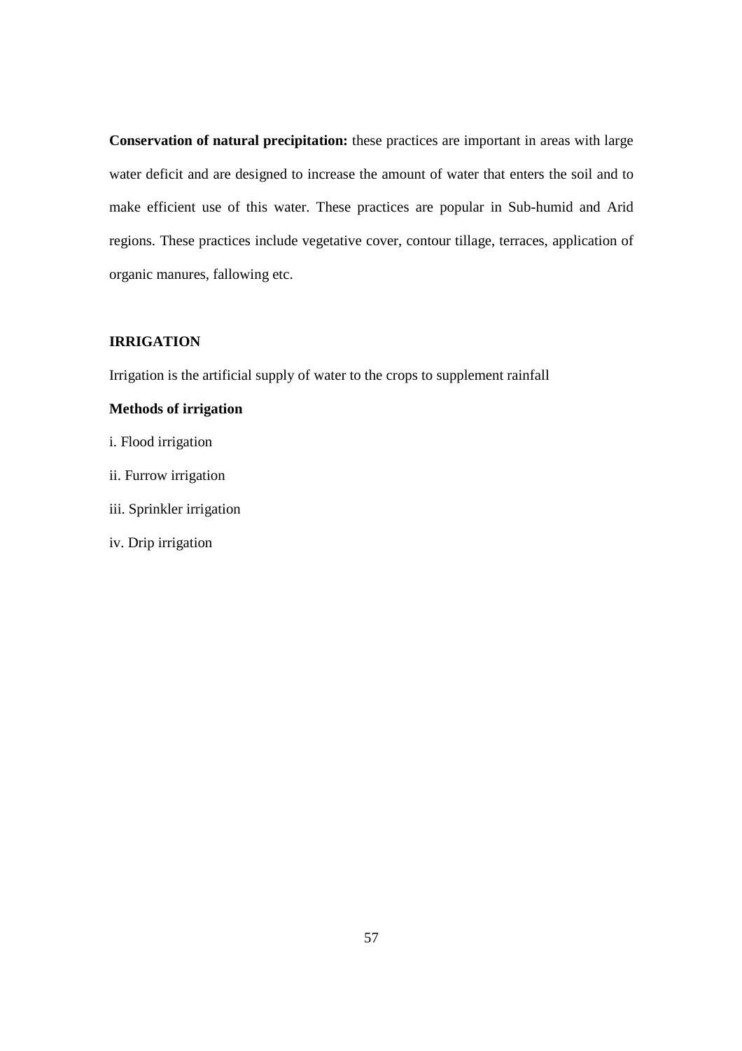**Conservation of natural precipitation:** these practices are important in areas with large water deficit and are designed to increase the amount of water that enters the soil and to make efficient use of this water. These practices are popular in Sub-humid and Arid regions. These practices include vegetative cover, contour tillage, terraces, application of organic manures, fallowing etc.

## IRRIGATION

Irrigation is the artificial supply of water to the crops to supplement rainfall

**Methods of irrigation**

i. Flood irrigation

ii. Furrow irrigation

iii. Sprinkler irrigation

iv. Drip irrigation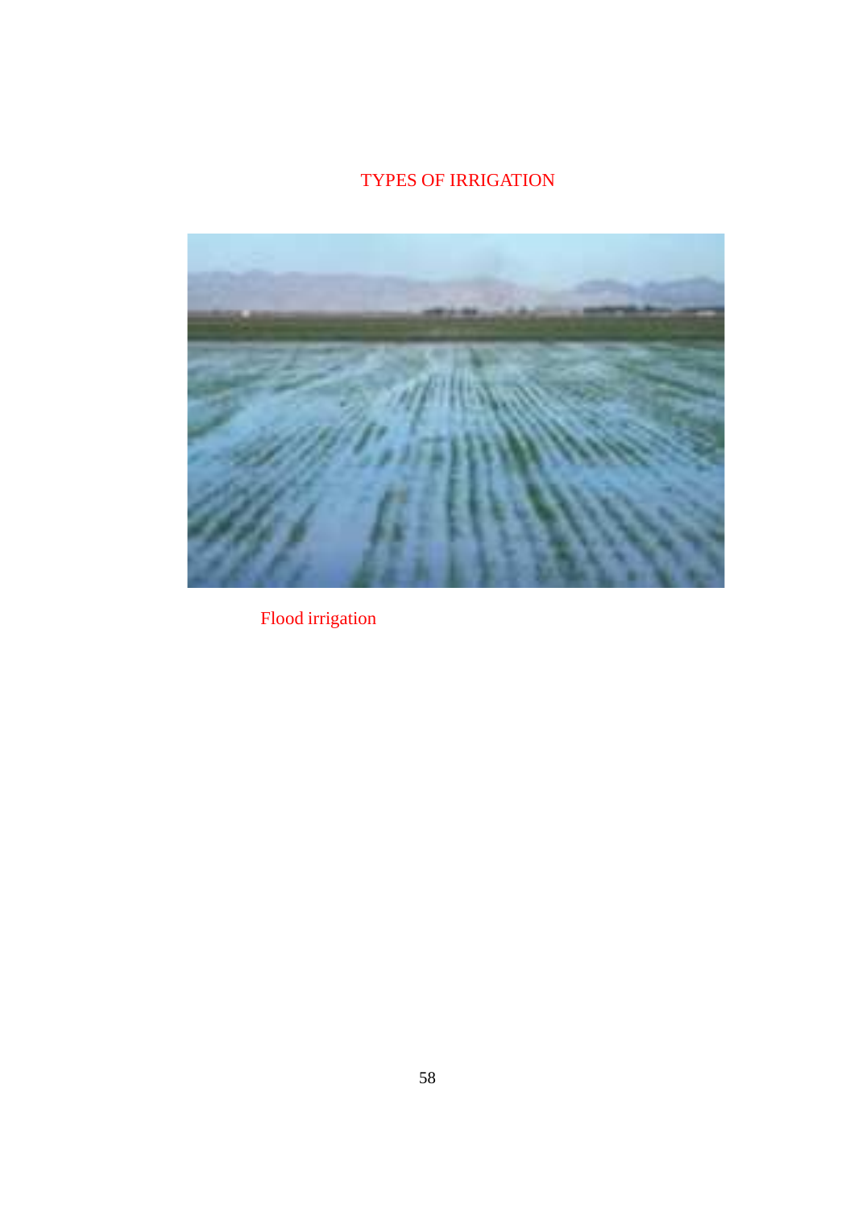# TYPES OF IRRIGATION

Flood irrigation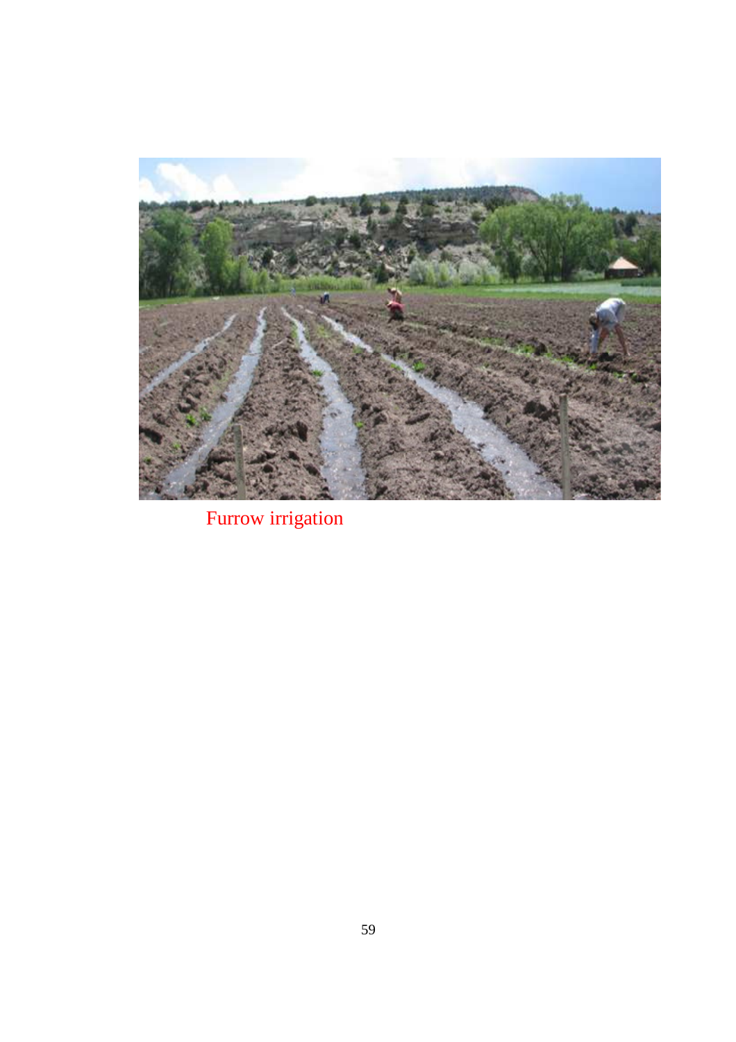Furrow irrigation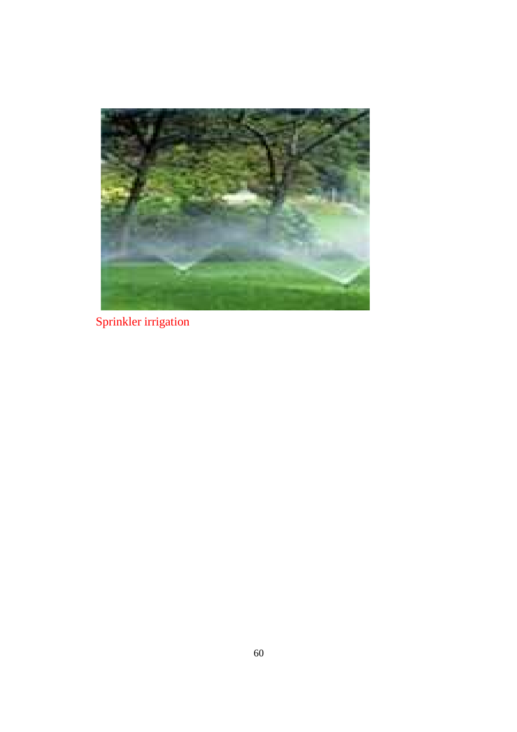Sprinkler irrigation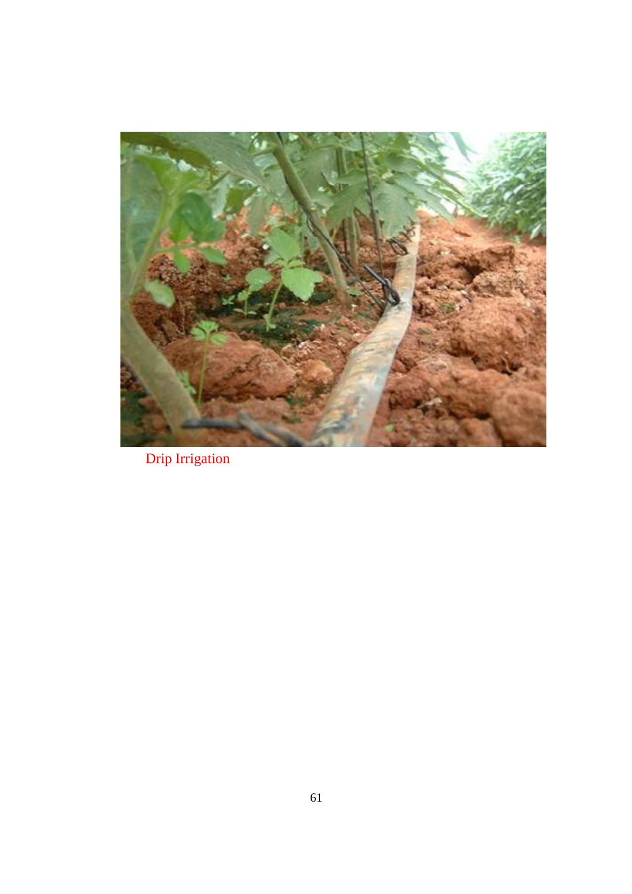Drip Irrigation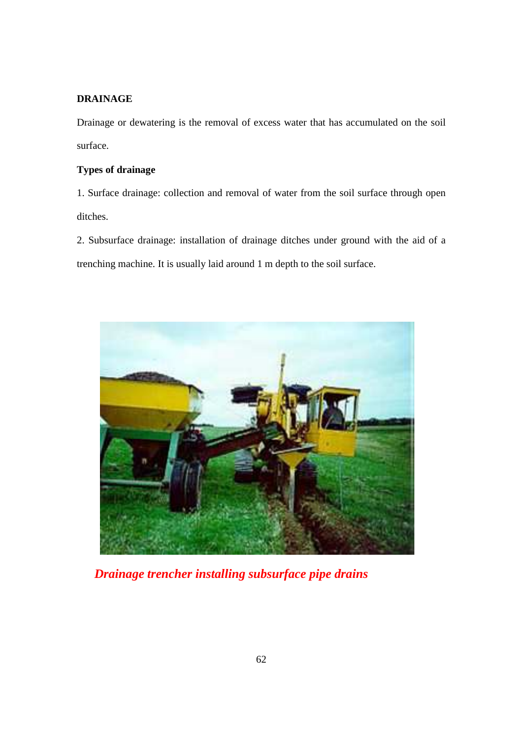## DRAINAGE

Drainage or dewatering is the removal of excess water that has accumulated on the soil surface.

### Types of drainage

1. Surface drainage: collection and removal of water from the soil surface through open ditches.

2. Subsurface drainage: installation of drainage ditches under ground with the aid of a trenching machine. It is usually laid around 1 m depth to the soil surface.

*Drainage trencher installing subsurface pipe drains*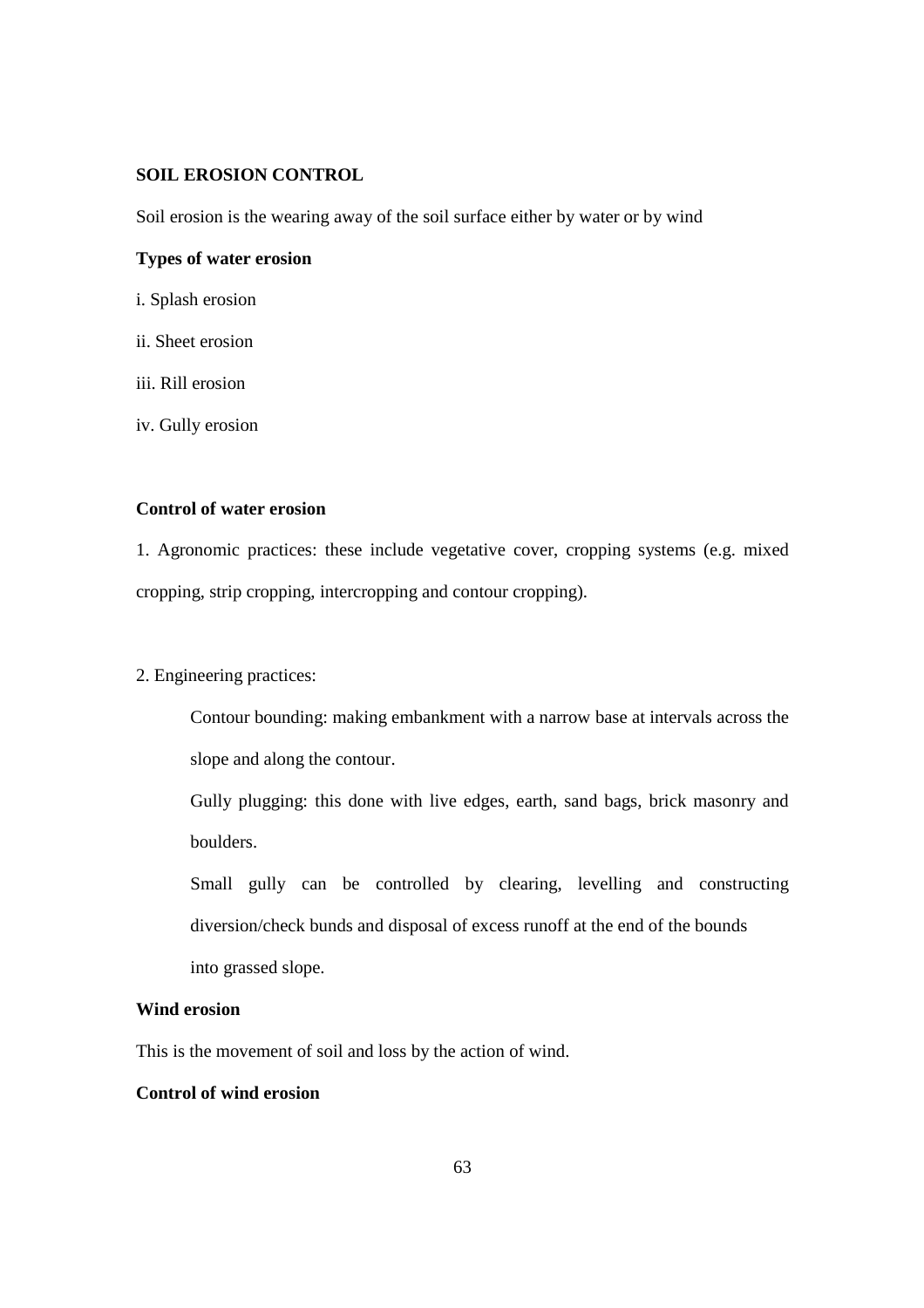**SOIL EROSION CONTROL**

Soil erosion is the wearing away of the soil surface either by water or by wind

**Types of water erosion**

i. Splash erosion

ii. Sheet erosion

iii. Rill erosion

iv. Gully erosion

**Control of water erosion**

1. Agronomic practices: these include vegetative cover, cropping systems (e.g. mixed cropping, strip cropping, intercropping and contour cropping).

2. Engineering practices:

   Contour bounding: making embankment with a narrow base at intervals across the slope and along the contour.

   Gully plugging: this done with live edges, earth, sand bags, brick masonry and boulders.

   Small gully can be controlled by clearing, levelling and constructing diversion/check bunds and disposal of excess runoff at the end of the bounds into grassed slope.

**Wind erosion**

This is the movement of soil and loss by the action of wind.

**Control of wind erosion**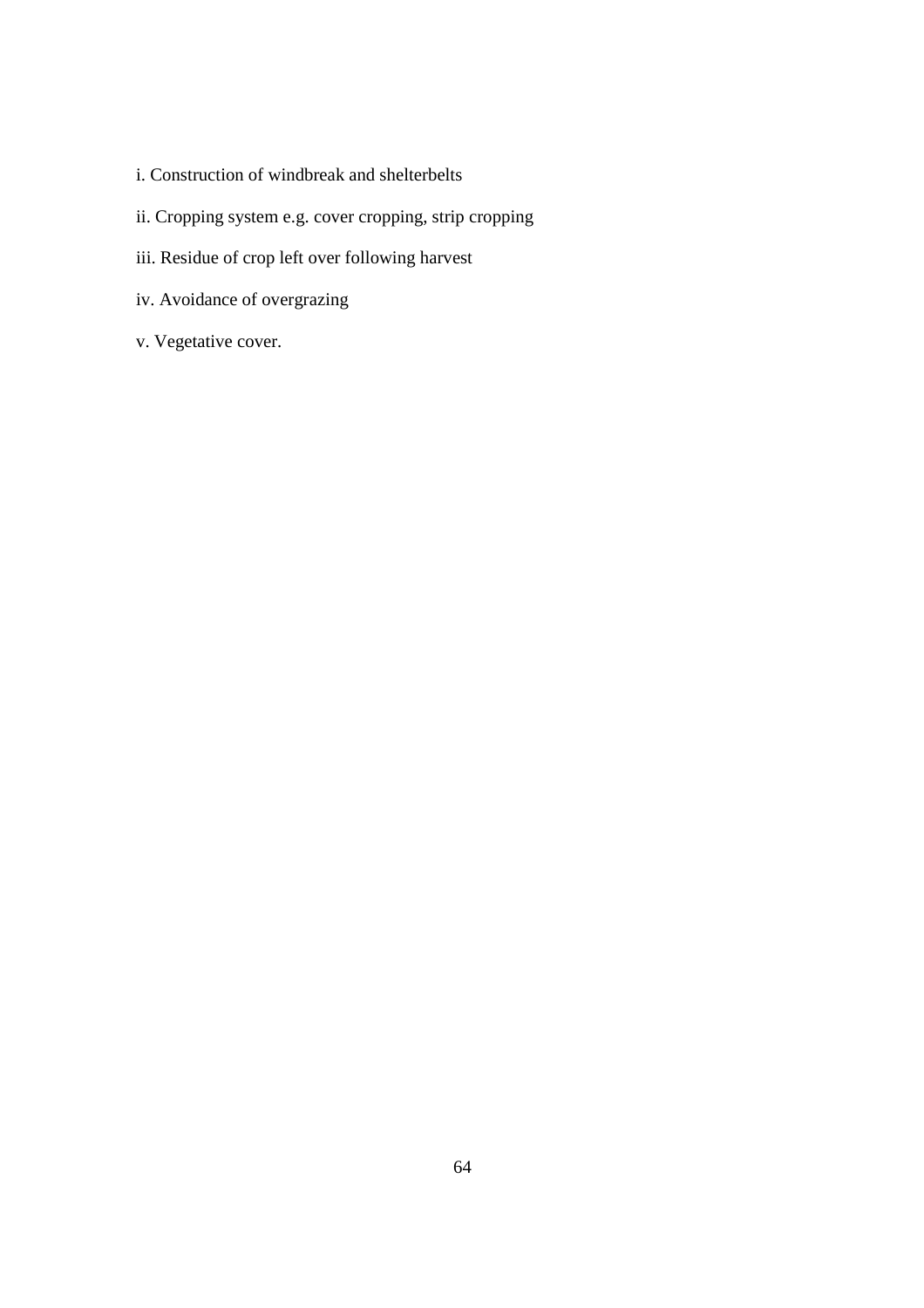i. Construction of windbreak and shelterbelts

ii. Cropping system e.g. cover cropping, strip cropping

iii. Residue of crop left over following harvest

iv. Avoidance of overgrazing

v. Vegetative cover.